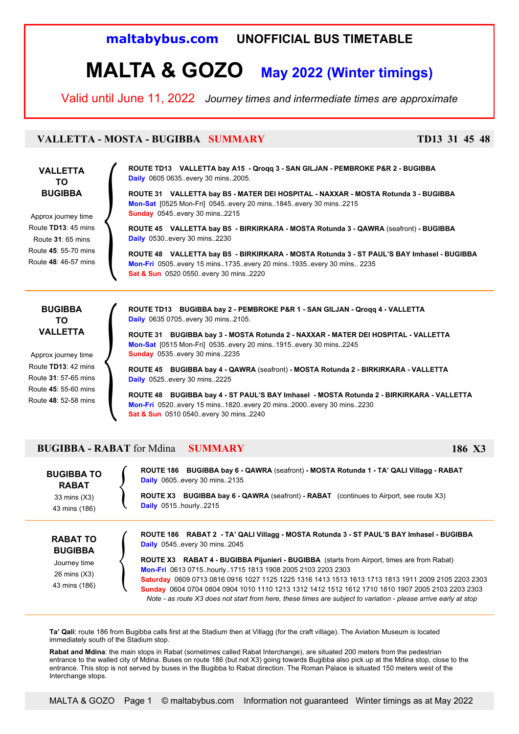**maltabybus.com** **UNOFFICIAL BUS TIMETABLE**

# MALTA & GOZO May 2022 (Winter timings)

Valid until June 11, 2022 *Journey times and intermediate times are approximate*

## VALLETTA - MOSTA - BUGIBBA SUMMARY — TD13 31 45 48

### VALLETTA TO BUGIBBA

Approx journey time
Route **TD13**: 45 mins
Route **31**: 65 mins
Route **45**: 55-70 mins
Route **48**: 46-57 mins

**ROUTE TD13 VALLETTA bay A15 - Qroqq 3 - SAN GILJAN - PEMBROKE P&R 2 - BUGIBBA**
**Daily** 0605 0635..every 30 mins..2005.

**ROUTE 31 VALLETTA bay B5 - MATER DEI HOSPITAL - NAXXAR - MOSTA Rotunda 3 - BUGIBBA**
**Mon-Sat** [0525 Mon-Fri] 0545..every 20 mins..1845..every 30 mins..2215
**Sunday** 0545..every 30 mins..2215

**ROUTE 45 VALLETTA bay B5 - BIRKIRKARA - MOSTA Rotunda 3 - QAWRA** (seafront) **- BUGIBBA**
**Daily** 0530..every 30 mins..2230

**ROUTE 48 VALLETTA bay B5 - BIRKIRKARA - MOSTA Rotunda 3 - ST PAUL'S BAY Imhasel - BUGIBBA**
**Mon-Fri** 0505..every 15 mins..1735..every 20 mins..1935..every 30 mins.. 2235
**Sat & Sun** 0520 0550..every 30 mins..2220

### BUGIBBA TO VALLETTA

Approx journey time
Route **TD13**: 42 mins
Route **31**: 57-65 mins
Route **45**: 55-60 mins
Route **48**: 52-58 mins

**ROUTE TD13 BUGIBBA bay 2 - PEMBROKE P&R 1 - SAN GILJAN - Qroqq 4 - VALLETTA**
**Daily** 0635 0705..every 30 mins..2105.

**ROUTE 31 BUGIBBA bay 3 - MOSTA Rotunda 2 - NAXXAR - MATER DEI HOSPITAL - VALLETTA**
**Mon-Sat** [0515 Mon-Fri] 0535..every 20 mins..1915..every 30 mins..2245
**Sunday** 0535..every 30 mins..2235

**ROUTE 45 BUGIBBA bay 4 - QAWRA** (seafront) **- MOSTA Rotunda 2 - BIRKIRKARA - VALLETTA**
**Daily** 0525..every 30 mins..2225

**ROUTE 48 BUGIBBA bay 4 - ST PAUL'S BAY Imhasel - MOSTA Rotunda 2 - BIRKIRKARA - VALLETTA**
**Mon-Fri** 0520..every 15 mins..1820..every 20 mins..2000..every 30 mins..2230
**Sat & Sun** 0510 0540..every 30 mins..2240

## BUGIBBA - RABAT for Mdina SUMMARY — 186 X3

### BUGIBBA TO RABAT

33 mins (X3)
43 mins (186)

**ROUTE 186 BUGIBBA bay 6 - QAWRA** (seafront) **- MOSTA Rotunda 1 - TA' QALI Villagg - RABAT**
**Daily** 0605..every 30 mins..2135

**ROUTE X3 BUGIBBA bay 6 - QAWRA** (seafront) **- RABAT** (continues to Airport, see route X3)
**Daily** 0515..hourly..2215

### RABAT TO BUGIBBA

Journey time
26 mins (X3)
43 mins (186)

**ROUTE 186 RABAT 2 - TA' QALI Villagg - MOSTA Rotunda 3 - ST PAUL'S BAY Imhasel - BUGIBBA**
**Daily** 0545..every 30 mins..2045

**ROUTE X3 RABAT 4 - BUGIBBA Pijunieri - BUGIBBA** (starts from Airport, times are from Rabat)
**Mon-Fri** 0613 0715..hourly..1715 1813 1908 2005 2103 2203 2303
**Saturday** 0609 0713 0816 0916 1027 1125 1225 1316 1413 1513 1613 1713 1813 1911 2009 2105 2203 2303
**Sunday** 0604 0704 0804 0904 1010 1110 1213 1312 1412 1512 1612 1710 1810 1907 2005 2103 2203 2303
*Note - as route X3 does not start from here, these times are subject to variation - please arrive early at stop*

**Ta' Qali**: route 186 from Bugibba calls first at the Stadium then at Villagg (for the craft village). The Aviation Museum is located immediately south of the Stadium stop.

**Rabat and Mdina**: the main stops in Rabat (sometimes called Rabat Interchange), are situated 200 meters from the pedestrian entrance to the walled city of Mdina. Buses on route 186 (but not X3) going towards Bugibba also pick up at the Mdina stop, close to the entrance. This stop is not served by buses in the Bugibba to Rabat direction. The Roman Palace is situated 150 meters west of the Interchange stops.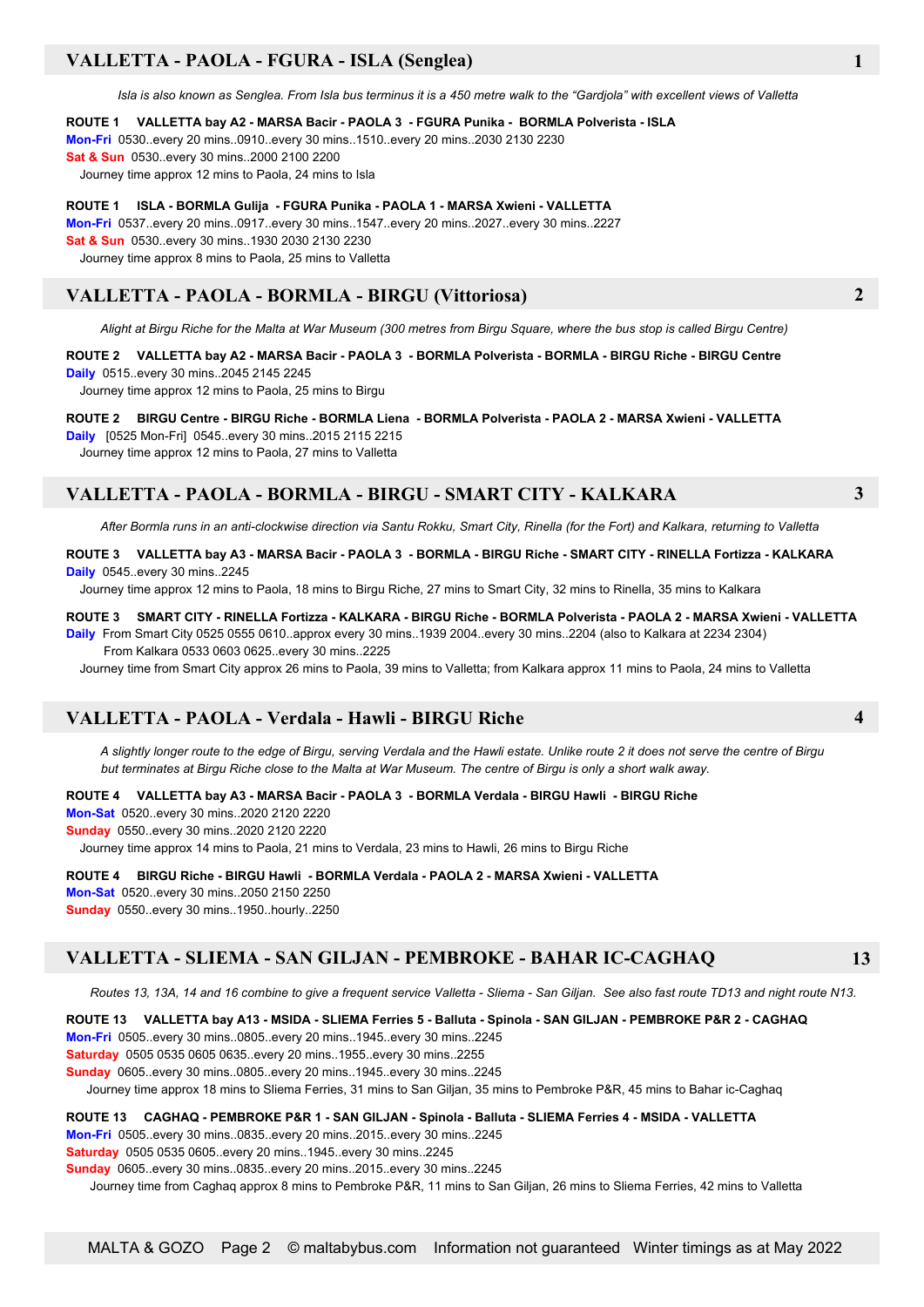## VALLETTA - PAOLA - FGURA - ISLA (Senglea) — 1

*Isla is also known as Senglea. From Isla bus terminus it is a 450 metre walk to the "Gardjola" with excellent views of Valletta*

**ROUTE 1 VALLETTA bay A2 - MARSA Bacir - PAOLA 3 - FGURA Punika - BORMLA Polverista - ISLA**
**Mon-Fri** 0530..every 20 mins..0910..every 30 mins..1510..every 20 mins..2030 2130 2230
**Sat & Sun** 0530..every 30 mins..2000 2100 2200
Journey time approx 12 mins to Paola, 24 mins to Isla

**ROUTE 1 ISLA - BORMLA Gulija - FGURA Punika - PAOLA 1 - MARSA Xwieni - VALLETTA**
**Mon-Fri** 0537..every 20 mins..0917..every 30 mins..1547..every 20 mins..2027..every 30 mins..2227
**Sat & Sun** 0530..every 30 mins..1930 2030 2130 2230
Journey time approx 8 mins to Paola, 25 mins to Valletta

## VALLETTA - PAOLA - BORMLA - BIRGU (Vittoriosa) — 2

*Alight at Birgu Riche for the Malta at War Museum (300 metres from Birgu Square, where the bus stop is called Birgu Centre)*

**ROUTE 2 VALLETTA bay A2 - MARSA Bacir - PAOLA 3 - BORMLA Polverista - BORMLA - BIRGU Riche - BIRGU Centre**
**Daily** 0515..every 30 mins..2045 2145 2245
Journey time approx 12 mins to Paola, 25 mins to Birgu

**ROUTE 2 BIRGU Centre - BIRGU Riche - BORMLA Liena - BORMLA Polverista - PAOLA 2 - MARSA Xwieni - VALLETTA**
**Daily** [0525 Mon-Fri] 0545..every 30 mins..2015 2115 2215
Journey time approx 12 mins to Paola, 27 mins to Valletta

## VALLETTA - PAOLA - BORMLA - BIRGU - SMART CITY - KALKARA — 3

*After Bormla runs in an anti-clockwise direction via Santu Rokku, Smart City, Rinella (for the Fort) and Kalkara, returning to Valletta*

**ROUTE 3 VALLETTA bay A3 - MARSA Bacir - PAOLA 3 - BORMLA - BIRGU Riche - SMART CITY - RINELLA Fortizza - KALKARA**
**Daily** 0545..every 30 mins..2245
Journey time approx 12 mins to Paola, 18 mins to Birgu Riche, 27 mins to Smart City, 32 mins to Rinella, 35 mins to Kalkara

**ROUTE 3 SMART CITY - RINELLA Fortizza - KALKARA - BIRGU Riche - BORMLA Polverista - PAOLA 2 - MARSA Xwieni - VALLETTA**
**Daily** From Smart City 0525 0555 0610..approx every 30 mins..1939 2004..every 30 mins..2204 (also to Kalkara at 2234 2304)
From Kalkara 0533 0603 0625..every 30 mins..2225
Journey time from Smart City approx 26 mins to Paola, 39 mins to Valletta; from Kalkara approx 11 mins to Paola, 24 mins to Valletta

## VALLETTA - PAOLA - Verdala - Hawli - BIRGU Riche — 4

*A slightly longer route to the edge of Birgu, serving Verdala and the Hawli estate. Unlike route 2 it does not serve the centre of Birgu but terminates at Birgu Riche close to the Malta at War Museum. The centre of Birgu is only a short walk away.*

**ROUTE 4 VALLETTA bay A3 - MARSA Bacir - PAOLA 3 - BORMLA Verdala - BIRGU Hawli - BIRGU Riche**
**Mon-Sat** 0520..every 30 mins..2020 2120 2220
**Sunday** 0550..every 30 mins..2020 2120 2220
Journey time approx 14 mins to Paola, 21 mins to Verdala, 23 mins to Hawli, 26 mins to Birgu Riche

**ROUTE 4 BIRGU Riche - BIRGU Hawli - BORMLA Verdala - PAOLA 2 - MARSA Xwieni - VALLETTA**
**Mon-Sat** 0520..every 30 mins..2050 2150 2250
**Sunday** 0550..every 30 mins..1950..hourly..2250

## VALLETTA - SLIEMA - SAN GILJAN - PEMBROKE - BAHAR IC-CAGHAQ — 13

*Routes 13, 13A, 14 and 16 combine to give a frequent service Valletta - Sliema - San Giljan. See also fast route TD13 and night route N13.*

**ROUTE 13 VALLETTA bay A13 - MSIDA - SLIEMA Ferries 5 - Balluta - Spinola - SAN GILJAN - PEMBROKE P&R 2 - CAGHAQ**
**Mon-Fri** 0505..every 30 mins..0805..every 20 mins..1945..every 30 mins..2245
**Saturday** 0505 0535 0605 0635..every 20 mins..1955..every 30 mins..2255
**Sunday** 0605..every 30 mins..0805..every 20 mins..1945..every 30 mins..2245
Journey time approx 18 mins to Sliema Ferries, 31 mins to San Giljan, 35 mins to Pembroke P&R, 45 mins to Bahar ic-Caghaq

**ROUTE 13 CAGHAQ - PEMBROKE P&R 1 - SAN GILJAN - Spinola - Balluta - SLIEMA Ferries 4 - MSIDA - VALLETTA**
**Mon-Fri** 0505..every 30 mins..0835..every 20 mins..2015..every 30 mins..2245
**Saturday** 0505 0535 0605..every 20 mins..1945..every 30 mins..2245
**Sunday** 0605..every 30 mins..0835..every 20 mins..2015..every 30 mins..2245
Journey time from Caghaq approx 8 mins to Pembroke P&R, 11 mins to San Giljan, 26 mins to Sliema Ferries, 42 mins to Valletta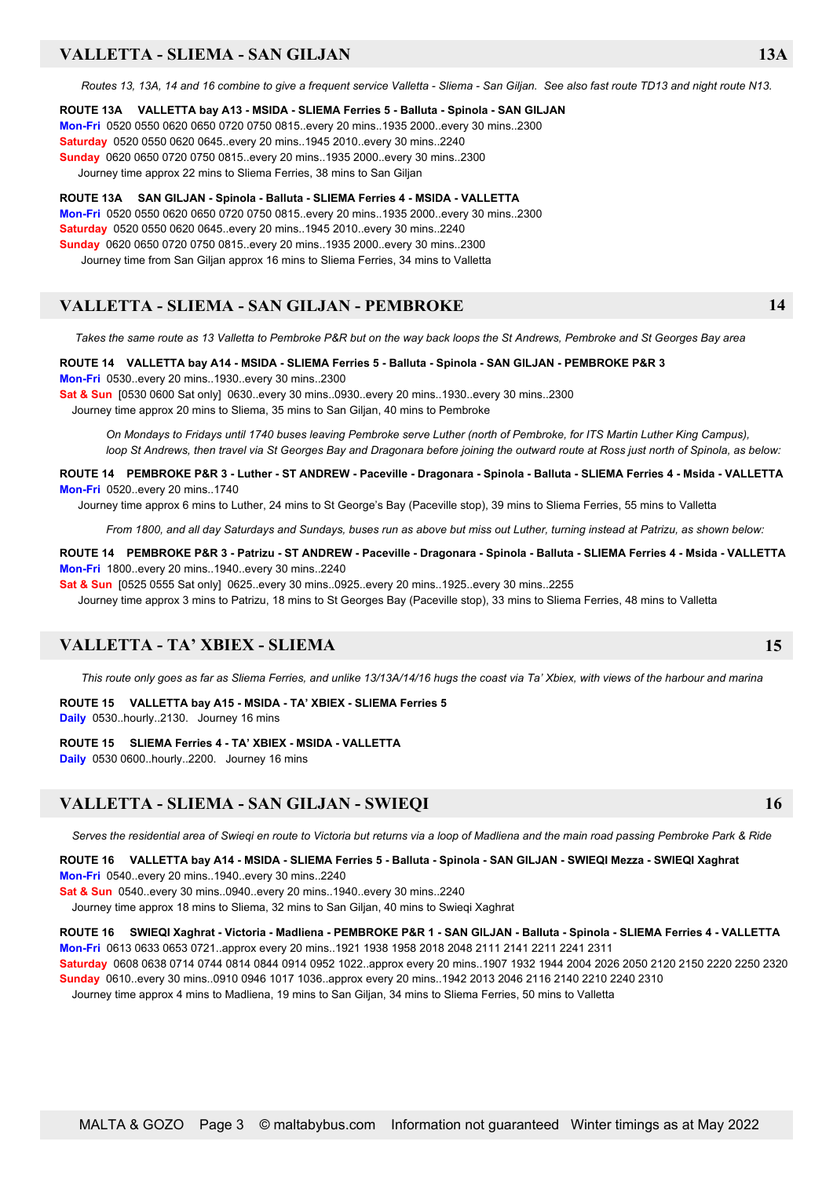## VALLETTA - SLIEMA - SAN GILJAN 13A

*Routes 13, 13A, 14 and 16 combine to give a frequent service Valletta - Sliema - San Giljan. See also fast route TD13 and night route N13.*

**ROUTE 13A VALLETTA bay A13 - MSIDA - SLIEMA Ferries 5 - Balluta - Spinola - SAN GILJAN**
**Mon-Fri** 0520 0550 0620 0650 0720 0750 0815..every 20 mins..1935 2000..every 30 mins..2300
**Saturday** 0520 0550 0620 0645..every 20 mins..1945 2010..every 30 mins..2240
**Sunday** 0620 0650 0720 0750 0815..every 20 mins..1935 2000..every 30 mins..2300
Journey time approx 22 mins to Sliema Ferries, 38 mins to San Giljan

**ROUTE 13A SAN GILJAN - Spinola - Balluta - SLIEMA Ferries 4 - MSIDA - VALLETTA**
**Mon-Fri** 0520 0550 0620 0650 0720 0750 0815..every 20 mins..1935 2000..every 30 mins..2300
**Saturday** 0520 0550 0620 0645..every 20 mins..1945 2010..every 30 mins..2240
**Sunday** 0620 0650 0720 0750 0815..every 20 mins..1935 2000..every 30 mins..2300
Journey time from San Giljan approx 16 mins to Sliema Ferries, 34 mins to Valletta

## VALLETTA - SLIEMA - SAN GILJAN - PEMBROKE 14

*Takes the same route as 13 Valletta to Pembroke P&R but on the way back loops the St Andrews, Pembroke and St Georges Bay area*

**ROUTE 14 VALLETTA bay A14 - MSIDA - SLIEMA Ferries 5 - Balluta - Spinola - SAN GILJAN - PEMBROKE P&R 3**
**Mon-Fri** 0530..every 20 mins..1930..every 30 mins..2300
**Sat & Sun** [0530 0600 Sat only] 0630..every 30 mins..0930..every 20 mins..1930..every 30 mins..2300
Journey time approx 20 mins to Sliema, 35 mins to San Giljan, 40 mins to Pembroke

*On Mondays to Fridays until 1740 buses leaving Pembroke serve Luther (north of Pembroke, for ITS Martin Luther King Campus), loop St Andrews, then travel via St Georges Bay and Dragonara before joining the outward route at Ross just north of Spinola, as below:*

**ROUTE 14 PEMBROKE P&R 3 - Luther - ST ANDREW - Paceville - Dragonara - Spinola - Balluta - SLIEMA Ferries 4 - Msida - VALLETTA**
**Mon-Fri** 0520..every 20 mins..1740
Journey time approx 6 mins to Luther, 24 mins to St George's Bay (Paceville stop), 39 mins to Sliema Ferries, 55 mins to Valletta

*From 1800, and all day Saturdays and Sundays, buses run as above but miss out Luther, turning instead at Patrizu, as shown below:*

**ROUTE 14 PEMBROKE P&R 3 - Patrizu - ST ANDREW - Paceville - Dragonara - Spinola - Balluta - SLIEMA Ferries 4 - Msida - VALLETTA**
**Mon-Fri** 1800..every 20 mins..1940..every 30 mins..2240
**Sat & Sun** [0525 0555 Sat only] 0625..every 30 mins..0925..every 20 mins..1925..every 30 mins..2255
Journey time approx 3 mins to Patrizu, 18 mins to St Georges Bay (Paceville stop), 33 mins to Sliema Ferries, 48 mins to Valletta

## VALLETTA - TA' XBIEX - SLIEMA 15

*This route only goes as far as Sliema Ferries, and unlike 13/13A/14/16 hugs the coast via Ta' Xbiex, with views of the harbour and marina*

**ROUTE 15 VALLETTA bay A15 - MSIDA - TA' XBIEX - SLIEMA Ferries 5**
**Daily** 0530..hourly..2130. Journey 16 mins

**ROUTE 15 SLIEMA Ferries 4 - TA' XBIEX - MSIDA - VALLETTA**
**Daily** 0530 0600..hourly..2200. Journey 16 mins

## VALLETTA - SLIEMA - SAN GILJAN - SWIEQI 16

*Serves the residential area of Swieqi en route to Victoria but returns via a loop of Madliena and the main road passing Pembroke Park & Ride*

**ROUTE 16 VALLETTA bay A14 - MSIDA - SLIEMA Ferries 5 - Balluta - Spinola - SAN GILJAN - SWIEQI Mezza - SWIEQI Xaghrat**
**Mon-Fri** 0540..every 20 mins..1940..every 30 mins..2240
**Sat & Sun** 0540..every 30 mins..0940..every 20 mins..1940..every 30 mins..2240
Journey time approx 18 mins to Sliema, 32 mins to San Giljan, 40 mins to Swieqi Xaghrat

**ROUTE 16 SWIEQI Xaghrat - Victoria - Madliena - PEMBROKE P&R 1 - SAN GILJAN - Balluta - Spinola - SLIEMA Ferries 4 - VALLETTA**
**Mon-Fri** 0613 0633 0653 0721..approx every 20 mins..1921 1938 1958 2018 2048 2111 2141 2211 2241 2311
**Saturday** 0608 0638 0714 0744 0814 0844 0914 0952 1022..approx every 20 mins..1907 1932 1944 2004 2026 2050 2120 2150 2220 2250 2320
**Sunday** 0610..every 30 mins..0910 0946 1017 1036..approx every 20 mins..1942 2013 2046 2116 2140 2210 2240 2310
Journey time approx 4 mins to Madliena, 19 mins to San Giljan, 34 mins to Sliema Ferries, 50 mins to Valletta

MALTA & GOZO Page 3 © maltabybus.com Information not guaranteed Winter timings as at May 2022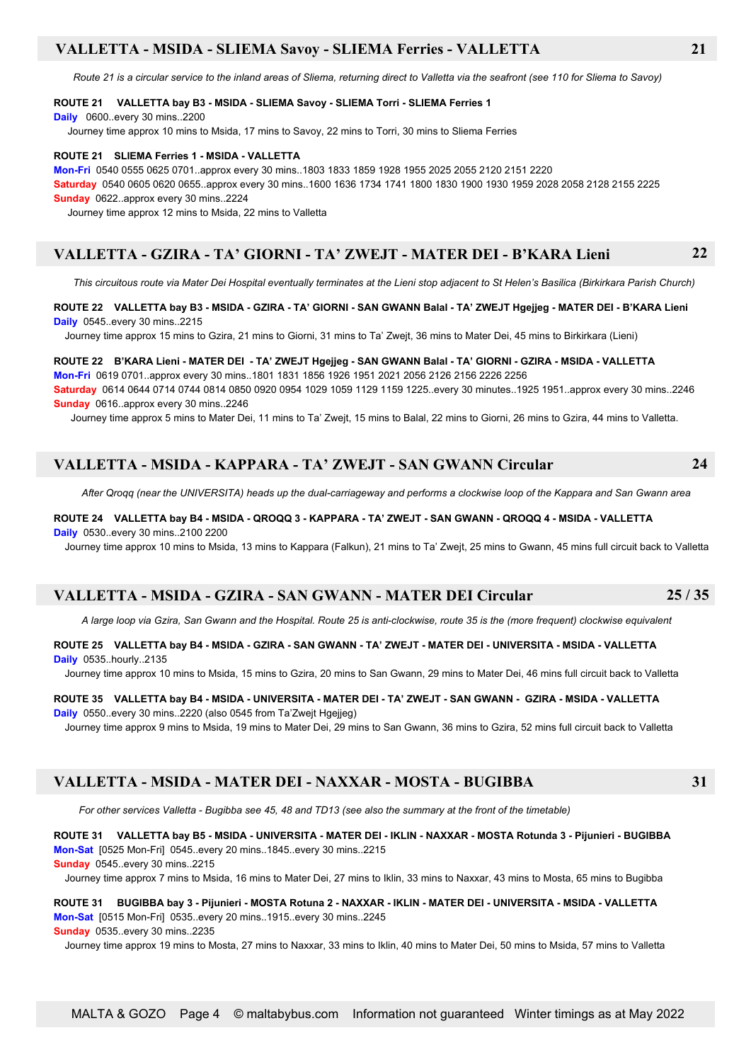## VALLETTA - MSIDA - SLIEMA Savoy - SLIEMA Ferries - VALLETTA — 21

*Route 21 is a circular service to the inland areas of Sliema, returning direct to Valletta via the seafront (see 110 for Sliema to Savoy)*

**ROUTE 21 VALLETTA bay B3 - MSIDA - SLIEMA Savoy - SLIEMA Torri - SLIEMA Ferries 1**
**Daily** 0600..every 30 mins..2200
Journey time approx 10 mins to Msida, 17 mins to Savoy, 22 mins to Torri, 30 mins to Sliema Ferries

**ROUTE 21 SLIEMA Ferries 1 - MSIDA - VALLETTA**
**Mon-Fri** 0540 0555 0625 0701..approx every 30 mins..1803 1833 1859 1928 1955 2025 2055 2120 2151 2220
**Saturday** 0540 0605 0620 0655..approx every 30 mins..1600 1636 1734 1741 1800 1830 1900 1930 1959 2028 2058 2128 2155 2225
**Sunday** 0622..approx every 30 mins..2224
Journey time approx 12 mins to Msida, 22 mins to Valletta

## VALLETTA - GZIRA - TA' GIORNI - TA' ZWEJT - MATER DEI - B'KARA Lieni — 22

*This circuitous route via Mater Dei Hospital eventually terminates at the Lieni stop adjacent to St Helen's Basilica (Birkirkara Parish Church)*

**ROUTE 22 VALLETTA bay B3 - MSIDA - GZIRA - TA' GIORNI - SAN GWANN Balal - TA' ZWEJT Hgejjeg - MATER DEI - B'KARA Lieni**
**Daily** 0545..every 30 mins..2215
Journey time approx 15 mins to Gzira, 21 mins to Giorni, 31 mins to Ta' Zwejt, 36 mins to Mater Dei, 45 mins to Birkirkara (Lieni)

**ROUTE 22 B'KARA Lieni - MATER DEI - TA' ZWEJT Hgejjeg - SAN GWANN Balal - TA' GIORNI - GZIRA - MSIDA - VALLETTA**
**Mon-Fri** 0619 0701..approx every 30 mins..1801 1831 1856 1926 1951 2021 2056 2126 2156 2226 2256
**Saturday** 0614 0644 0714 0744 0814 0850 0920 0954 1029 1059 1129 1159 1225..every 30 minutes..1925 1951..approx every 30 mins..2246
**Sunday** 0616..approx every 30 mins..2246
Journey time approx 5 mins to Mater Dei, 11 mins to Ta' Zwejt, 15 mins to Balal, 22 mins to Giorni, 26 mins to Gzira, 44 mins to Valletta.

## VALLETTA - MSIDA - KAPPARA - TA' ZWEJT - SAN GWANN Circular — 24

*After Qroqq (near the UNIVERSITA) heads up the dual-carriageway and performs a clockwise loop of the Kappara and San Gwann area*

**ROUTE 24 VALLETTA bay B4 - MSIDA - QROQQ 3 - KAPPARA - TA' ZWEJT - SAN GWANN - QROQQ 4 - MSIDA - VALLETTA**
**Daily** 0530..every 30 mins..2100 2200
Journey time approx 10 mins to Msida, 13 mins to Kappara (Falkun), 21 mins to Ta' Zwejt, 25 mins to Gwann, 45 mins full circuit back to Valletta

## VALLETTA - MSIDA - GZIRA - SAN GWANN - MATER DEI Circular — 25 / 35

*A large loop via Gzira, San Gwann and the Hospital. Route 25 is anti-clockwise, route 35 is the (more frequent) clockwise equivalent*

**ROUTE 25 VALLETTA bay B4 - MSIDA - GZIRA - SAN GWANN - TA' ZWEJT - MATER DEI - UNIVERSITA - MSIDA - VALLETTA**
**Daily** 0535..hourly..2135
Journey time approx 10 mins to Msida, 15 mins to Gzira, 20 mins to San Gwann, 29 mins to Mater Dei, 46 mins full circuit back to Valletta

**ROUTE 35 VALLETTA bay B4 - MSIDA - UNIVERSITA - MATER DEI - TA' ZWEJT - SAN GWANN - GZIRA - MSIDA - VALLETTA**
**Daily** 0550..every 30 mins..2220 (also 0545 from Ta'Zwejt Hgejjeg)
Journey time approx 9 mins to Msida, 19 mins to Mater Dei, 29 mins to San Gwann, 36 mins to Gzira, 52 mins full circuit back to Valletta

## VALLETTA - MSIDA - MATER DEI - NAXXAR - MOSTA - BUGIBBA — 31

*For other services Valletta - Bugibba see 45, 48 and TD13 (see also the summary at the front of the timetable)*

**ROUTE 31 VALLETTA bay B5 - MSIDA - UNIVERSITA - MATER DEI - IKLIN - NAXXAR - MOSTA Rotunda 3 - Pijunieri - BUGIBBA**
**Mon-Sat** [0525 Mon-Fri] 0545..every 20 mins..1845..every 30 mins..2215
**Sunday** 0545..every 30 mins..2215
Journey time approx 7 mins to Msida, 16 mins to Mater Dei, 27 mins to Iklin, 33 mins to Naxxar, 43 mins to Mosta, 65 mins to Bugibba

**ROUTE 31 BUGIBBA bay 3 - Pijunieri - MOSTA Rotuna 2 - NAXXAR - IKLIN - MATER DEI - UNIVERSITA - MSIDA - VALLETTA**
**Mon-Sat** [0515 Mon-Fri] 0535..every 20 mins..1915..every 30 mins..2245
**Sunday** 0535..every 30 mins..2235
Journey time approx 19 mins to Mosta, 27 mins to Naxxar, 33 mins to Iklin, 40 mins to Mater Dei, 50 mins to Msida, 57 mins to Valletta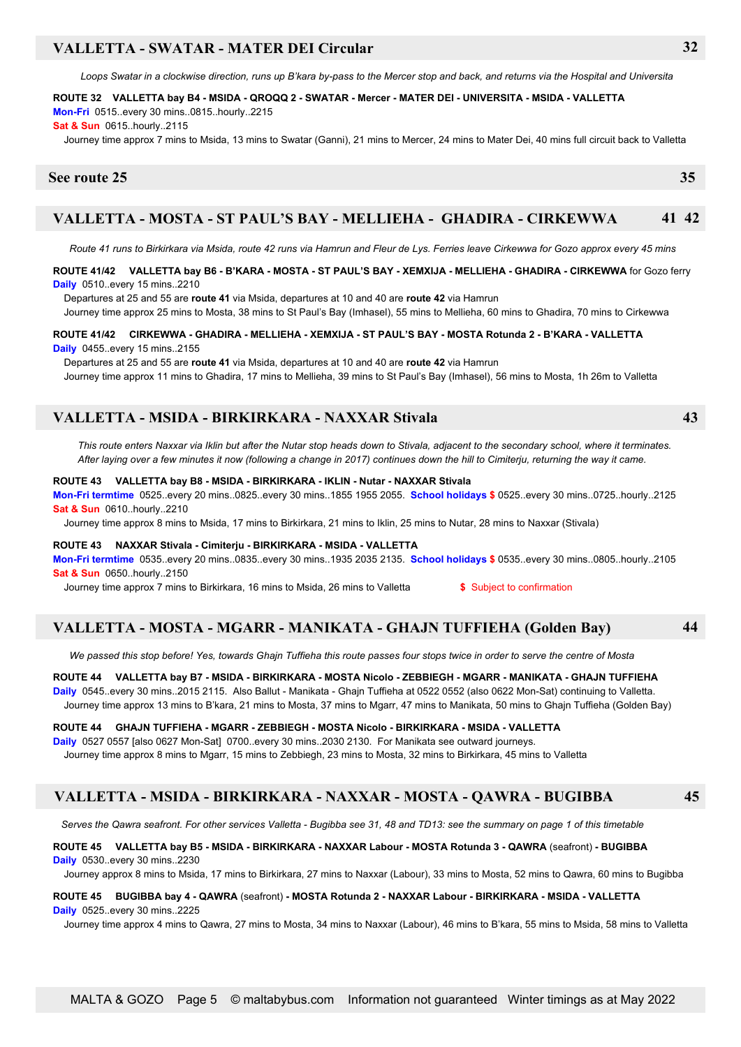## VALLETTA - SWATAR - MATER DEI Circular — 32

*Loops Swatar in a clockwise direction, runs up B'kara by-pass to the Mercer stop and back, and returns via the Hospital and Universita*

**ROUTE 32 VALLETTA bay B4 - MSIDA - QROQQ 2 - SWATAR - Mercer - MATER DEI - UNIVERSITA - MSIDA - VALLETTA**
**Mon-Fri** 0515..every 30 mins..0815..hourly..2215
**Sat & Sun** 0615..hourly..2115
Journey time approx 7 mins to Msida, 13 mins to Swatar (Ganni), 21 mins to Mercer, 24 mins to Mater Dei, 40 mins full circuit back to Valletta

## See route 25 — 35

## VALLETTA - MOSTA - ST PAUL'S BAY - MELLIEHA - GHADIRA - CIRKEWWA — 41 42

*Route 41 runs to Birkirkara via Msida, route 42 runs via Hamrun and Fleur de Lys. Ferries leave Cirkewwa for Gozo approx every 45 mins*

**ROUTE 41/42 VALLETTA bay B6 - B'KARA - MOSTA - ST PAUL'S BAY - XEMXIJA - MELLIEHA - GHADIRA - CIRKEWWA** for Gozo ferry
**Daily** 0510..every 15 mins..2210
Departures at 25 and 55 are **route 41** via Msida, departures at 10 and 40 are **route 42** via Hamrun
Journey time approx 25 mins to Mosta, 38 mins to St Paul's Bay (Imhasel), 55 mins to Mellieha, 60 mins to Ghadira, 70 mins to Cirkewwa

**ROUTE 41/42 CIRKEWWA - GHADIRA - MELLIEHA - XEMXIJA - ST PAUL'S BAY - MOSTA Rotunda 2 - B'KARA - VALLETTA**
**Daily** 0455..every 15 mins..2155
Departures at 25 and 55 are **route 41** via Msida, departures at 10 and 40 are **route 42** via Hamrun
Journey time approx 11 mins to Ghadira, 17 mins to Mellieha, 39 mins to St Paul's Bay (Imhasel), 56 mins to Mosta, 1h 26m to Valletta

## VALLETTA - MSIDA - BIRKIRKARA - NAXXAR Stivala — 43

*This route enters Naxxar via Iklin but after the Nutar stop heads down to Stivala, adjacent to the secondary school, where it terminates. After laying over a few minutes it now (following a change in 2017) continues down the hill to Cimiterju, returning the way it came.*

**ROUTE 43 VALLETTA bay B8 - MSIDA - BIRKIRKARA - IKLIN - Nutar - NAXXAR Stivala**
**Mon-Fri termtime** 0525..every 20 mins..0825..every 30 mins..1855 1955 2055. **School holidays $** 0525..every 30 mins..0725..hourly..2125
**Sat & Sun** 0610..hourly..2210
Journey time approx 8 mins to Msida, 17 mins to Birkirkara, 21 mins to Iklin, 25 mins to Nutar, 28 mins to Naxxar (Stivala)

**ROUTE 43 NAXXAR Stivala - Cimiterju - BIRKIRKARA - MSIDA - VALLETTA**
**Mon-Fri termtime** 0535..every 20 mins..0835..every 30 mins..1935 2035 2135. **School holidays $** 0535..every 30 mins..0805..hourly..2105
**Sat & Sun** 0650..hourly..2150
Journey time approx 7 mins to Birkirkara, 16 mins to Msida, 26 mins to Valletta

**$** Subject to confirmation

## VALLETTA - MOSTA - MGARR - MANIKATA - GHAJN TUFFIEHA (Golden Bay) — 44

*We passed this stop before! Yes, towards Ghajn Tuffieha this route passes four stops twice in order to serve the centre of Mosta*

**ROUTE 44 VALLETTA bay B7 - MSIDA - BIRKIRKARA - MOSTA Nicolo - ZEBBIEGH - MGARR - MANIKATA - GHAJN TUFFIEHA**
**Daily** 0545..every 30 mins..2015 2115. Also Ballut - Manikata - Ghajn Tuffieha at 0522 0552 (also 0622 Mon-Sat) continuing to Valletta.
Journey time approx 13 mins to B'kara, 21 mins to Mosta, 37 mins to Mgarr, 47 mins to Manikata, 50 mins to Ghajn Tuffieha (Golden Bay)

**ROUTE 44 GHAJN TUFFIEHA - MGARR - ZEBBIEGH - MOSTA Nicolo - BIRKIRKARA - MSIDA - VALLETTA**
**Daily** 0527 0557 [also 0627 Mon-Sat] 0700..every 30 mins..2030 2130. For Manikata see outward journeys.
Journey time approx 8 mins to Mgarr, 15 mins to Zebbiegh, 23 mins to Mosta, 32 mins to Birkirkara, 45 mins to Valletta

## VALLETTA - MSIDA - BIRKIRKARA - NAXXAR - MOSTA - QAWRA - BUGIBBA — 45

*Serves the Qawra seafront. For other services Valletta - Bugibba see 31, 48 and TD13: see the summary on page 1 of this timetable*

**ROUTE 45 VALLETTA bay B5 - MSIDA - BIRKIRKARA - NAXXAR Labour - MOSTA Rotunda 3 - QAWRA** (seafront) **- BUGIBBA**
**Daily** 0530..every 30 mins..2230
Journey approx 8 mins to Msida, 17 mins to Birkirkara, 27 mins to Naxxar (Labour), 33 mins to Mosta, 52 mins to Qawra, 60 mins to Bugibba

**ROUTE 45 BUGIBBA bay 4 - QAWRA** (seafront) **- MOSTA Rotunda 2 - NAXXAR Labour - BIRKIRKARA - MSIDA - VALLETTA**
**Daily** 0525..every 30 mins..2225
Journey time approx 4 mins to Qawra, 27 mins to Mosta, 34 mins to Naxxar (Labour), 46 mins to B'kara, 55 mins to Msida, 58 mins to Valletta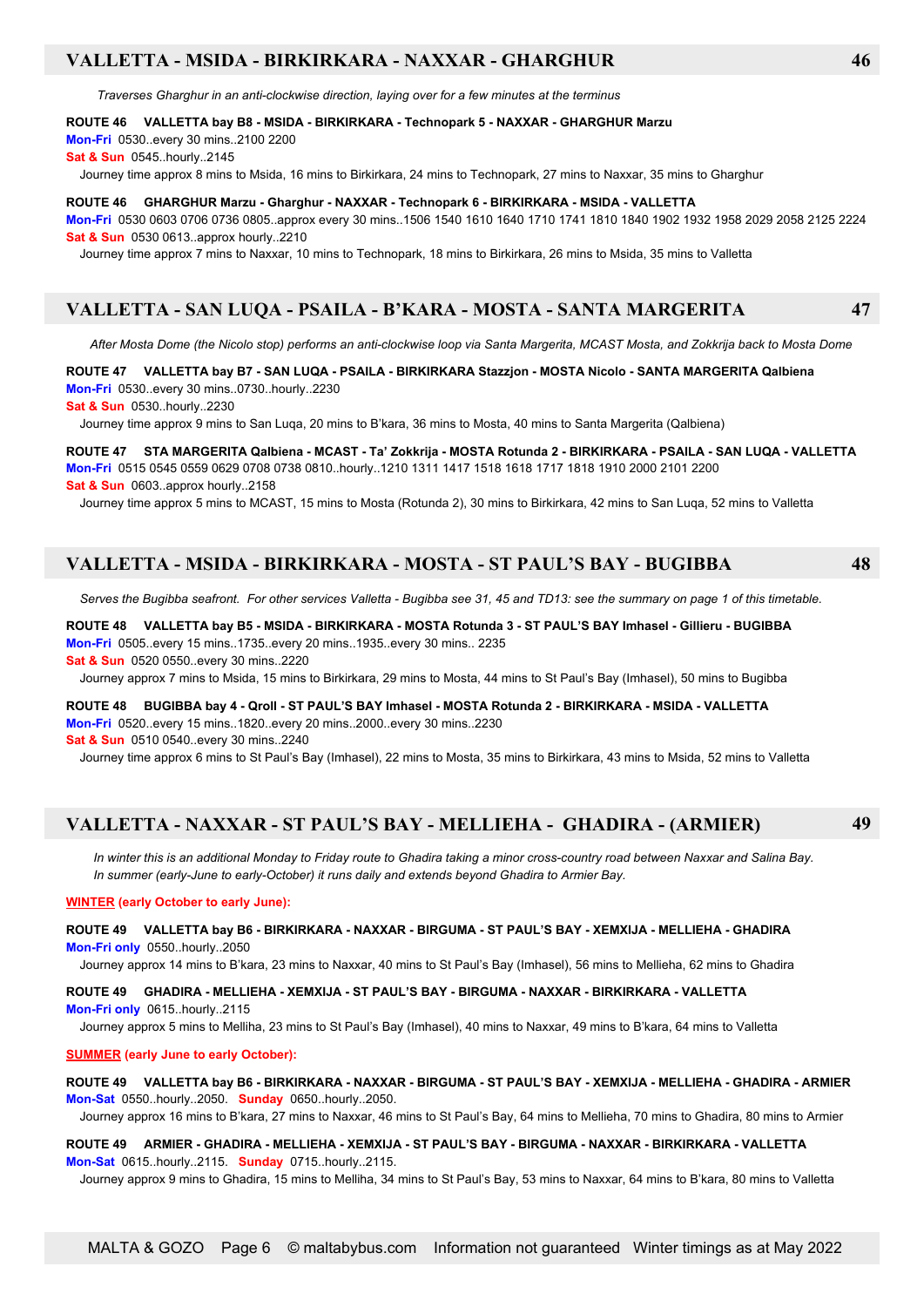## VALLETTA - MSIDA - BIRKIRKARA - NAXXAR - GHARGHUR — 46

*Traverses Gharghur in an anti-clockwise direction, laying over for a few minutes at the terminus*

**ROUTE 46 VALLETTA bay B8 - MSIDA - BIRKIRKARA - Technopark 5 - NAXXAR - GHARGHUR Marzu**

**Mon-Fri** 0530..every 30 mins..2100 2200

**Sat & Sun** 0545..hourly..2145

Journey time approx 8 mins to Msida, 16 mins to Birkirkara, 24 mins to Technopark, 27 mins to Naxxar, 35 mins to Gharghur

**ROUTE 46 GHARGHUR Marzu - Gharghur - NAXXAR - Technopark 6 - BIRKIRKARA - MSIDA - VALLETTA**

**Mon-Fri** 0530 0603 0706 0736 0805..approx every 30 mins..1506 1540 1610 1640 1710 1741 1810 1840 1902 1932 1958 2029 2058 2125 2224

**Sat & Sun** 0530 0613..approx hourly..2210

Journey time approx 7 mins to Naxxar, 10 mins to Technopark, 18 mins to Birkirkara, 26 mins to Msida, 35 mins to Valletta

## VALLETTA - SAN LUQA - PSAILA - B'KARA - MOSTA - SANTA MARGERITA — 47

*After Mosta Dome (the Nicolo stop) performs an anti-clockwise loop via Santa Margerita, MCAST Mosta, and Zokkrija back to Mosta Dome*

**ROUTE 47 VALLETTA bay B7 - SAN LUQA - PSAILA - BIRKIRKARA Stazzjon - MOSTA Nicolo - SANTA MARGERITA Qalbiena**

**Mon-Fri** 0530..every 30 mins..0730..hourly..2230

**Sat & Sun** 0530..hourly..2230

Journey time approx 9 mins to San Luqa, 20 mins to B'kara, 36 mins to Mosta, 40 mins to Santa Margerita (Qalbiena)

**ROUTE 47 STA MARGERITA Qalbiena - MCAST - Ta' Zokkrija - MOSTA Rotunda 2 - BIRKIRKARA - PSAILA - SAN LUQA - VALLETTA**

**Mon-Fri** 0515 0545 0559 0629 0708 0738 0810..hourly..1210 1311 1417 1518 1618 1717 1818 1910 2000 2101 2200

**Sat & Sun** 0603..approx hourly..2158

Journey time approx 5 mins to MCAST, 15 mins to Mosta (Rotunda 2), 30 mins to Birkirkara, 42 mins to San Luqa, 52 mins to Valletta

## VALLETTA - MSIDA - BIRKIRKARA - MOSTA - ST PAUL'S BAY - BUGIBBA — 48

*Serves the Bugibba seafront. For other services Valletta - Bugibba see 31, 45 and TD13: see the summary on page 1 of this timetable.*

**ROUTE 48 VALLETTA bay B5 - MSIDA - BIRKIRKARA - MOSTA Rotunda 3 - ST PAUL'S BAY Imhasel - Gillieru - BUGIBBA**

**Mon-Fri** 0505..every 15 mins..1735..every 20 mins..1935..every 30 mins.. 2235

**Sat & Sun** 0520 0550..every 30 mins..2220

Journey approx 7 mins to Msida, 15 mins to Birkirkara, 29 mins to Mosta, 44 mins to St Paul's Bay (Imhasel), 50 mins to Bugibba

**ROUTE 48 BUGIBBA bay 4 - Qroll - ST PAUL'S BAY Imhasel - MOSTA Rotunda 2 - BIRKIRKARA - MSIDA - VALLETTA**

**Mon-Fri** 0520..every 15 mins..1820..every 20 mins..2000..every 30 mins..2230

**Sat & Sun** 0510 0540..every 30 mins..2240

Journey time approx 6 mins to St Paul's Bay (Imhasel), 22 mins to Mosta, 35 mins to Birkirkara, 43 mins to Msida, 52 mins to Valletta

## VALLETTA - NAXXAR - ST PAUL'S BAY - MELLIEHA - GHADIRA - (ARMIER) — 49

*In winter this is an additional Monday to Friday route to Ghadira taking a minor cross-country road between Naxxar and Salina Bay.*
*In summer (early-June to early-October) it runs daily and extends beyond Ghadira to Armier Bay.*

**WINTER (early October to early June):**

**ROUTE 49 VALLETTA bay B6 - BIRKIRKARA - NAXXAR - BIRGUMA - ST PAUL'S BAY - XEMXIJA - MELLIEHA - GHADIRA**

**Mon-Fri only** 0550..hourly..2050

Journey approx 14 mins to B'kara, 23 mins to Naxxar, 40 mins to St Paul's Bay (Imhasel), 56 mins to Mellieha, 62 mins to Ghadira

**ROUTE 49 GHADIRA - MELLIEHA - XEMXIJA - ST PAUL'S BAY - BIRGUMA - NAXXAR - BIRKIRKARA - VALLETTA**

**Mon-Fri only** 0615..hourly..2115

Journey approx 5 mins to Melliha, 23 mins to St Paul's Bay (Imhasel), 40 mins to Naxxar, 49 mins to B'kara, 64 mins to Valletta

**SUMMER (early June to early October):**

**ROUTE 49 VALLETTA bay B6 - BIRKIRKARA - NAXXAR - BIRGUMA - ST PAUL'S BAY - XEMXIJA - MELLIEHA - GHADIRA - ARMIER**

**Mon-Sat** 0550..hourly..2050. **Sunday** 0650..hourly..2050.

Journey approx 16 mins to B'kara, 27 mins to Naxxar, 46 mins to St Paul's Bay, 64 mins to Mellieha, 70 mins to Ghadira, 80 mins to Armier

**ROUTE 49 ARMIER - GHADIRA - MELLIEHA - XEMXIJA - ST PAUL'S BAY - BIRGUMA - NAXXAR - BIRKIRKARA - VALLETTA**

**Mon-Sat** 0615..hourly..2115. **Sunday** 0715..hourly..2115.

Journey approx 9 mins to Ghadira, 15 mins to Melliha, 34 mins to St Paul's Bay, 53 mins to Naxxar, 64 mins to B'kara, 80 mins to Valletta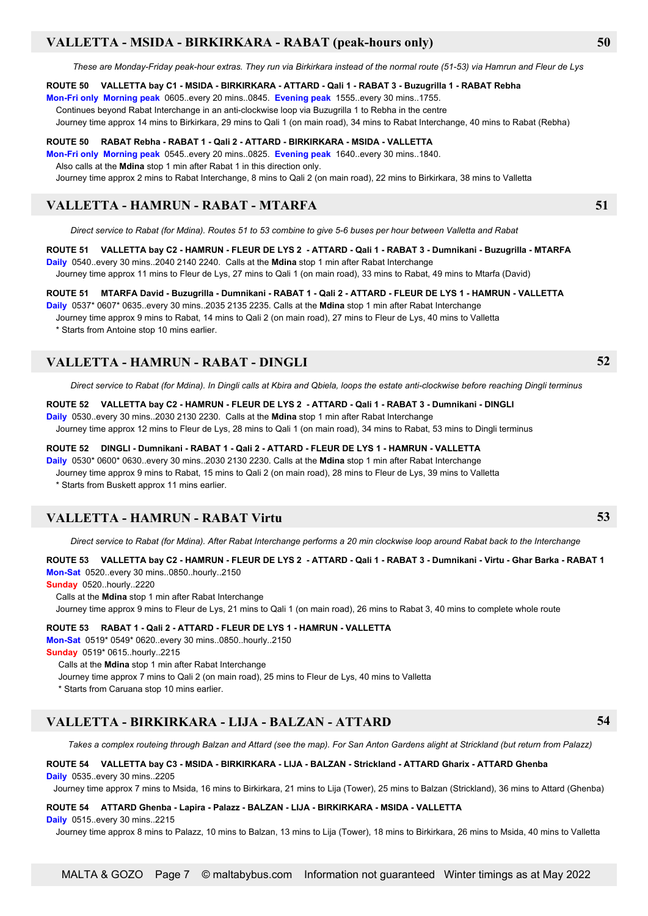## VALLETTA - MSIDA - BIRKIRKARA - RABAT (peak-hours only) 50

*These are Monday-Friday peak-hour extras. They run via Birkirkara instead of the normal route (51-53) via Hamrun and Fleur de Lys*

**ROUTE 50 VALLETTA bay C1 - MSIDA - BIRKIRKARA - ATTARD - Qali 1 - RABAT 3 - Buzugrilla 1 - RABAT Rebha**

**Mon-Fri only Morning peak** 0605..every 20 mins..0845. **Evening peak** 1555..every 30 mins..1755.
Continues beyond Rabat Interchange in an anti-clockwise loop via Buzugrilla 1 to Rebha in the centre
Journey time approx 14 mins to Birkirkara, 29 mins to Qali 1 (on main road), 34 mins to Rabat Interchange, 40 mins to Rabat (Rebha)

**ROUTE 50 RABAT Rebha - RABAT 1 - Qali 2 - ATTARD - BIRKIRKARA - MSIDA - VALLETTA**

**Mon-Fri only Morning peak** 0545..every 20 mins..0825. **Evening peak** 1640..every 30 mins..1840.
Also calls at the **Mdina** stop 1 min after Rabat 1 in this direction only.
Journey time approx 2 mins to Rabat Interchange, 8 mins to Qali 2 (on main road), 22 mins to Birkirkara, 38 mins to Valletta

## VALLETTA - HAMRUN - RABAT - MTARFA 51

*Direct service to Rabat (for Mdina). Routes 51 to 53 combine to give 5-6 buses per hour between Valletta and Rabat*

**ROUTE 51 VALLETTA bay C2 - HAMRUN - FLEUR DE LYS 2 - ATTARD - Qali 1 - RABAT 3 - Dumnikani - Buzugrilla - MTARFA**

**Daily** 0540..every 30 mins..2040 2140 2240. Calls at the **Mdina** stop 1 min after Rabat Interchange
Journey time approx 11 mins to Fleur de Lys, 27 mins to Qali 1 (on main road), 33 mins to Rabat, 49 mins to Mtarfa (David)

**ROUTE 51 MTARFA David - Buzugrilla - Dumnikani - RABAT 1 - Qali 2 - ATTARD - FLEUR DE LYS 1 - HAMRUN - VALLETTA**

**Daily** 0537* 0607* 0635..every 30 mins..2035 2135 2235. Calls at the **Mdina** stop 1 min after Rabat Interchange
Journey time approx 9 mins to Rabat, 14 mins to Qali 2 (on main road), 27 mins to Fleur de Lys, 40 mins to Valletta
\* Starts from Antoine stop 10 mins earlier.

## VALLETTA - HAMRUN - RABAT - DINGLI 52

*Direct service to Rabat (for Mdina). In Dingli calls at Kbira and Qbiela, loops the estate anti-clockwise before reaching Dingli terminus*

**ROUTE 52 VALLETTA bay C2 - HAMRUN - FLEUR DE LYS 2 - ATTARD - Qali 1 - RABAT 3 - Dumnikani - DINGLI**

**Daily** 0530..every 30 mins..2030 2130 2230. Calls at the **Mdina** stop 1 min after Rabat Interchange
Journey time approx 12 mins to Fleur de Lys, 28 mins to Qali 1 (on main road), 34 mins to Rabat, 53 mins to Dingli terminus

**ROUTE 52 DINGLI - Dumnikani - RABAT 1 - Qali 2 - ATTARD - FLEUR DE LYS 1 - HAMRUN - VALLETTA**

**Daily** 0530* 0600* 0630..every 30 mins..2030 2130 2230. Calls at the **Mdina** stop 1 min after Rabat Interchange
Journey time approx 9 mins to Rabat, 15 mins to Qali 2 (on main road), 28 mins to Fleur de Lys, 39 mins to Valletta
\* Starts from Buskett approx 11 mins earlier.

## VALLETTA - HAMRUN - RABAT Virtu 53

*Direct service to Rabat (for Mdina). After Rabat Interchange performs a 20 min clockwise loop around Rabat back to the Interchange*

**ROUTE 53 VALLETTA bay C2 - HAMRUN - FLEUR DE LYS 2 - ATTARD - Qali 1 - RABAT 3 - Dumnikani - Virtu - Ghar Barka - RABAT 1**

**Mon-Sat** 0520..every 30 mins..0850..hourly..2150
**Sunday** 0520..hourly..2220
Calls at the **Mdina** stop 1 min after Rabat Interchange
Journey time approx 9 mins to Fleur de Lys, 21 mins to Qali 1 (on main road), 26 mins to Rabat 3, 40 mins to complete whole route

**ROUTE 53 RABAT 1 - Qali 2 - ATTARD - FLEUR DE LYS 1 - HAMRUN - VALLETTA**

**Mon-Sat** 0519* 0549* 0620..every 30 mins..0850..hourly..2150
**Sunday** 0519* 0615..hourly..2215
Calls at the **Mdina** stop 1 min after Rabat Interchange
Journey time approx 7 mins to Qali 2 (on main road), 25 mins to Fleur de Lys, 40 mins to Valletta
\* Starts from Caruana stop 10 mins earlier.

## VALLETTA - BIRKIRKARA - LIJA - BALZAN - ATTARD 54

*Takes a complex routeing through Balzan and Attard (see the map). For San Anton Gardens alight at Strickland (but return from Palazz)*

**ROUTE 54 VALLETTA bay C3 - MSIDA - BIRKIRKARA - LIJA - BALZAN - Strickland - ATTARD Gharix - ATTARD Ghenba**

**Daily** 0535..every 30 mins..2205
Journey time approx 7 mins to Msida, 16 mins to Birkirkara, 21 mins to Lija (Tower), 25 mins to Balzan (Strickland), 36 mins to Attard (Ghenba)

**ROUTE 54 ATTARD Ghenba - Lapira - Palazz - BALZAN - LIJA - BIRKIRKARA - MSIDA - VALLETTA**

**Daily** 0515..every 30 mins..2215
Journey time approx 8 mins to Palazz, 10 mins to Balzan, 13 mins to Lija (Tower), 18 mins to Birkirkara, 26 mins to Msida, 40 mins to Valletta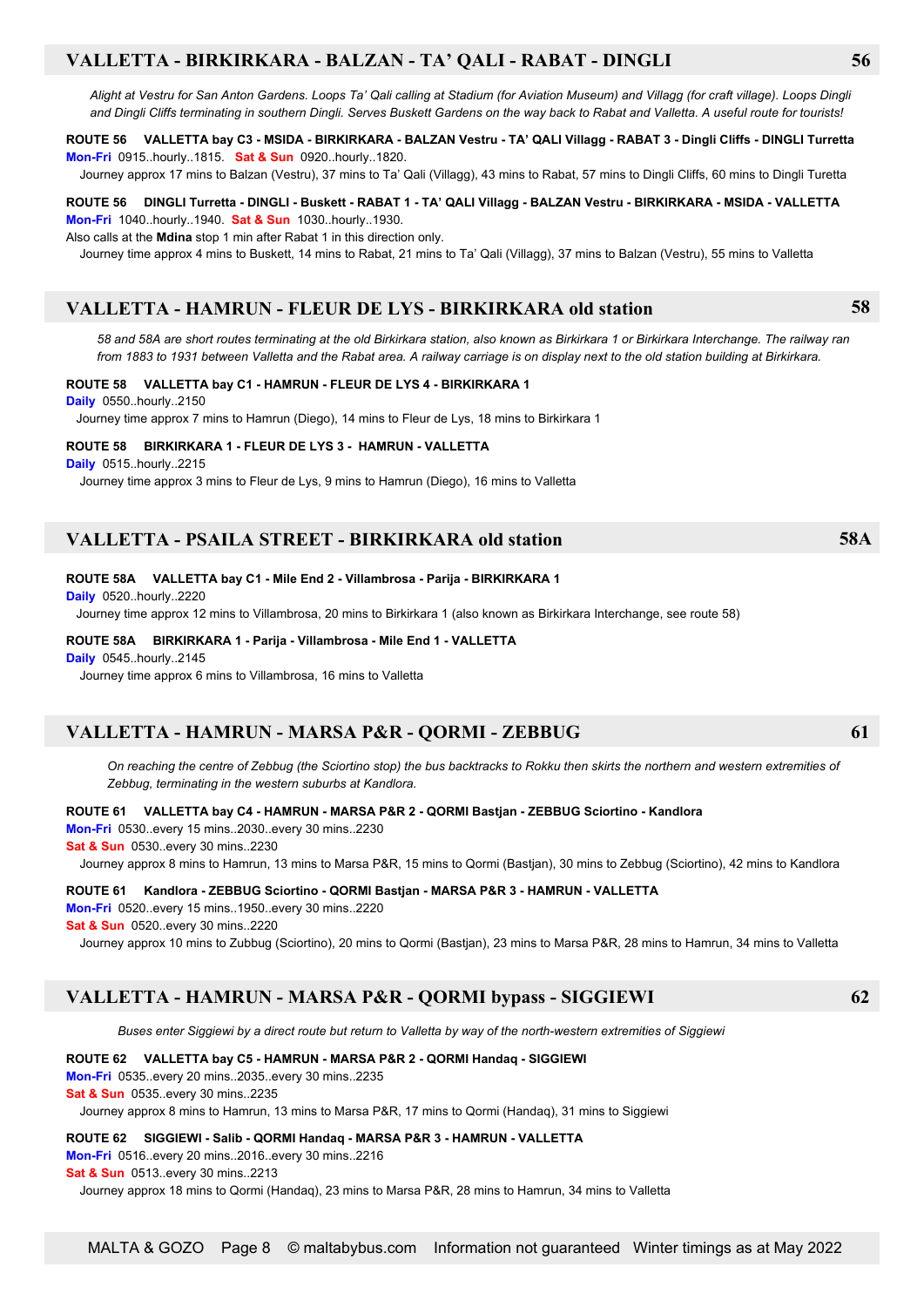## VALLETTA - BIRKIRKARA - BALZAN - TA' QALI - RABAT - DINGLI — 56

*Alight at Vestru for San Anton Gardens. Loops Ta' Qali calling at Stadium (for Aviation Museum) and Villagg (for craft village). Loops Dingli and Dingli Cliffs terminating in southern Dingli. Serves Buskett Gardens on the way back to Rabat and Valletta. A useful route for tourists!*

**ROUTE 56 VALLETTA bay C3 - MSIDA - BIRKIRKARA - BALZAN Vestru - TA' QALI Villagg - RABAT 3 - Dingli Cliffs - DINGLI Turretta**
**Mon-Fri** 0915..hourly..1815. **Sat & Sun** 0920..hourly..1820.
Journey approx 17 mins to Balzan (Vestru), 37 mins to Ta' Qali (Villagg), 43 mins to Rabat, 57 mins to Dingli Cliffs, 60 mins to Dingli Turetta

**ROUTE 56 DINGLI Turretta - DINGLI - Buskett - RABAT 1 - TA' QALI Villagg - BALZAN Vestru - BIRKIRKARA - MSIDA - VALLETTA**
**Mon-Fri** 1040..hourly..1940. **Sat & Sun** 1030..hourly..1930.
Also calls at the **Mdina** stop 1 min after Rabat 1 in this direction only.
Journey time approx 4 mins to Buskett, 14 mins to Rabat, 21 mins to Ta' Qali (Villagg), 37 mins to Balzan (Vestru), 55 mins to Valletta

## VALLETTA - HAMRUN - FLEUR DE LYS - BIRKIRKARA old station — 58

*58 and 58A are short routes terminating at the old Birkirkara station, also known as Birkirkara 1 or Birkirkara Interchange. The railway ran from 1883 to 1931 between Valletta and the Rabat area. A railway carriage is on display next to the old station building at Birkirkara.*

**ROUTE 58 VALLETTA bay C1 - HAMRUN - FLEUR DE LYS 4 - BIRKIRKARA 1**
**Daily** 0550..hourly..2150
Journey time approx 7 mins to Hamrun (Diego), 14 mins to Fleur de Lys, 18 mins to Birkirkara 1

**ROUTE 58 BIRKIRKARA 1 - FLEUR DE LYS 3 - HAMRUN - VALLETTA**
**Daily** 0515..hourly..2215
Journey time approx 3 mins to Fleur de Lys, 9 mins to Hamrun (Diego), 16 mins to Valletta

## VALLETTA - PSAILA STREET - BIRKIRKARA old station — 58A

**ROUTE 58A VALLETTA bay C1 - Mile End 2 - Villambrosa - Parija - BIRKIRKARA 1**
**Daily** 0520..hourly..2220
Journey time approx 12 mins to Villambrosa, 20 mins to Birkirkara 1 (also known as Birkirkara Interchange, see route 58)

**ROUTE 58A BIRKIRKARA 1 - Parija - Villambrosa - Mile End 1 - VALLETTA**
**Daily** 0545..hourly..2145
Journey time approx 6 mins to Villambrosa, 16 mins to Valletta

## VALLETTA - HAMRUN - MARSA P&R - QORMI - ZEBBUG — 61

*On reaching the centre of Zebbug (the Sciortino stop) the bus backtracks to Rokku then skirts the northern and western extremities of Zebbug, terminating in the western suburbs at Kandlora.*

**ROUTE 61 VALLETTA bay C4 - HAMRUN - MARSA P&R 2 - QORMI Bastjan - ZEBBUG Sciortino - Kandlora**
**Mon-Fri** 0530..every 15 mins..2030..every 30 mins..2230
**Sat & Sun** 0530..every 30 mins..2230
Journey approx 8 mins to Hamrun, 13 mins to Marsa P&R, 15 mins to Qormi (Bastjan), 30 mins to Zebbug (Sciortino), 42 mins to Kandlora

**ROUTE 61 Kandlora - ZEBBUG Sciortino - QORMI Bastjan - MARSA P&R 3 - HAMRUN - VALLETTA**
**Mon-Fri** 0520..every 15 mins..1950..every 30 mins..2220
**Sat & Sun** 0520..every 30 mins..2220
Journey approx 10 mins to Zubbug (Sciortino), 20 mins to Qormi (Bastjan), 23 mins to Marsa P&R, 28 mins to Hamrun, 34 mins to Valletta

## VALLETTA - HAMRUN - MARSA P&R - QORMI bypass - SIGGIEWI — 62

*Buses enter Siggiewi by a direct route but return to Valletta by way of the north-western extremities of Siggiewi*

**ROUTE 62 VALLETTA bay C5 - HAMRUN - MARSA P&R 2 - QORMI Handaq - SIGGIEWI**
**Mon-Fri** 0535..every 20 mins..2035..every 30 mins..2235
**Sat & Sun** 0535..every 30 mins..2235
Journey approx 8 mins to Hamrun, 13 mins to Marsa P&R, 17 mins to Qormi (Handaq), 31 mins to Siggiewi

**ROUTE 62 SIGGIEWI - Salib - QORMI Handaq - MARSA P&R 3 - HAMRUN - VALLETTA**
**Mon-Fri** 0516..every 20 mins..2016..every 30 mins..2216
**Sat & Sun** 0513..every 30 mins..2213
Journey approx 18 mins to Qormi (Handaq), 23 mins to Marsa P&R, 28 mins to Hamrun, 34 mins to Valletta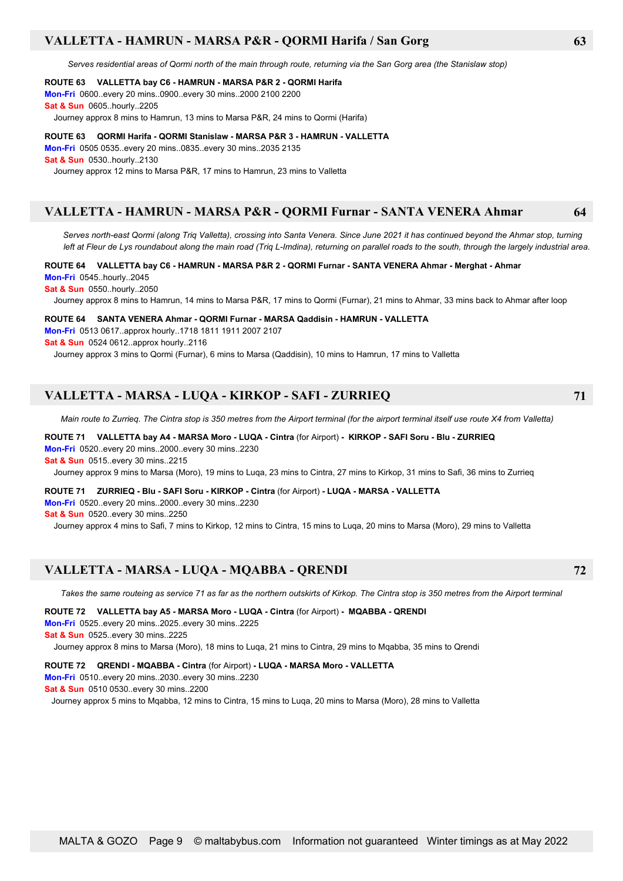## VALLETTA - HAMRUN - MARSA P&R - QORMI Harifa / San Gorg — 63

*Serves residential areas of Qormi north of the main through route, returning via the San Gorg area (the Stanislaw stop)*

**ROUTE 63 VALLETTA bay C6 - HAMRUN - MARSA P&R 2 - QORMI Harifa**
**Mon-Fri** 0600..every 20 mins..0900..every 30 mins..2000 2100 2200
**Sat & Sun** 0605..hourly..2205
Journey approx 8 mins to Hamrun, 13 mins to Marsa P&R, 24 mins to Qormi (Harifa)

**ROUTE 63 QORMI Harifa - QORMI Stanislaw - MARSA P&R 3 - HAMRUN - VALLETTA**
**Mon-Fri** 0505 0535..every 20 mins..0835..every 30 mins..2035 2135
**Sat & Sun** 0530..hourly..2130
Journey approx 12 mins to Marsa P&R, 17 mins to Hamrun, 23 mins to Valletta

## VALLETTA - HAMRUN - MARSA P&R - QORMI Furnar - SANTA VENERA Ahmar — 64

*Serves north-east Qormi (along Triq Valletta), crossing into Santa Venera. Since June 2021 it has continued beyond the Ahmar stop, turning left at Fleur de Lys roundabout along the main road (Triq L-Imdina), returning on parallel roads to the south, through the largely industrial area.*

**ROUTE 64 VALLETTA bay C6 - HAMRUN - MARSA P&R 2 - QORMI Furnar - SANTA VENERA Ahmar - Merghat - Ahmar**
**Mon-Fri** 0545..hourly..2045
**Sat & Sun** 0550..hourly..2050
Journey approx 8 mins to Hamrun, 14 mins to Marsa P&R, 17 mins to Qormi (Furnar), 21 mins to Ahmar, 33 mins back to Ahmar after loop

**ROUTE 64 SANTA VENERA Ahmar - QORMI Furnar - MARSA Qaddisin - HAMRUN - VALLETTA**
**Mon-Fri** 0513 0617..approx hourly..1718 1811 1911 2007 2107
**Sat & Sun** 0524 0612..approx hourly..2116
Journey approx 3 mins to Qormi (Furnar), 6 mins to Marsa (Qaddisin), 10 mins to Hamrun, 17 mins to Valletta

## VALLETTA - MARSA - LUQA - KIRKOP - SAFI - ZURRIEQ — 71

*Main route to Zurrieq. The Cintra stop is 350 metres from the Airport terminal (for the airport terminal itself use route X4 from Valletta)*

**ROUTE 71 VALLETTA bay A4 - MARSA Moro - LUQA - Cintra** (for Airport) **- KIRKOP - SAFI Soru - Blu - ZURRIEQ**
**Mon-Fri** 0520..every 20 mins..2000..every 30 mins..2230
**Sat & Sun** 0515..every 30 mins..2215
Journey approx 9 mins to Marsa (Moro), 19 mins to Luqa, 23 mins to Cintra, 27 mins to Kirkop, 31 mins to Safi, 36 mins to Zurrieq

**ROUTE 71 ZURRIEQ - Blu - SAFI Soru - KIRKOP - Cintra** (for Airport) **- LUQA - MARSA - VALLETTA**
**Mon-Fri** 0520..every 20 mins..2000..every 30 mins..2230
**Sat & Sun** 0520..every 30 mins..2250
Journey approx 4 mins to Safi, 7 mins to Kirkop, 12 mins to Cintra, 15 mins to Luqa, 20 mins to Marsa (Moro), 29 mins to Valletta

## VALLETTA - MARSA - LUQA - MQABBA - QRENDI — 72

*Takes the same routeing as service 71 as far as the northern outskirts of Kirkop. The Cintra stop is 350 metres from the Airport terminal*

**ROUTE 72 VALLETTA bay A5 - MARSA Moro - LUQA - Cintra** (for Airport) **- MQABBA - QRENDI**
**Mon-Fri** 0525..every 20 mins..2025..every 30 mins..2225
**Sat & Sun** 0525..every 30 mins..2225
Journey approx 8 mins to Marsa (Moro), 18 mins to Luqa, 21 mins to Cintra, 29 mins to Mqabba, 35 mins to Qrendi

**ROUTE 72 QRENDI - MQABBA - Cintra** (for Airport) **- LUQA - MARSA Moro - VALLETTA**
**Mon-Fri** 0510..every 20 mins..2030..every 30 mins..2230
**Sat & Sun** 0510 0530..every 30 mins..2200
Journey approx 5 mins to Mqabba, 12 mins to Cintra, 15 mins to Luqa, 20 mins to Marsa (Moro), 28 mins to Valletta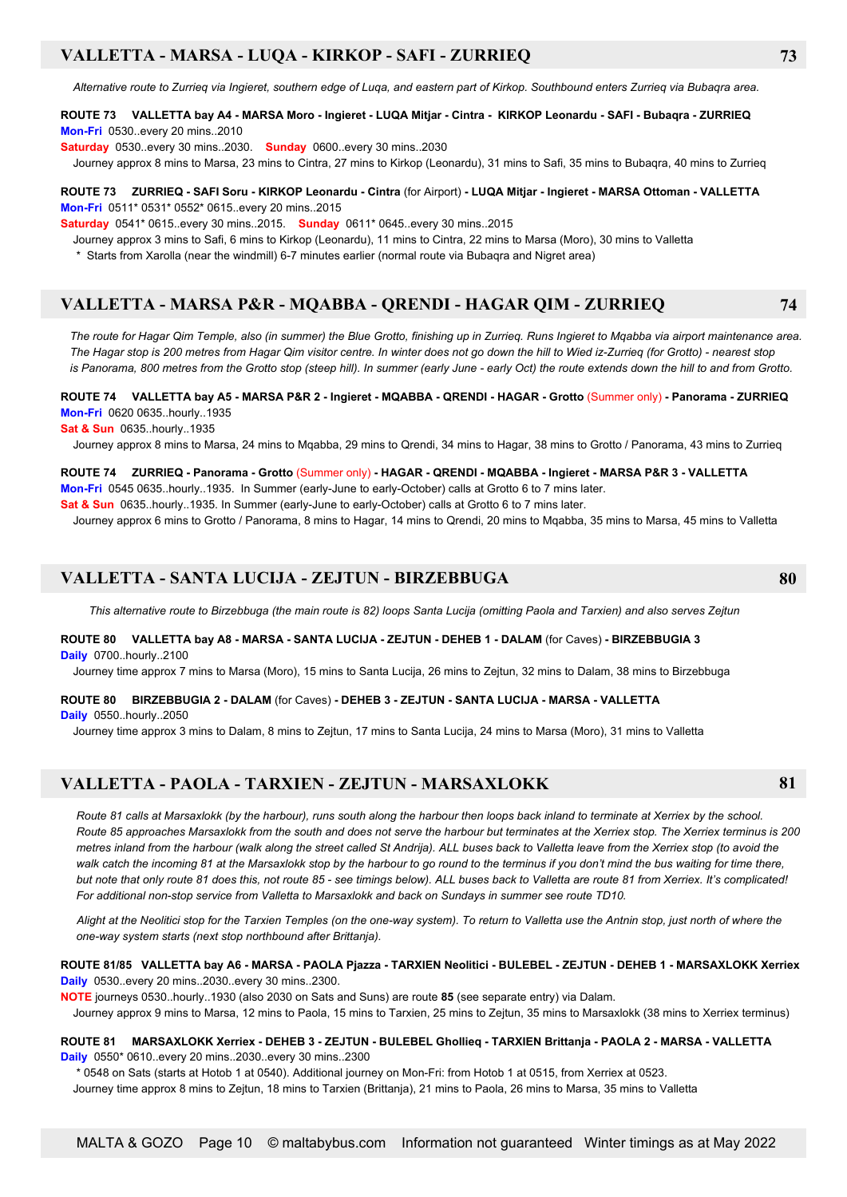## VALLETTA - MARSA - LUQA - KIRKOP - SAFI - ZURRIEQ

**73**

*Alternative route to Zurrieq via Ingieret, southern edge of Luqa, and eastern part of Kirkop. Southbound enters Zurrieq via Bubaqra area.*

**ROUTE 73 VALLETTA bay A4 - MARSA Moro - Ingieret - LUQA Mitjar - Cintra - KIRKOP Leonardu - SAFI - Bubaqra - ZURRIEQ**
**Mon-Fri** 0530..every 20 mins..2010
**Saturday** 0530..every 30 mins..2030. **Sunday** 0600..every 30 mins..2030
Journey approx 8 mins to Marsa, 23 mins to Cintra, 27 mins to Kirkop (Leonardu), 31 mins to Safi, 35 mins to Bubaqra, 40 mins to Zurrieq

**ROUTE 73 ZURRIEQ - SAFI Soru - KIRKOP Leonardu - Cintra** (for Airport) **- LUQA Mitjar - Ingieret - MARSA Ottoman - VALLETTA**
**Mon-Fri** 0511* 0531* 0552* 0615..every 20 mins..2015
**Saturday** 0541* 0615..every 30 mins..2015. **Sunday** 0611* 0645..every 30 mins..2015
Journey approx 3 mins to Safi, 6 mins to Kirkop (Leonardu), 11 mins to Cintra, 22 mins to Marsa (Moro), 30 mins to Valletta
* Starts from Xarolla (near the windmill) 6-7 minutes earlier (normal route via Bubaqra and Nigret area)

## VALLETTA - MARSA P&R - MQABBA - QRENDI - HAGAR QIM - ZURRIEQ

**74**

*The route for Hagar Qim Temple, also (in summer) the Blue Grotto, finishing up in Zurrieq. Runs Ingieret to Mqabba via airport maintenance area. The Hagar stop is 200 metres from Hagar Qim visitor centre. In winter does not go down the hill to Wied iz-Zurrieq (for Grotto) - nearest stop is Panorama, 800 metres from the Grotto stop (steep hill). In summer (early June - early Oct) the route extends down the hill to and from Grotto.*

**ROUTE 74 VALLETTA bay A5 - MARSA P&R 2 - Ingieret - MQABBA - QRENDI - HAGAR - Grotto** (Summer only) **- Panorama - ZURRIEQ**
**Mon-Fri** 0620 0635..hourly..1935
**Sat & Sun** 0635..hourly..1935
Journey approx 8 mins to Marsa, 24 mins to Mqabba, 29 mins to Qrendi, 34 mins to Hagar, 38 mins to Grotto / Panorama, 43 mins to Zurrieq

**ROUTE 74 ZURRIEQ - Panorama - Grotto** (Summer only) **- HAGAR - QRENDI - MQABBA - Ingieret - MARSA P&R 3 - VALLETTA**
**Mon-Fri** 0545 0635..hourly..1935. In Summer (early-June to early-October) calls at Grotto 6 to 7 mins later.
**Sat & Sun** 0635..hourly..1935. In Summer (early-June to early-October) calls at Grotto 6 to 7 mins later.
Journey approx 6 mins to Grotto / Panorama, 8 mins to Hagar, 14 mins to Qrendi, 20 mins to Mqabba, 35 mins to Marsa, 45 mins to Valletta

## VALLETTA - SANTA LUCIJA - ZEJTUN - BIRZEBBUGA

**80**

*This alternative route to Birzebbuga (the main route is 82) loops Santa Lucija (omitting Paola and Tarxien) and also serves Zejtun*

**ROUTE 80 VALLETTA bay A8 - MARSA - SANTA LUCIJA - ZEJTUN - DEHEB 1 - DALAM** (for Caves) **- BIRZEBBUGIA 3**
**Daily** 0700..hourly..2100
Journey time approx 7 mins to Marsa (Moro), 15 mins to Santa Lucija, 26 mins to Zejtun, 32 mins to Dalam, 38 mins to Birzebbuga

**ROUTE 80 BIRZEBBUGIA 2 - DALAM** (for Caves) **- DEHEB 3 - ZEJTUN - SANTA LUCIJA - MARSA - VALLETTA**
**Daily** 0550..hourly..2050
Journey time approx 3 mins to Dalam, 8 mins to Zejtun, 17 mins to Santa Lucija, 24 mins to Marsa (Moro), 31 mins to Valletta

## VALLETTA - PAOLA - TARXIEN - ZEJTUN - MARSAXLOKK

**81**

*Route 81 calls at Marsaxlokk (by the harbour), runs south along the harbour then loops back inland to terminate at Xerriex by the school. Route 85 approaches Marsaxlokk from the south and does not serve the harbour but terminates at the Xerriex stop. The Xerriex terminus is 200 metres inland from the harbour (walk along the street called St Andrija). ALL buses back to Valletta leave from the Xerriex stop (to avoid the walk catch the incoming 81 at the Marsaxlokk stop by the harbour to go round to the terminus if you don't mind the bus waiting for time there, but note that only route 81 does this, not route 85 - see timings below). ALL buses back to Valletta are route 81 from Xerriex. It's complicated! For additional non-stop service from Valletta to Marsaxlokk and back on Sundays in summer see route TD10.*

*Alight at the Neolitici stop for the Tarxien Temples (on the one-way system). To return to Valletta use the Antnin stop, just north of where the one-way system starts (next stop northbound after Brittanja).*

**ROUTE 81/85 VALLETTA bay A6 - MARSA - PAOLA Pjazza - TARXIEN Neolitici - BULEBEL - ZEJTUN - DEHEB 1 - MARSAXLOKK Xerriex**
**Daily** 0530..every 20 mins..2030..every 30 mins..2300.
**NOTE** journeys 0530..hourly..1930 (also 2030 on Sats and Suns) are route **85** (see separate entry) via Dalam.
Journey approx 9 mins to Marsa, 12 mins to Paola, 15 mins to Tarxien, 25 mins to Zejtun, 35 mins to Marsaxlokk (38 mins to Xerriex terminus)

**ROUTE 81 MARSAXLOKK Xerriex - DEHEB 3 - ZEJTUN - BULEBEL Ghollieq - TARXIEN Brittanja - PAOLA 2 - MARSA - VALLETTA**
**Daily** 0550* 0610..every 20 mins..2030..every 30 mins..2300
* 0548 on Sats (starts at Hotob 1 at 0540). Additional journey on Mon-Fri: from Hotob 1 at 0515, from Xerriex at 0523.
Journey time approx 8 mins to Zejtun, 18 mins to Tarxien (Brittanja), 21 mins to Paola, 26 mins to Marsa, 35 mins to Valletta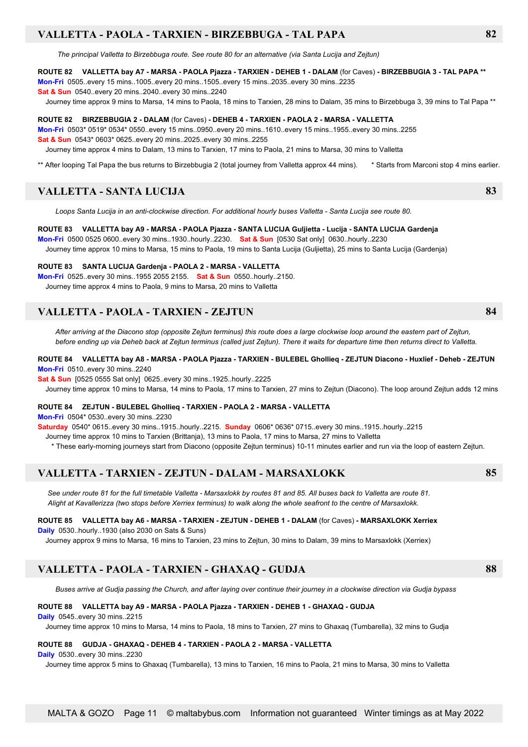## VALLETTA - PAOLA - TARXIEN - BIRZEBBUGA - TAL PAPA — 82

*The principal Valletta to Birzebbuga route. See route 80 for an alternative (via Santa Lucija and Zejtun)*

**ROUTE 82 VALLETTA bay A7 - MARSA - PAOLA Pjazza - TARXIEN - DEHEB 1 - DALAM** (for Caves) **- BIRZEBBUGIA 3 - TAL PAPA \*\***
**Mon-Fri** 0505..every 15 mins..1005..every 20 mins..1505..every 15 mins..2035..every 30 mins..2235
**Sat & Sun** 0540..every 20 mins..2040..every 30 mins..2240
Journey time approx 9 mins to Marsa, 14 mins to Paola, 18 mins to Tarxien, 28 mins to Dalam, 35 mins to Birzebbuga 3, 39 mins to Tal Papa \*\*

**ROUTE 82 BIRZEBBUGIA 2 - DALAM** (for Caves) **- DEHEB 4 - TARXIEN - PAOLA 2 - MARSA - VALLETTA**
**Mon-Fri** 0503\* 0519\* 0534\* 0550..every 15 mins..0950..every 20 mins..1610..every 15 mins..1955..every 30 mins..2255
**Sat & Sun** 0543\* 0603\* 0625..every 20 mins..2025..every 30 mins..2255
Journey time approx 4 mins to Dalam, 13 mins to Tarxien, 17 mins to Paola, 21 mins to Marsa, 30 mins to Valletta

\*\* After looping Tal Papa the bus returns to Birzebbugia 2 (total journey from Valletta approx 44 mins). \* Starts from Marconi stop 4 mins earlier.

## VALLETTA - SANTA LUCIJA — 83

*Loops Santa Lucija in an anti-clockwise direction. For additional hourly buses Valletta - Santa Lucija see route 80.*

**ROUTE 83 VALLETTA bay A9 - MARSA - PAOLA Pjazza - SANTA LUCIJA Guljietta - Lucija - SANTA LUCIJA Gardenja**
**Mon-Fri** 0500 0525 0600..every 30 mins..1930..hourly..2230. **Sat & Sun** [0530 Sat only] 0630..hourly..2230
Journey time approx 10 mins to Marsa, 15 mins to Paola, 19 mins to Santa Lucija (Guljietta), 25 mins to Santa Lucija (Gardenja)

**ROUTE 83 SANTA LUCIJA Gardenja - PAOLA 2 - MARSA - VALLETTA**
**Mon-Fri** 0525..every 30 mins..1955 2055 2155. **Sat & Sun** 0550..hourly..2150.
Journey time approx 4 mins to Paola, 9 mins to Marsa, 20 mins to Valletta

## VALLETTA - PAOLA - TARXIEN - ZEJTUN — 84

*After arriving at the Diacono stop (opposite Zejtun terminus) this route does a large clockwise loop around the eastern part of Zejtun, before ending up via Deheb back at Zejtun terminus (called just Zejtun). There it waits for departure time then returns direct to Valletta.*

**ROUTE 84 VALLETTA bay A8 - MARSA - PAOLA Pjazza - TARXIEN - BULEBEL Ghollieq - ZEJTUN Diacono - Huxlief - Deheb - ZEJTUN**
**Mon-Fri** 0510..every 30 mins..2240
**Sat & Sun** [0525 0555 Sat only] 0625..every 30 mins..1925..hourly..2225
Journey time approx 10 mins to Marsa, 14 mins to Paola, 17 mins to Tarxien, 27 mins to Zejtun (Diacono). The loop around Zejtun adds 12 mins

**ROUTE 84 ZEJTUN - BULEBEL Ghollieq - TARXIEN - PAOLA 2 - MARSA - VALLETTA**
**Mon-Fri** 0504\* 0530..every 30 mins..2230
**Saturday** 0540\* 0615..every 30 mins..1915..hourly..2215. **Sunday** 0606\* 0636\* 0715..every 30 mins..1915..hourly..2215
Journey time approx 10 mins to Tarxien (Brittanja), 13 mins to Paola, 17 mins to Marsa, 27 mins to Valletta
\* These early-morning journeys start from Diacono (opposite Zejtun terminus) 10-11 minutes earlier and run via the loop of eastern Zejtun.

## VALLETTA - TARXIEN - ZEJTUN - DALAM - MARSAXLOKK — 85

*See under route 81 for the full timetable Valletta - Marsaxlokk by routes 81 and 85. All buses back to Valletta are route 81. Alight at Kavallerizza (two stops before Xerriex terminus) to walk along the whole seafront to the centre of Marsaxlokk.*

**ROUTE 85 VALLETTA bay A6 - MARSA - TARXIEN - ZEJTUN - DEHEB 1 - DALAM** (for Caves) **- MARSAXLOKK Xerriex**
**Daily** 0530..hourly..1930 (also 2030 on Sats & Suns)
Journey approx 9 mins to Marsa, 16 mins to Tarxien, 23 mins to Zejtun, 30 mins to Dalam, 39 mins to Marsaxlokk (Xerriex)

## VALLETTA - PAOLA - TARXIEN - GHAXAQ - GUDJA — 88

*Buses arrive at Gudja passing the Church, and after laying over continue their journey in a clockwise direction via Gudja bypass*

**ROUTE 88 VALLETTA bay A9 - MARSA - PAOLA Pjazza - TARXIEN - DEHEB 1 - GHAXAQ - GUDJA**
**Daily** 0545..every 30 mins..2215
Journey time approx 10 mins to Marsa, 14 mins to Paola, 18 mins to Tarxien, 27 mins to Ghaxaq (Tumbarella), 32 mins to Gudja

**ROUTE 88 GUDJA - GHAXAQ - DEHEB 4 - TARXIEN - PAOLA 2 - MARSA - VALLETTA**
**Daily** 0530..every 30 mins..2230
Journey time approx 5 mins to Ghaxaq (Tumbarella), 13 mins to Tarxien, 16 mins to Paola, 21 mins to Marsa, 30 mins to Valletta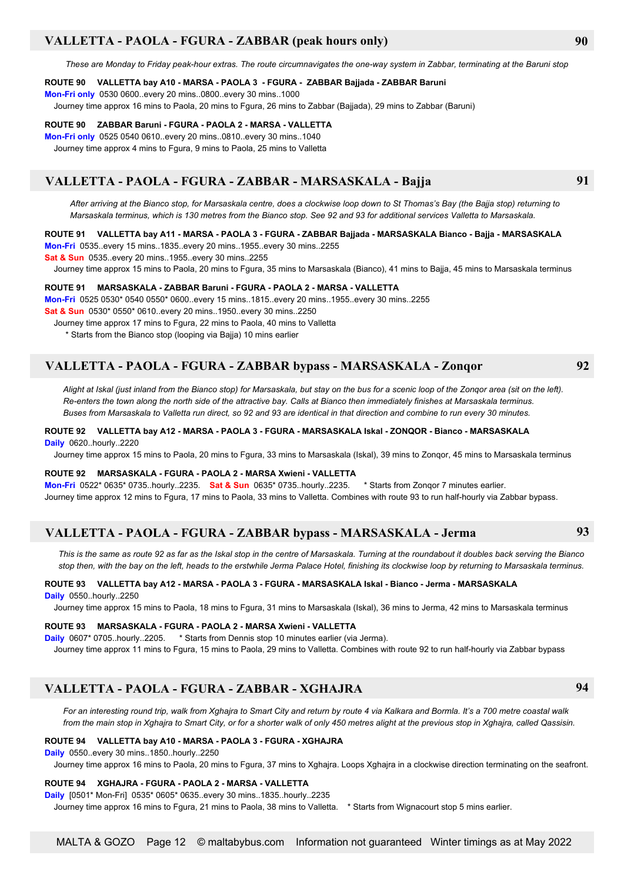## VALLETTA - PAOLA - FGURA - ZABBAR (peak hours only) — 90

*These are Monday to Friday peak-hour extras. The route circumnavigates the one-way system in Zabbar, terminating at the Baruni stop*

**ROUTE 90 VALLETTA bay A10 - MARSA - PAOLA 3 - FGURA - ZABBAR Bajjada - ZABBAR Baruni**

**Mon-Fri only** 0530 0600..every 20 mins..0800..every 30 mins..1000

Journey time approx 16 mins to Paola, 20 mins to Fgura, 26 mins to Zabbar (Bajjada), 29 mins to Zabbar (Baruni)

**ROUTE 90 ZABBAR Baruni - FGURA - PAOLA 2 - MARSA - VALLETTA**

**Mon-Fri only** 0525 0540 0610..every 20 mins..0810..every 30 mins..1040

Journey time approx 4 mins to Fgura, 9 mins to Paola, 25 mins to Valletta

## VALLETTA - PAOLA - FGURA - ZABBAR - MARSASKALA - Bajja — 91

*After arriving at the Bianco stop, for Marsaskala centre, does a clockwise loop down to St Thomas's Bay (the Bajja stop) returning to Marsaskala terminus, which is 130 metres from the Bianco stop. See 92 and 93 for additional services Valletta to Marsaskala.*

**ROUTE 91 VALLETTA bay A11 - MARSA - PAOLA 3 - FGURA - ZABBAR Bajjada - MARSASKALA Bianco - Bajja - MARSASKALA**

**Mon-Fri** 0535..every 15 mins..1835..every 20 mins..1955..every 30 mins..2255

**Sat & Sun** 0535..every 20 mins..1955..every 30 mins..2255

Journey time approx 15 mins to Paola, 20 mins to Fgura, 35 mins to Marsaskala (Bianco), 41 mins to Bajja, 45 mins to Marsaskala terminus

**ROUTE 91 MARSASKALA - ZABBAR Baruni - FGURA - PAOLA 2 - MARSA - VALLETTA**

**Mon-Fri** 0525 0530* 0540 0550* 0600..every 15 mins..1815..every 20 mins..1955..every 30 mins..2255

**Sat & Sun** 0530* 0550* 0610..every 20 mins..1950..every 30 mins..2250

Journey time approx 17 mins to Fgura, 22 mins to Paola, 40 mins to Valletta

\* Starts from the Bianco stop (looping via Bajja) 10 mins earlier

## VALLETTA - PAOLA - FGURA - ZABBAR bypass - MARSASKALA - Zonqor — 92

*Alight at Iskal (just inland from the Bianco stop) for Marsaskala, but stay on the bus for a scenic loop of the Zonqor area (sit on the left). Re-enters the town along the north side of the attractive bay. Calls at Bianco then immediately finishes at Marsaskala terminus. Buses from Marsaskala to Valletta run direct, so 92 and 93 are identical in that direction and combine to run every 30 minutes.*

**ROUTE 92 VALLETTA bay A12 - MARSA - PAOLA 3 - FGURA - MARSASKALA Iskal - ZONQOR - Bianco - MARSASKALA**

**Daily** 0620..hourly..2220

Journey time approx 15 mins to Paola, 20 mins to Fgura, 33 mins to Marsaskala (Iskal), 39 mins to Zonqor, 45 mins to Marsaskala terminus

**ROUTE 92 MARSASKALA - FGURA - PAOLA 2 - MARSA Xwieni - VALLETTA**

**Mon-Fri** 0522* 0635* 0735..hourly..2235. **Sat & Sun** 0635* 0735..hourly..2235. \* Starts from Zonqor 7 minutes earlier.

Journey time approx 12 mins to Fgura, 17 mins to Paola, 33 mins to Valletta. Combines with route 93 to run half-hourly via Zabbar bypass.

## VALLETTA - PAOLA - FGURA - ZABBAR bypass - MARSASKALA - Jerma — 93

*This is the same as route 92 as far as the Iskal stop in the centre of Marsaskala. Turning at the roundabout it doubles back serving the Bianco stop then, with the bay on the left, heads to the erstwhile Jerma Palace Hotel, finishing its clockwise loop by returning to Marsaskala terminus.*

**ROUTE 93 VALLETTA bay A12 - MARSA - PAOLA 3 - FGURA - MARSASKALA Iskal - Bianco - Jerma - MARSASKALA**

**Daily** 0550..hourly..2250

Journey time approx 15 mins to Paola, 18 mins to Fgura, 31 mins to Marsaskala (Iskal), 36 mins to Jerma, 42 mins to Marsaskala terminus

**ROUTE 93 MARSASKALA - FGURA - PAOLA 2 - MARSA Xwieni - VALLETTA**

**Daily** 0607* 0705..hourly..2205. \* Starts from Dennis stop 10 minutes earlier (via Jerma).

Journey time approx 11 mins to Fgura, 15 mins to Paola, 29 mins to Valletta. Combines with route 92 to run half-hourly via Zabbar bypass

## VALLETTA - PAOLA - FGURA - ZABBAR - XGHAJRA — 94

*For an interesting round trip, walk from Xghajra to Smart City and return by route 4 via Kalkara and Bormla. It's a 700 metre coastal walk from the main stop in Xghajra to Smart City, or for a shorter walk of only 450 metres alight at the previous stop in Xghajra, called Qassisin.*

**ROUTE 94 VALLETTA bay A10 - MARSA - PAOLA 3 - FGURA - XGHAJRA**

**Daily** 0550..every 30 mins..1850..hourly..2250

Journey time approx 16 mins to Paola, 20 mins to Fgura, 37 mins to Xghajra. Loops Xghajra in a clockwise direction terminating on the seafront.

**ROUTE 94 XGHAJRA - FGURA - PAOLA 2 - MARSA - VALLETTA**

**Daily** [0501* Mon-Fri] 0535* 0605* 0635..every 30 mins..1835..hourly..2235

Journey time approx 16 mins to Fgura, 21 mins to Paola, 38 mins to Valletta. \* Starts from Wignacourt stop 5 mins earlier.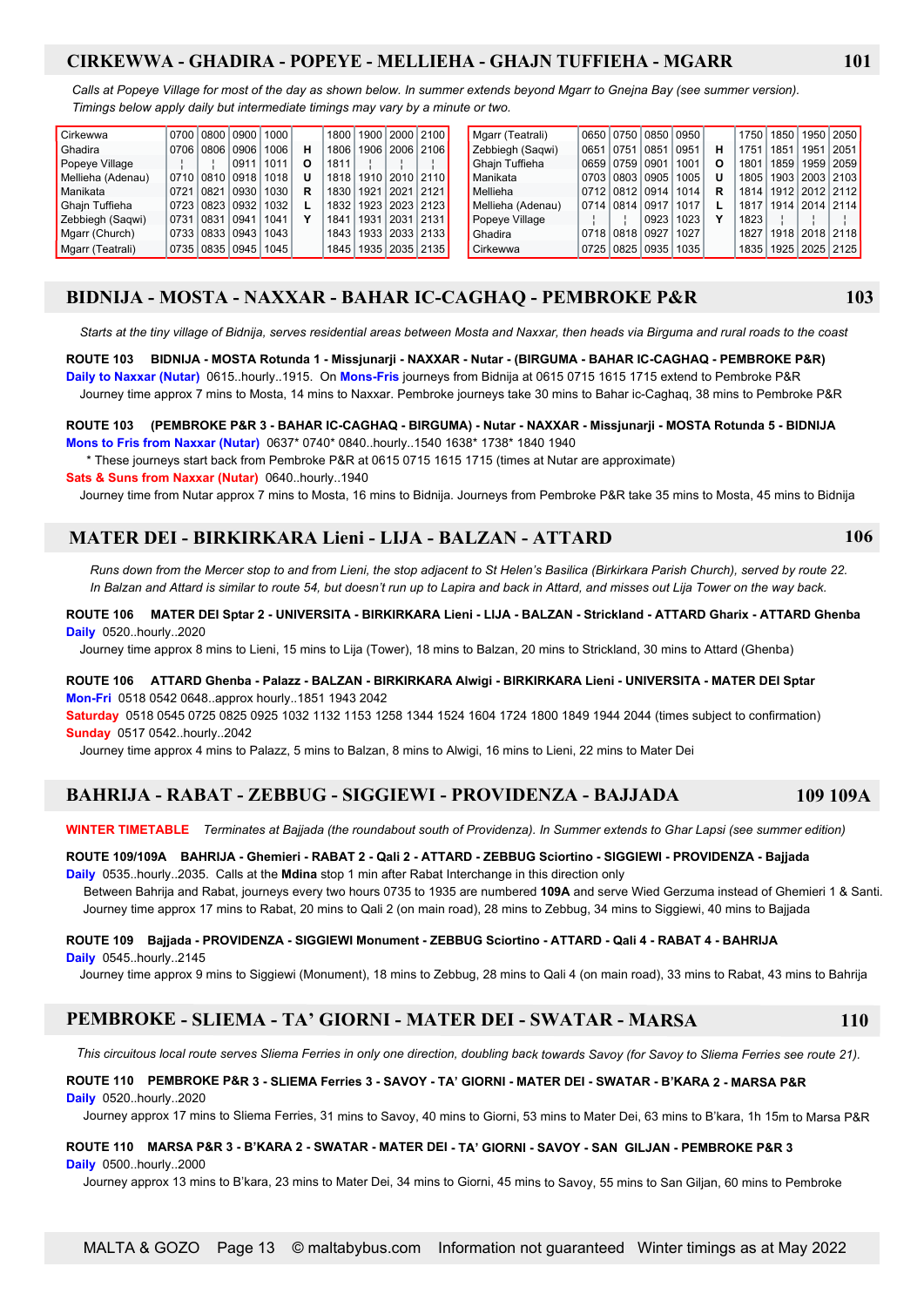## CIRKEWWA - GHADIRA - POPEYE - MELLIEHA - GHAJN TUFFIEHA - MGARR 101

*Calls at Popeye Village for most of the day as shown below. In summer extends beyond Mgarr to Gnejna Bay (see summer version). Timings below apply daily but intermediate timings may vary by a minute or two.*

| Cirkewwa | 0700 | 0800 | 0900 | 1000 | | 1800 | 1900 | 2000 | 2100 |
|---|---|---|---|---|---|---|---|---|---|
| Ghadira | 0706 | 0806 | 0906 | 1006 | H | 1806 | 1906 | 2006 | 2106 |
| Popeye Village | ¦ | ¦ | 0911 | 1011 | O | 1811 | ¦ | ¦ | ¦ |
| Mellieha (Adenau) | 0710 | 0810 | 0918 | 1018 | U | 1818 | 1910 | 2010 | 2110 |
| Manikata | 0721 | 0821 | 0930 | 1030 | R | 1830 | 1921 | 2021 | 2121 |
| Ghajn Tuffieha | 0723 | 0823 | 0932 | 1032 | L | 1832 | 1923 | 2023 | 2123 |
| Zebbiegh (Saqwi) | 0731 | 0831 | 0941 | 1041 | Y | 1841 | 1931 | 2031 | 2131 |
| Mgarr (Church) | 0733 | 0833 | 0943 | 1043 | | 1843 | 1933 | 2033 | 2133 |
| Mgarr (Teatrali) | 0735 | 0835 | 0945 | 1045 | | 1845 | 1935 | 2035 | 2135 |

| Mgarr (Teatrali) | 0650 | 0750 | 0850 | 0950 | | 1750 | 1850 | 1950 | 2050 |
|---|---|---|---|---|---|---|---|---|---|
| Zebbiegh (Saqwi) | 0651 | 0751 | 0851 | 0951 | H | 1751 | 1851 | 1951 | 2051 |
| Ghajn Tuffieha | 0659 | 0759 | 0901 | 1001 | O | 1801 | 1859 | 1959 | 2059 |
| Manikata | 0703 | 0803 | 0905 | 1005 | U | 1805 | 1903 | 2003 | 2103 |
| Mellieha | 0712 | 0812 | 0914 | 1014 | R | 1814 | 1912 | 2012 | 2112 |
| Mellieha (Adenau) | 0714 | 0814 | 0917 | 1017 | L | 1817 | 1914 | 2014 | 2114 |
| Popeye Village | ¦ | ¦ | 0923 | 1023 | Y | 1823 | ¦ | ¦ | ¦ |
| Ghadira | 0718 | 0818 | 0927 | 1027 | | 1827 | 1918 | 2018 | 2118 |
| Cirkewwa | 0725 | 0825 | 0935 | 1035 | | 1835 | 1925 | 2025 | 2125 |

## BIDNIJA - MOSTA - NAXXAR - BAHAR IC-CAGHAQ - PEMBROKE P&R 103

*Starts at the tiny village of Bidnija, serves residential areas between Mosta and Naxxar, then heads via Birguma and rural roads to the coast*

**ROUTE 103 BIDNIJA - MOSTA Rotunda 1 - Missjunarji - NAXXAR - Nutar - (BIRGUMA - BAHAR IC-CAGHAQ - PEMBROKE P&R)**

**Daily to Naxxar (Nutar)** 0615..hourly..1915. On **Mons-Fris** journeys from Bidnija at 0615 0715 1615 1715 extend to Pembroke P&R

Journey time approx 7 mins to Mosta, 14 mins to Naxxar. Pembroke journeys take 30 mins to Bahar ic-Caghaq, 38 mins to Pembroke P&R

**ROUTE 103 (PEMBROKE P&R 3 - BAHAR IC-CAGHAQ - BIRGUMA) - Nutar - NAXXAR - Missjunarji - MOSTA Rotunda 5 - BIDNIJA**

**Mons to Fris from Naxxar (Nutar)** 0637* 0740* 0840..hourly..1540 1638* 1738* 1840 1940

\* These journeys start back from Pembroke P&R at 0615 0715 1615 1715 (times at Nutar are approximate)

**Sats & Suns from Naxxar (Nutar)** 0640..hourly..1940

Journey time from Nutar approx 7 mins to Mosta, 16 mins to Bidnija. Journeys from Pembroke P&R take 35 mins to Mosta, 45 mins to Bidnija

## MATER DEI - BIRKIRKARA Lieni - LIJA - BALZAN - ATTARD 106

*Runs down from the Mercer stop to and from Lieni, the stop adjacent to St Helen's Basilica (Birkirkara Parish Church), served by route 22. In Balzan and Attard is similar to route 54, but doesn't run up to Lapira and back in Attard, and misses out Lija Tower on the way back.*

**ROUTE 106 MATER DEI Sptar 2 - UNIVERSITA - BIRKIRKARA Lieni - LIJA - BALZAN - Strickland - ATTARD Gharix - ATTARD Ghenba**

**Daily** 0520..hourly..2020

Journey time approx 8 mins to Lieni, 15 mins to Lija (Tower), 18 mins to Balzan, 20 mins to Strickland, 30 mins to Attard (Ghenba)

**ROUTE 106 ATTARD Ghenba - Palazz - BALZAN - BIRKIRKARA Alwigi - BIRKIRKARA Lieni - UNIVERSITA - MATER DEI Sptar**

**Mon-Fri** 0518 0542 0648..approx hourly..1851 1943 2042

**Saturday** 0518 0545 0725 0825 0925 1032 1132 1153 1258 1344 1524 1604 1724 1800 1849 1944 2044 (times subject to confirmation)

**Sunday** 0517 0542..hourly..2042

Journey time approx 4 mins to Palazz, 5 mins to Balzan, 8 mins to Alwigi, 16 mins to Lieni, 22 mins to Mater Dei

## BAHRIJA - RABAT - ZEBBUG - SIGGIEWI - PROVIDENZA - BAJJADA 109 109A

**WINTER TIMETABLE** *Terminates at Bajjada (the roundabout south of Providenza). In Summer extends to Ghar Lapsi (see summer edition)*

**ROUTE 109/109A BAHRIJA - Ghemieri - RABAT 2 - Qali 2 - ATTARD - ZEBBUG Sciortino - SIGGIEWI - PROVIDENZA - Bajjada**

**Daily** 0535..hourly..2035. Calls at the **Mdina** stop 1 min after Rabat Interchange in this direction only

Between Bahrija and Rabat, journeys every two hours 0735 to 1935 are numbered **109A** and serve Wied Gerzuma instead of Ghemieri 1 & Santi.

Journey time approx 17 mins to Rabat, 20 mins to Qali 2 (on main road), 28 mins to Zebbug, 34 mins to Siggiewi, 40 mins to Bajjada

**ROUTE 109 Bajjada - PROVIDENZA - SIGGIEWI Monument - ZEBBUG Sciortino - ATTARD - Qali 4 - RABAT 4 - BAHRIJA**

**Daily** 0545..hourly..2145

Journey time approx 9 mins to Siggiewi (Monument), 18 mins to Zebbug, 28 mins to Qali 4 (on main road), 33 mins to Rabat, 43 mins to Bahrija

## PEMBROKE - SLIEMA - TA' GIORNI - MATER DEI - SWATAR - MARSA 110

*This circuitous local route serves Sliema Ferries in only one direction, doubling back towards Savoy (for Savoy to Sliema Ferries see route 21).*

**ROUTE 110 PEMBROKE P&R 3 - SLIEMA Ferries 3 - SAVOY - TA' GIORNI - MATER DEI - SWATAR - B'KARA 2 - MARSA P&R**

**Daily** 0520..hourly..2020

Journey approx 17 mins to Sliema Ferries, 31 mins to Savoy, 40 mins to Giorni, 53 mins to Mater Dei, 63 mins to B'kara, 1h 15m to Marsa P&R

**ROUTE 110 MARSA P&R 3 - B'KARA 2 - SWATAR - MATER DEI - TA' GIORNI - SAVOY - SAN GILJAN - PEMBROKE P&R 3**

**Daily** 0500..hourly..2000

Journey approx 13 mins to B'kara, 23 mins to Mater Dei, 34 mins to Giorni, 45 mins to Savoy, 55 mins to San Giljan, 60 mins to Pembroke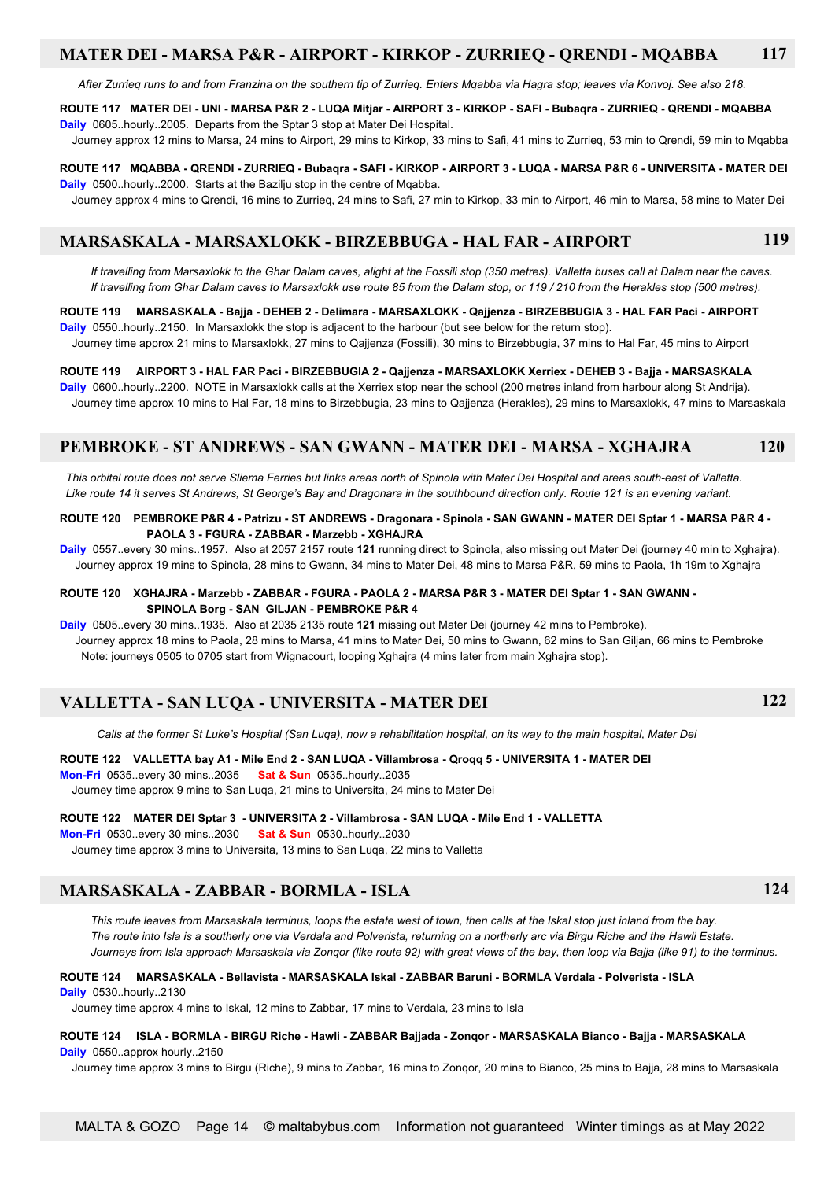## MATER DEI - MARSA P&R - AIRPORT - KIRKOP - ZURRIEQ - QRENDI - MQABBA 117

*After Zurrieq runs to and from Franzina on the southern tip of Zurrieq. Enters Mqabba via Hagra stop; leaves via Konvoj. See also 218.*

**ROUTE 117 MATER DEI - UNI - MARSA P&R 2 - LUQA Mitjar - AIRPORT 3 - KIRKOP - SAFI - Bubaqra - ZURRIEQ - QRENDI - MQABBA**
**Daily** 0605..hourly..2005. Departs from the Sptar 3 stop at Mater Dei Hospital.
Journey approx 12 mins to Marsa, 24 mins to Airport, 29 mins to Kirkop, 33 mins to Safi, 41 mins to Zurrieq, 53 min to Qrendi, 59 min to Mqabba

**ROUTE 117 MQABBA - QRENDI - ZURRIEQ - Bubaqra - SAFI - KIRKOP - AIRPORT 3 - LUQA - MARSA P&R 6 - UNIVERSITA - MATER DEI**
**Daily** 0500..hourly..2000. Starts at the Bazilju stop in the centre of Mqabba.
Journey approx 4 mins to Qrendi, 16 mins to Zurrieq, 24 mins to Safi, 27 min to Kirkop, 33 min to Airport, 46 min to Marsa, 58 mins to Mater Dei

## MARSASKALA - MARSAXLOKK - BIRZEBBUGA - HAL FAR - AIRPORT 119

*If travelling from Marsaxlokk to the Ghar Dalam caves, alight at the Fossili stop (350 metres). Valletta buses call at Dalam near the caves.*
*If travelling from Ghar Dalam caves to Marsaxlokk use route 85 from the Dalam stop, or 119 / 210 from the Herakles stop (500 metres).*

**ROUTE 119 MARSASKALA - Bajja - DEHEB 2 - Delimara - MARSAXLOKK - Qajjenza - BIRZEBBUGIA 3 - HAL FAR Paci - AIRPORT**
**Daily** 0550..hourly..2150. In Marsaxlokk the stop is adjacent to the harbour (but see below for the return stop).
Journey time approx 21 mins to Marsaxlokk, 27 mins to Qajjenza (Fossili), 30 mins to Birzebbugia, 37 mins to Hal Far, 45 mins to Airport

**ROUTE 119 AIRPORT 3 - HAL FAR Paci - BIRZEBBUGIA 2 - Qajjenza - MARSAXLOKK Xerriex - DEHEB 3 - Bajja - MARSASKALA**
**Daily** 0600..hourly..2200. NOTE in Marsaxlokk calls at the Xerriex stop near the school (200 metres inland from harbour along St Andrija).
Journey time approx 10 mins to Hal Far, 18 mins to Birzebbugia, 23 mins to Qajjenza (Herakles), 29 mins to Marsaxlokk, 47 mins to Marsaskala

## PEMBROKE - ST ANDREWS - SAN GWANN - MATER DEI - MARSA - XGHAJRA 120

*This orbital route does not serve Sliema Ferries but links areas north of Spinola with Mater Dei Hospital and areas south-east of Valletta.*
*Like route 14 it serves St Andrews, St George's Bay and Dragonara in the southbound direction only. Route 121 is an evening variant.*

**ROUTE 120 PEMBROKE P&R 4 - Patrizu - ST ANDREWS - Dragonara - Spinola - SAN GWANN - MATER DEI Sptar 1 - MARSA P&R 4 - PAOLA 3 - FGURA - ZABBAR - Marzebb - XGHAJRA**
**Daily** 0557..every 30 mins..1957. Also at 2057 2157 route **121** running direct to Spinola, also missing out Mater Dei (journey 40 min to Xghajra).
Journey approx 19 mins to Spinola, 28 mins to Gwann, 34 mins to Mater Dei, 48 mins to Marsa P&R, 59 mins to Paola, 1h 19m to Xghajra

**ROUTE 120 XGHAJRA - Marzebb - ZABBAR - FGURA - PAOLA 2 - MARSA P&R 3 - MATER DEI Sptar 1 - SAN GWANN - SPINOLA Borg - SAN GILJAN - PEMBROKE P&R 4**
**Daily** 0505..every 30 mins..1935. Also at 2035 2135 route **121** missing out Mater Dei (journey 42 mins to Pembroke).
Journey approx 18 mins to Paola, 28 mins to Marsa, 41 mins to Mater Dei, 50 mins to Gwann, 62 mins to San Giljan, 66 mins to Pembroke
Note: journeys 0505 to 0705 start from Wignacourt, looping Xghajra (4 mins later from main Xghajra stop).

## VALLETTA - SAN LUQA - UNIVERSITA - MATER DEI 122

*Calls at the former St Luke's Hospital (San Luqa), now a rehabilitation hospital, on its way to the main hospital, Mater Dei*

**ROUTE 122 VALLETTA bay A1 - Mile End 2 - SAN LUQA - Villambrosa - Qroqq 5 - UNIVERSITA 1 - MATER DEI**
**Mon-Fri** 0535..every 30 mins..2035 **Sat & Sun** 0535..hourly..2035
Journey time approx 9 mins to San Luqa, 21 mins to Universita, 24 mins to Mater Dei

**ROUTE 122 MATER DEI Sptar 3 - UNIVERSITA 2 - Villambrosa - SAN LUQA - Mile End 1 - VALLETTA**
**Mon-Fri** 0530..every 30 mins..2030 **Sat & Sun** 0530..hourly..2030
Journey time approx 3 mins to Universita, 13 mins to San Luqa, 22 mins to Valletta

## MARSASKALA - ZABBAR - BORMLA - ISLA 124

*This route leaves from Marsaskala terminus, loops the estate west of town, then calls at the Iskal stop just inland from the bay.*
*The route into Isla is a southerly one via Verdala and Polverista, returning on a northerly arc via Birgu Riche and the Hawli Estate.*
*Journeys from Isla approach Marsaskala via Zonqor (like route 92) with great views of the bay, then loop via Bajja (like 91) to the terminus.*

**ROUTE 124 MARSASKALA - Bellavista - MARSASKALA Iskal - ZABBAR Baruni - BORMLA Verdala - Polverista - ISLA**
**Daily** 0530..hourly..2130
Journey time approx 4 mins to Iskal, 12 mins to Zabbar, 17 mins to Verdala, 23 mins to Isla

**ROUTE 124 ISLA - BORMLA - BIRGU Riche - Hawli - ZABBAR Bajjada - Zonqor - MARSASKALA Bianco - Bajja - MARSASKALA**
**Daily** 0550..approx hourly..2150
Journey time approx 3 mins to Birgu (Riche), 9 mins to Zabbar, 16 mins to Zonqor, 20 mins to Bianco, 25 mins to Bajja, 28 mins to Marsaskala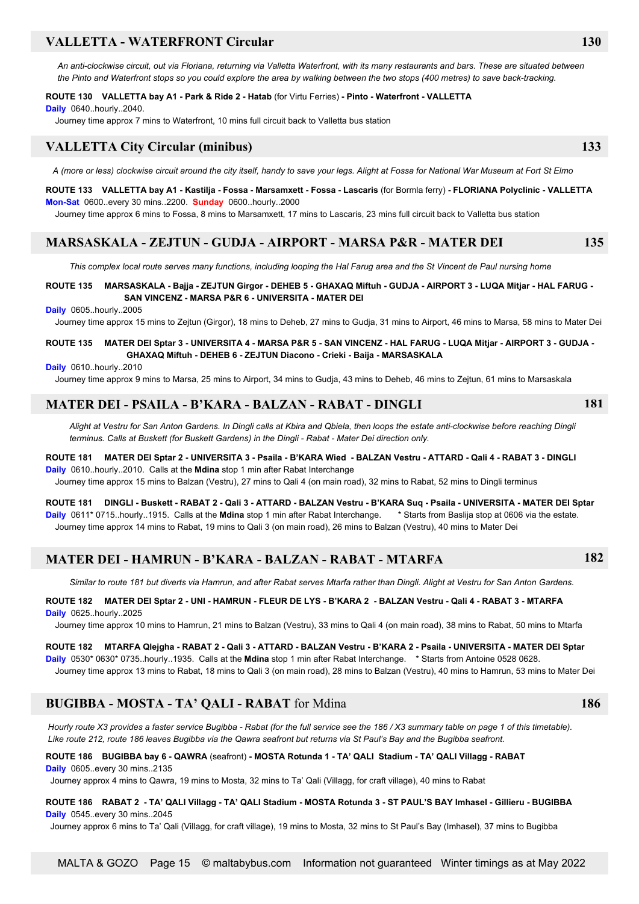## VALLETTA - WATERFRONT Circular — 130

*An anti-clockwise circuit, out via Floriana, returning via Valletta Waterfront, with its many restaurants and bars. These are situated between the Pinto and Waterfront stops so you could explore the area by walking between the two stops (400 metres) to save back-tracking.*

**ROUTE 130 VALLETTA bay A1 - Park & Ride 2 - Hatab** (for Virtu Ferries) **- Pinto - Waterfront - VALLETTA**
**Daily** 0640..hourly..2040.
Journey time approx 7 mins to Waterfront, 10 mins full circuit back to Valletta bus station

## VALLETTA City Circular (minibus) — 133

*A (more or less) clockwise circuit around the city itself, handy to save your legs. Alight at Fossa for National War Museum at Fort St Elmo*

**ROUTE 133 VALLETTA bay A1 - Kastilja - Fossa - Marsamxett - Fossa - Lascaris** (for Bormla ferry) **- FLORIANA Polyclinic - VALLETTA**
**Mon-Sat** 0600..every 30 mins..2200. **Sunday** 0600..hourly..2000
Journey time approx 6 mins to Fossa, 8 mins to Marsamxett, 17 mins to Lascaris, 23 mins full circuit back to Valletta bus station

## MARSASKALA - ZEJTUN - GUDJA - AIRPORT - MARSA P&R - MATER DEI — 135

*This complex local route serves many functions, including looping the Hal Farug area and the St Vincent de Paul nursing home*

**ROUTE 135 MARSASKALA - Bajja - ZEJTUN Girgor - DEHEB 5 - GHAXAQ Miftuh - GUDJA - AIRPORT 3 - LUQA Mitjar - HAL FARUG - SAN VINCENZ - MARSA P&R 6 - UNIVERSITA - MATER DEI**
**Daily** 0605..hourly..2005
Journey time approx 15 mins to Zejtun (Girgor), 18 mins to Deheb, 27 mins to Gudja, 31 mins to Airport, 46 mins to Marsa, 58 mins to Mater Dei

**ROUTE 135 MATER DEI Sptar 3 - UNIVERSITA 4 - MARSA P&R 5 - SAN VINCENZ - HAL FARUG - LUQA Mitjar - AIRPORT 3 - GUDJA - GHAXAQ Miftuh - DEHEB 6 - ZEJTUN Diacono - Crieki - Baija - MARSASKALA**
**Daily** 0610..hourly..2010
Journey time approx 9 mins to Marsa, 25 mins to Airport, 34 mins to Gudja, 43 mins to Deheb, 46 mins to Zejtun, 61 mins to Marsaskala

## MATER DEI - PSAILA - B'KARA - BALZAN - RABAT - DINGLI — 181

*Alight at Vestru for San Anton Gardens. In Dingli calls at Kbira and Qbiela, then loops the estate anti-clockwise before reaching Dingli terminus. Calls at Buskett (for Buskett Gardens) in the Dingli - Rabat - Mater Dei direction only.*

**ROUTE 181 MATER DEI Sptar 2 - UNIVERSITA 3 - Psaila - B'KARA Wied - BALZAN Vestru - ATTARD - Qali 4 - RABAT 3 - DINGLI**
**Daily** 0610..hourly..2010. Calls at the **Mdina** stop 1 min after Rabat Interchange
Journey time approx 15 mins to Balzan (Vestru), 27 mins to Qali 4 (on main road), 32 mins to Rabat, 52 mins to Dingli terminus

**ROUTE 181 DINGLI - Buskett - RABAT 2 - Qali 3 - ATTARD - BALZAN Vestru - B'KARA Suq - Psaila - UNIVERSITA - MATER DEI Sptar**
**Daily** 0611* 0715..hourly..1915. Calls at the **Mdina** stop 1 min after Rabat Interchange. * Starts from Baslija stop at 0606 via the estate.
Journey time approx 14 mins to Rabat, 19 mins to Qali 3 (on main road), 26 mins to Balzan (Vestru), 40 mins to Mater Dei

## MATER DEI - HAMRUN - B'KARA - BALZAN - RABAT - MTARFA — 182

*Similar to route 181 but diverts via Hamrun, and after Rabat serves Mtarfa rather than Dingli. Alight at Vestru for San Anton Gardens.*

**ROUTE 182 MATER DEI Sptar 2 - UNI - HAMRUN - FLEUR DE LYS - B'KARA 2 - BALZAN Vestru - Qali 4 - RABAT 3 - MTARFA**
**Daily** 0625..hourly..2025
Journey time approx 10 mins to Hamrun, 21 mins to Balzan (Vestru), 33 mins to Qali 4 (on main road), 38 mins to Rabat, 50 mins to Mtarfa

**ROUTE 182 MTARFA Qlejgha - RABAT 2 - Qali 3 - ATTARD - BALZAN Vestru - B'KARA 2 - Psaila - UNIVERSITA - MATER DEI Sptar**
**Daily** 0530* 0630* 0735..hourly..1935. Calls at the **Mdina** stop 1 min after Rabat Interchange. * Starts from Antoine 0528 0628.
Journey time approx 13 mins to Rabat, 18 mins to Qali 3 (on main road), 28 mins to Balzan (Vestru), 40 mins to Hamrun, 53 mins to Mater Dei

## BUGIBBA - MOSTA - TA' QALI - RABAT for Mdina — 186

*Hourly route X3 provides a faster service Bugibba - Rabat (for the full service see the 186 / X3 summary table on page 1 of this timetable). Like route 212, route 186 leaves Bugibba via the Qawra seafront but returns via St Paul's Bay and the Bugibba seafront.*

**ROUTE 186 BUGIBBA bay 6 - QAWRA** (seafront) **- MOSTA Rotunda 1 - TA' QALI Stadium - TA' QALI Villagg - RABAT**
**Daily** 0605..every 30 mins..2135
Journey approx 4 mins to Qawra, 19 mins to Mosta, 32 mins to Ta' Qali (Villagg, for craft village), 40 mins to Rabat

**ROUTE 186 RABAT 2 - TA' QALI Villagg - TA' QALI Stadium - MOSTA Rotunda 3 - ST PAUL'S BAY Imhasel - Gillieru - BUGIBBA**
**Daily** 0545..every 30 mins..2045
Journey approx 6 mins to Ta' Qali (Villagg, for craft village), 19 mins to Mosta, 32 mins to St Paul's Bay (Imhasel), 37 mins to Bugibba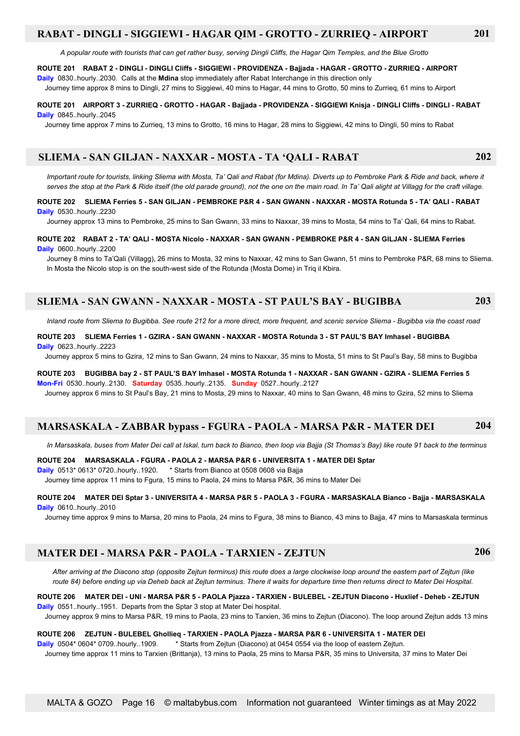## RABAT - DINGLI - SIGGIEWI - HAGAR QIM - GROTTO - ZURRIEQ - AIRPORT — 201

*A popular route with tourists that can get rather busy, serving Dingli Cliffs, the Hagar Qim Temples, and the Blue Grotto*

**ROUTE 201 RABAT 2 - DINGLI - DINGLI Cliffs - SIGGIEWI - PROVIDENZA - Bajjada - HAGAR - GROTTO - ZURRIEQ - AIRPORT**

**Daily** 0830..hourly..2030. Calls at the **Mdina** stop immediately after Rabat Interchange in this direction only

Journey time approx 8 mins to Dingli, 27 mins to Siggiewi, 40 mins to Hagar, 44 mins to Grotto, 50 mins to Zurrieq, 61 mins to Airport

**ROUTE 201 AIRPORT 3 - ZURRIEQ - GROTTO - HAGAR - Bajjada - PROVIDENZA - SIGGIEWI Knisja - DINGLI Cliffs - DINGLI - RABAT**

**Daily** 0845..hourly..2045

Journey time approx 7 mins to Zurrieq, 13 mins to Grotto, 16 mins to Hagar, 28 mins to Siggiewi, 42 mins to Dingli, 50 mins to Rabat

## SLIEMA - SAN GILJAN - NAXXAR - MOSTA - TA 'QALI - RABAT — 202

*Important route for tourists, linking Sliema with Mosta, Ta' Qali and Rabat (for Mdina). Diverts up to Pembroke Park & Ride and back, where it serves the stop at the Park & Ride itself (the old parade ground), not the one on the main road. In Ta' Qali alight at Villagg for the craft village.*

**ROUTE 202 SLIEMA Ferries 5 - SAN GILJAN - PEMBROKE P&R 4 - SAN GWANN - NAXXAR - MOSTA Rotunda 5 - TA' QALI - RABAT**

**Daily** 0530..hourly..2230

Journey approx 13 mins to Pembroke, 25 mins to San Gwann, 33 mins to Naxxar, 39 mins to Mosta, 54 mins to Ta' Qali, 64 mins to Rabat.

**ROUTE 202 RABAT 2 - TA' QALI - MOSTA Nicolo - NAXXAR - SAN GWANN - PEMBROKE P&R 4 - SAN GILJAN - SLIEMA Ferries**

**Daily** 0600..hourly..2200

Journey 8 mins to Ta'Qali (Villagg), 26 mins to Mosta, 32 mins to Naxxar, 42 mins to San Gwann, 51 mins to Pembroke P&R, 68 mins to Sliema. In Mosta the Nicolo stop is on the south-west side of the Rotunda (Mosta Dome) in Triq il Kbira.

## SLIEMA - SAN GWANN - NAXXAR - MOSTA - ST PAUL'S BAY - BUGIBBA — 203

*Inland route from Sliema to Bugibba. See route 212 for a more direct, more frequent, and scenic service Sliema - Bugibba via the coast road*

**ROUTE 203 SLIEMA Ferries 1 - GZIRA - SAN GWANN - NAXXAR - MOSTA Rotunda 3 - ST PAUL'S BAY Imhasel - BUGIBBA**

**Daily** 0623..hourly..2223

Journey approx 5 mins to Gzira, 12 mins to San Gwann, 24 mins to Naxxar, 35 mins to Mosta, 51 mins to St Paul's Bay, 58 mins to Bugibba

**ROUTE 203 BUGIBBA bay 2 - ST PAUL'S BAY Imhasel - MOSTA Rotunda 1 - NAXXAR - SAN GWANN - GZIRA - SLIEMA Ferries 5**

**Mon-Fri** 0530..hourly..2130. **Saturday** 0535..hourly..2135. **Sunday** 0527..hourly..2127

Journey approx 6 mins to St Paul's Bay, 21 mins to Mosta, 29 mins to Naxxar, 40 mins to San Gwann, 48 mins to Gzira, 52 mins to Sliema

## MARSASKALA - ZABBAR bypass - FGURA - PAOLA - MARSA P&R - MATER DEI — 204

*In Marsaskala, buses from Mater Dei call at Iskal, turn back to Bianco, then loop via Bajja (St Thomas's Bay) like route 91 back to the terminus*

**ROUTE 204 MARSASKALA - FGURA - PAOLA 2 - MARSA P&R 6 - UNIVERSITA 1 - MATER DEI Sptar**

**Daily** 0513* 0613* 0720..hourly..1920. * Starts from Bianco at 0508 0608 via Bajja

Journey time approx 11 mins to Fgura, 15 mins to Paola, 24 mins to Marsa P&R, 36 mins to Mater Dei

**ROUTE 204 MATER DEI Sptar 3 - UNIVERSITA 4 - MARSA P&R 5 - PAOLA 3 - FGURA - MARSASKALA Bianco - Bajja - MARSASKALA**

**Daily** 0610..hourly..2010

Journey time approx 9 mins to Marsa, 20 mins to Paola, 24 mins to Fgura, 38 mins to Bianco, 43 mins to Bajja, 47 mins to Marsaskala terminus

## MATER DEI - MARSA P&R - PAOLA - TARXIEN - ZEJTUN — 206

*After arriving at the Diacono stop (opposite Zejtun terminus) this route does a large clockwise loop around the eastern part of Zejtun (like route 84) before ending up via Deheb back at Zejtun terminus. There it waits for departure time then returns direct to Mater Dei Hospital.*

**ROUTE 206 MATER DEI - UNI - MARSA P&R 5 - PAOLA Pjazza - TARXIEN - BULEBEL - ZEJTUN Diacono - Huxlief - Deheb - ZEJTUN**

**Daily** 0551..hourly..1951. Departs from the Sptar 3 stop at Mater Dei hospital.

Journey approx 9 mins to Marsa P&R, 19 mins to Paola, 23 mins to Tarxien, 36 mins to Zejtun (Diacono). The loop around Zejtun adds 13 mins

**ROUTE 206 ZEJTUN - BULEBEL Ghollieq - TARXIEN - PAOLA Pjazza - MARSA P&R 6 - UNIVERSITA 1 - MATER DEI**

**Daily** 0504* 0604* 0709..hourly..1909. * Starts from Zejtun (Diacono) at 0454 0554 via the loop of eastern Zejtun.

Journey time approx 11 mins to Tarxien (Brittanja), 13 mins to Paola, 25 mins to Marsa P&R, 35 mins to Universita, 37 mins to Mater Dei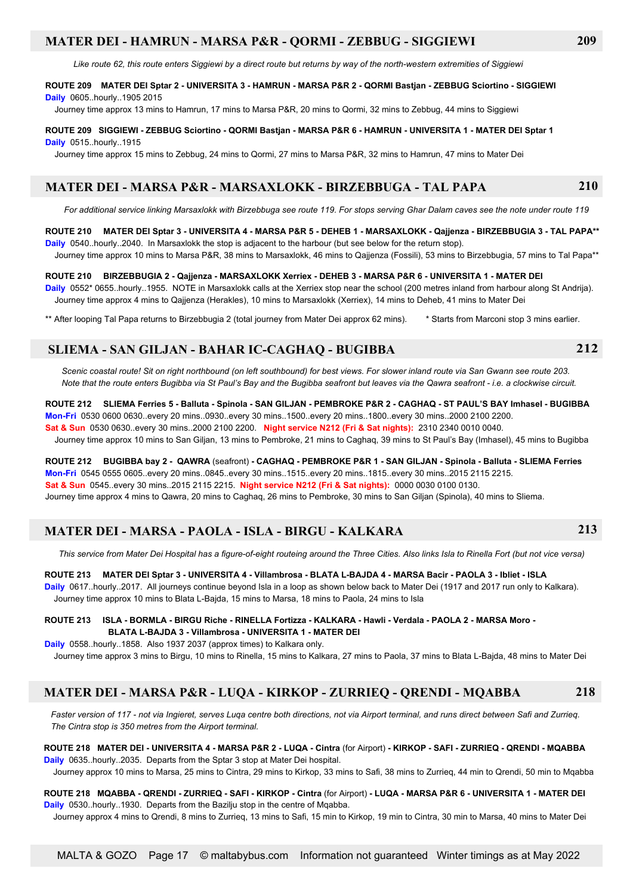## MATER DEI - HAMRUN - MARSA P&R - QORMI - ZEBBUG - SIGGIEWI 209

*Like route 62, this route enters Siggiewi by a direct route but returns by way of the north-western extremities of Siggiewi*

**ROUTE 209 MATER DEI Sptar 2 - UNIVERSITA 3 - HAMRUN - MARSA P&R 2 - QORMI Bastjan - ZEBBUG Sciortino - SIGGIEWI**
**Daily** 0605..hourly..1905 2015
Journey time approx 13 mins to Hamrun, 17 mins to Marsa P&R, 20 mins to Qormi, 32 mins to Zebbug, 44 mins to Siggiewi

**ROUTE 209 SIGGIEWI - ZEBBUG Sciortino - QORMI Bastjan - MARSA P&R 6 - HAMRUN - UNIVERSITA 1 - MATER DEI Sptar 1**
**Daily** 0515..hourly..1915
Journey time approx 15 mins to Zebbug, 24 mins to Qormi, 27 mins to Marsa P&R, 32 mins to Hamrun, 47 mins to Mater Dei

## MATER DEI - MARSA P&R - MARSAXLOKK - BIRZEBBUGA - TAL PAPA 210

*For additional service linking Marsaxlokk with Birzebbuga see route 119. For stops serving Ghar Dalam caves see the note under route 119*

**ROUTE 210 MATER DEI Sptar 3 - UNIVERSITA 4 - MARSA P&R 5 - DEHEB 1 - MARSAXLOKK - Qajjenza - BIRZEBBUGIA 3 - TAL PAPA****
**Daily** 0540..hourly..2040. In Marsaxlokk the stop is adjacent to the harbour (but see below for the return stop).
Journey time approx 10 mins to Marsa P&R, 38 mins to Marsaxlokk, 46 mins to Qajjenza (Fossili), 53 mins to Birzebbugia, 57 mins to Tal Papa**

**ROUTE 210 BIRZEBBUGIA 2 - Qajjenza - MARSAXLOKK Xerriex - DEHEB 3 - MARSA P&R 6 - UNIVERSITA 1 - MATER DEI**
**Daily** 0552* 0655..hourly..1955. NOTE in Marsaxlokk calls at the Xerriex stop near the school (200 metres inland from harbour along St Andrija).
Journey time approx 4 mins to Qajjenza (Herakles), 10 mins to Marsaxlokk (Xerriex), 14 mins to Deheb, 41 mins to Mater Dei

** After looping Tal Papa returns to Birzebbugia 2 (total journey from Mater Dei approx 62 mins). * Starts from Marconi stop 3 mins earlier.

## SLIEMA - SAN GILJAN - BAHAR IC-CAGHAQ - BUGIBBA 212

*Scenic coastal route! Sit on right northbound (on left southbound) for best views. For slower inland route via San Gwann see route 203. Note that the route enters Bugibba via St Paul's Bay and the Bugibba seafront but leaves via the Qawra seafront - i.e. a clockwise circuit.*

**ROUTE 212 SLIEMA Ferries 5 - Balluta - Spinola - SAN GILJAN - PEMBROKE P&R 2 - CAGHAQ - ST PAUL'S BAY Imhasel - BUGIBBA**
**Mon-Fri** 0530 0600 0630..every 20 mins..0930..every 30 mins..1500..every 20 mins..1800..every 30 mins..2000 2100 2200.
**Sat & Sun** 0530 0630..every 30 mins..2000 2100 2200. **Night service N212 (Fri & Sat nights):** 2310 2340 0010 0040.
Journey time approx 10 mins to San Giljan, 13 mins to Pembroke, 21 mins to Caghaq, 39 mins to St Paul's Bay (Imhasel), 45 mins to Bugibba

**ROUTE 212 BUGIBBA bay 2 - QAWRA** (seafront) **- CAGHAQ - PEMBROKE P&R 1 - SAN GILJAN - Spinola - Balluta - SLIEMA Ferries**
**Mon-Fri** 0545 0555 0605..every 20 mins..0845..every 30 mins..1515..every 20 mins..1815..every 30 mins..2015 2115 2215.
**Sat & Sun** 0545..every 30 mins..2015 2115 2215. **Night service N212 (Fri & Sat nights):** 0000 0030 0100 0130.
Journey time approx 4 mins to Qawra, 20 mins to Caghaq, 26 mins to Pembroke, 30 mins to San Giljan (Spinola), 40 mins to Sliema.

## MATER DEI - MARSA - PAOLA - ISLA - BIRGU - KALKARA 213

*This service from Mater Dei Hospital has a figure-of-eight routeing around the Three Cities. Also links Isla to Rinella Fort (but not vice versa)*

**ROUTE 213 MATER DEI Sptar 3 - UNIVERSITA 4 - Villambrosa - BLATA L-BAJDA 4 - MARSA Bacir - PAOLA 3 - Ibliet - ISLA**
**Daily** 0617..hourly..2017. All journeys continue beyond Isla in a loop as shown below back to Mater Dei (1917 and 2017 run only to Kalkara).
Journey time approx 10 mins to Blata L-Bajda, 15 mins to Marsa, 18 mins to Paola, 24 mins to Isla

**ROUTE 213 ISLA - BORMLA - BIRGU Riche - RINELLA Fortizza - KALKARA - Hawli - Verdala - PAOLA 2 - MARSA Moro - BLATA L-BAJDA 3 - Villambrosa - UNIVERSITA 1 - MATER DEI**
**Daily** 0558..hourly..1858. Also 1937 2037 (approx times) to Kalkara only.
Journey time approx 3 mins to Birgu, 10 mins to Rinella, 15 mins to Kalkara, 27 mins to Paola, 37 mins to Blata L-Bajda, 48 mins to Mater Dei

## MATER DEI - MARSA P&R - LUQA - KIRKOP - ZURRIEQ - QRENDI - MQABBA 218

*Faster version of 117 - not via Ingieret, serves Luqa centre both directions, not via Airport terminal, and runs direct between Safi and Zurrieq. The Cintra stop is 350 metres from the Airport terminal.*

**ROUTE 218 MATER DEI - UNIVERSITA 4 - MARSA P&R 2 - LUQA - Cintra** (for Airport) **- KIRKOP - SAFI - ZURRIEQ - QRENDI - MQABBA**
**Daily** 0635..hourly..2035. Departs from the Sptar 3 stop at Mater Dei hospital.
Journey approx 10 mins to Marsa, 25 mins to Cintra, 29 mins to Kirkop, 33 mins to Safi, 38 mins to Zurrieq, 44 min to Qrendi, 50 min to Mqabba

**ROUTE 218 MQABBA - QRENDI - ZURRIEQ - SAFI - KIRKOP - Cintra** (for Airport) **- LUQA - MARSA P&R 6 - UNIVERSITA 1 - MATER DEI**
**Daily** 0530..hourly..1930. Departs from the Bazilju stop in the centre of Mqabba.
Journey approx 4 mins to Qrendi, 8 mins to Zurrieq, 13 mins to Safi, 15 min to Kirkop, 19 min to Cintra, 30 min to Marsa, 40 mins to Mater Dei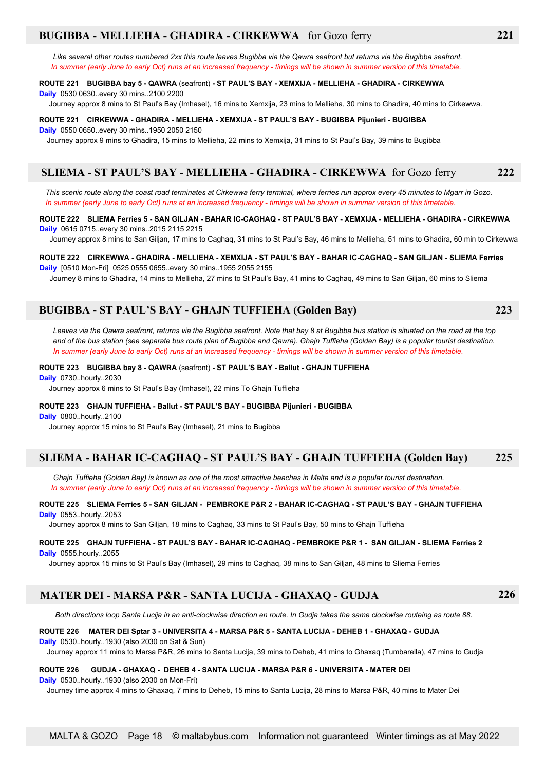## BUGIBBA - MELLIEHA - GHADIRA - CIRKEWWA for Gozo ferry — 221

*Like several other routes numbered 2xx this route leaves Bugibba via the Qawra seafront but returns via the Bugibba seafront.*
*In summer (early June to early Oct) runs at an increased frequency - timings will be shown in summer version of this timetable.*

**ROUTE 221 BUGIBBA bay 5 - QAWRA** (seafront) **- ST PAUL'S BAY - XEMXIJA - MELLIEHA - GHADIRA - CIRKEWWA**
**Daily** 0530 0630..every 30 mins..2100 2200
Journey approx 8 mins to St Paul's Bay (Imhasel), 16 mins to Xemxija, 23 mins to Mellieha, 30 mins to Ghadira, 40 mins to Cirkewwa.

**ROUTE 221 CIRKEWWA - GHADIRA - MELLIEHA - XEMXIJA - ST PAUL'S BAY - BUGIBBA Pijunieri - BUGIBBA**
**Daily** 0550 0650..every 30 mins..1950 2050 2150
Journey approx 9 mins to Ghadira, 15 mins to Mellieha, 22 mins to Xemxija, 31 mins to St Paul's Bay, 39 mins to Bugibba

## SLIEMA - ST PAUL'S BAY - MELLIEHA - GHADIRA - CIRKEWWA for Gozo ferry — 222

*This scenic route along the coast road terminates at Cirkewwa ferry terminal, where ferries run approx every 45 minutes to Mgarr in Gozo.*
*In summer (early June to early Oct) runs at an increased frequency - timings will be shown in summer version of this timetable.*

**ROUTE 222 SLIEMA Ferries 5 - SAN GILJAN - BAHAR IC-CAGHAQ - ST PAUL'S BAY - XEMXIJA - MELLIEHA - GHADIRA - CIRKEWWA**
**Daily** 0615 0715..every 30 mins..2015 2115 2215
Journey approx 8 mins to San Giljan, 17 mins to Caghaq, 31 mins to St Paul's Bay, 46 mins to Mellieha, 51 mins to Ghadira, 60 min to Cirkewwa

**ROUTE 222 CIRKEWWA - GHADIRA - MELLIEHA - XEMXIJA - ST PAUL'S BAY - BAHAR IC-CAGHAQ - SAN GILJAN - SLIEMA Ferries**
**Daily** [0510 Mon-Fri] 0525 0555 0655..every 30 mins..1955 2055 2155
Journey 8 mins to Ghadira, 14 mins to Mellieha, 27 mins to St Paul's Bay, 41 mins to Caghaq, 49 mins to San Giljan, 60 mins to Sliema

## BUGIBBA - ST PAUL'S BAY - GHAJN TUFFIEHA (Golden Bay) — 223

*Leaves via the Qawra seafront, returns via the Bugibba seafront. Note that bay 8 at Bugibba bus station is situated on the road at the top end of the bus station (see separate bus route plan of Bugibba and Qawra). Ghajn Tuffieha (Golden Bay) is a popular tourist destination.*
*In summer (early June to early Oct) runs at an increased frequency - timings will be shown in summer version of this timetable.*

**ROUTE 223 BUGIBBA bay 8 - QAWRA** (seafront) **- ST PAUL'S BAY - Ballut - GHAJN TUFFIEHA**
**Daily** 0730..hourly..2030
Journey approx 6 mins to St Paul's Bay (Imhasel), 22 mins To Ghajn Tuffieha

**ROUTE 223 GHAJN TUFFIEHA - Ballut - ST PAUL'S BAY - BUGIBBA Pijunieri - BUGIBBA**
**Daily** 0800..hourly..2100
Journey approx 15 mins to St Paul's Bay (Imhasel), 21 mins to Bugibba

## SLIEMA - BAHAR IC-CAGHAQ - ST PAUL'S BAY - GHAJN TUFFIEHA (Golden Bay) — 225

*Ghajn Tuffieha (Golden Bay) is known as one of the most attractive beaches in Malta and is a popular tourist destination.*
*In summer (early June to early Oct) runs at an increased frequency - timings will be shown in summer version of this timetable.*

**ROUTE 225 SLIEMA Ferries 5 - SAN GILJAN - PEMBROKE P&R 2 - BAHAR IC-CAGHAQ - ST PAUL'S BAY - GHAJN TUFFIEHA**
**Daily** 0553..hourly..2053
Journey approx 8 mins to San Giljan, 18 mins to Caghaq, 33 mins to St Paul's Bay, 50 mins to Ghajn Tuffieha

**ROUTE 225 GHAJN TUFFIEHA - ST PAUL'S BAY - BAHAR IC-CAGHAQ - PEMBROKE P&R 1 - SAN GILJAN - SLIEMA Ferries 2**
**Daily** 0555.hourly..2055
Journey approx 15 mins to St Paul's Bay (Imhasel), 29 mins to Caghaq, 38 mins to San Giljan, 48 mins to Sliema Ferries

## MATER DEI - MARSA P&R - SANTA LUCIJA - GHAXAQ - GUDJA — 226

*Both directions loop Santa Lucija in an anti-clockwise direction en route. In Gudja takes the same clockwise routeing as route 88.*

**ROUTE 226 MATER DEI Sptar 3 - UNIVERSITA 4 - MARSA P&R 5 - SANTA LUCIJA - DEHEB 1 - GHAXAQ - GUDJA**
**Daily** 0530..hourly..1930 (also 2030 on Sat & Sun)
Journey approx 11 mins to Marsa P&R, 26 mins to Santa Lucija, 39 mins to Deheb, 41 mins to Ghaxaq (Tumbarella), 47 mins to Gudja

**ROUTE 226 GUDJA - GHAXAQ - DEHEB 4 - SANTA LUCIJA - MARSA P&R 6 - UNIVERSITA - MATER DEI**
**Daily** 0530..hourly..1930 (also 2030 on Mon-Fri)
Journey time approx 4 mins to Ghaxaq, 7 mins to Deheb, 15 mins to Santa Lucija, 28 mins to Marsa P&R, 40 mins to Mater Dei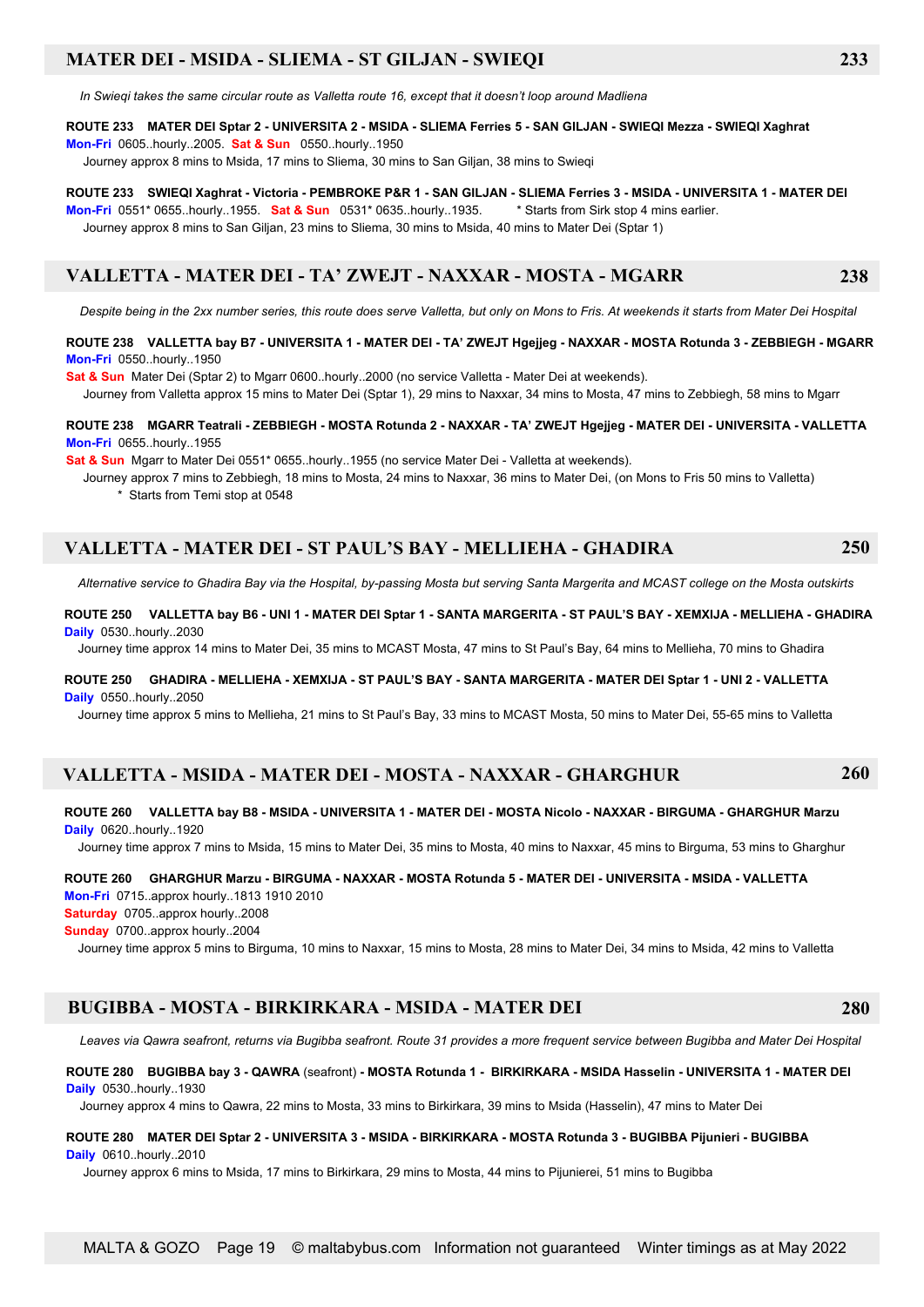## MATER DEI - MSIDA - SLIEMA - ST GILJAN - SWIEQI — 233

*In Swieqi takes the same circular route as Valletta route 16, except that it doesn't loop around Madliena*

**ROUTE 233 MATER DEI Sptar 2 - UNIVERSITA 2 - MSIDA - SLIEMA Ferries 5 - SAN GILJAN - SWIEQI Mezza - SWIEQI Xaghrat**
**Mon-Fri** 0605..hourly..2005. **Sat & Sun** 0550..hourly..1950
Journey approx 8 mins to Msida, 17 mins to Sliema, 30 mins to San Giljan, 38 mins to Swieqi

**ROUTE 233 SWIEQI Xaghrat - Victoria - PEMBROKE P&R 1 - SAN GILJAN - SLIEMA Ferries 3 - MSIDA - UNIVERSITA 1 - MATER DEI**
**Mon-Fri** 0551* 0655..hourly..1955. **Sat & Sun** 0531* 0635..hourly..1935. * Starts from Sirk stop 4 mins earlier.
Journey approx 8 mins to San Giljan, 23 mins to Sliema, 30 mins to Msida, 40 mins to Mater Dei (Sptar 1)

## VALLETTA - MATER DEI - TA' ZWEJT - NAXXAR - MOSTA - MGARR — 238

*Despite being in the 2xx number series, this route does serve Valletta, but only on Mons to Fris. At weekends it starts from Mater Dei Hospital*

**ROUTE 238 VALLETTA bay B7 - UNIVERSITA 1 - MATER DEI - TA' ZWEJT Hgejjeg - NAXXAR - MOSTA Rotunda 3 - ZEBBIEGH - MGARR**
**Mon-Fri** 0550..hourly..1950
**Sat & Sun** Mater Dei (Sptar 2) to Mgarr 0600..hourly..2000 (no service Valletta - Mater Dei at weekends).
Journey from Valletta approx 15 mins to Mater Dei (Sptar 1), 29 mins to Naxxar, 34 mins to Mosta, 47 mins to Zebbiegh, 58 mins to Mgarr

**ROUTE 238 MGARR Teatrali - ZEBBIEGH - MOSTA Rotunda 2 - NAXXAR - TA' ZWEJT Hgejjeg - MATER DEI - UNIVERSITA - VALLETTA**
**Mon-Fri** 0655..hourly..1955
**Sat & Sun** Mgarr to Mater Dei 0551* 0655..hourly..1955 (no service Mater Dei - Valletta at weekends).
Journey approx 7 mins to Zebbiegh, 18 mins to Mosta, 24 mins to Naxxar, 36 mins to Mater Dei, (on Mons to Fris 50 mins to Valletta)
* Starts from Temi stop at 0548

## VALLETTA - MATER DEI - ST PAUL'S BAY - MELLIEHA - GHADIRA — 250

*Alternative service to Ghadira Bay via the Hospital, by-passing Mosta but serving Santa Margerita and MCAST college on the Mosta outskirts*

**ROUTE 250 VALLETTA bay B6 - UNI 1 - MATER DEI Sptar 1 - SANTA MARGERITA - ST PAUL'S BAY - XEMXIJA - MELLIEHA - GHADIRA**
**Daily** 0530..hourly..2030
Journey time approx 14 mins to Mater Dei, 35 mins to MCAST Mosta, 47 mins to St Paul's Bay, 64 mins to Mellieha, 70 mins to Ghadira

**ROUTE 250 GHADIRA - MELLIEHA - XEMXIJA - ST PAUL'S BAY - SANTA MARGERITA - MATER DEI Sptar 1 - UNI 2 - VALLETTA**
**Daily** 0550..hourly..2050
Journey time approx 5 mins to Mellieha, 21 mins to St Paul's Bay, 33 mins to MCAST Mosta, 50 mins to Mater Dei, 55-65 mins to Valletta

## VALLETTA - MSIDA - MATER DEI - MOSTA - NAXXAR - GHARGHUR — 260

**ROUTE 260 VALLETTA bay B8 - MSIDA - UNIVERSITA 1 - MATER DEI - MOSTA Nicolo - NAXXAR - BIRGUMA - GHARGHUR Marzu**
**Daily** 0620..hourly..1920
Journey time approx 7 mins to Msida, 15 mins to Mater Dei, 35 mins to Mosta, 40 mins to Naxxar, 45 mins to Birguma, 53 mins to Gharghur

**ROUTE 260 GHARGHUR Marzu - BIRGUMA - NAXXAR - MOSTA Rotunda 5 - MATER DEI - UNIVERSITA - MSIDA - VALLETTA**
**Mon-Fri** 0715..approx hourly..1813 1910 2010
**Saturday** 0705..approx hourly..2008
**Sunday** 0700..approx hourly..2004
Journey time approx 5 mins to Birguma, 10 mins to Naxxar, 15 mins to Mosta, 28 mins to Mater Dei, 34 mins to Msida, 42 mins to Valletta

## BUGIBBA - MOSTA - BIRKIRKARA - MSIDA - MATER DEI — 280

*Leaves via Qawra seafront, returns via Bugibba seafront. Route 31 provides a more frequent service between Bugibba and Mater Dei Hospital*

**ROUTE 280 BUGIBBA bay 3 - QAWRA** (seafront) **- MOSTA Rotunda 1 - BIRKIRKARA - MSIDA Hasselin - UNIVERSITA 1 - MATER DEI**
**Daily** 0530..hourly..1930
Journey approx 4 mins to Qawra, 22 mins to Mosta, 33 mins to Birkirkara, 39 mins to Msida (Hasselin), 47 mins to Mater Dei

**ROUTE 280 MATER DEI Sptar 2 - UNIVERSITA 3 - MSIDA - BIRKIRKARA - MOSTA Rotunda 3 - BUGIBBA Pijunieri - BUGIBBA**
**Daily** 0610..hourly..2010
Journey approx 6 mins to Msida, 17 mins to Birkirkara, 29 mins to Mosta, 44 mins to Pijunierei, 51 mins to Bugibba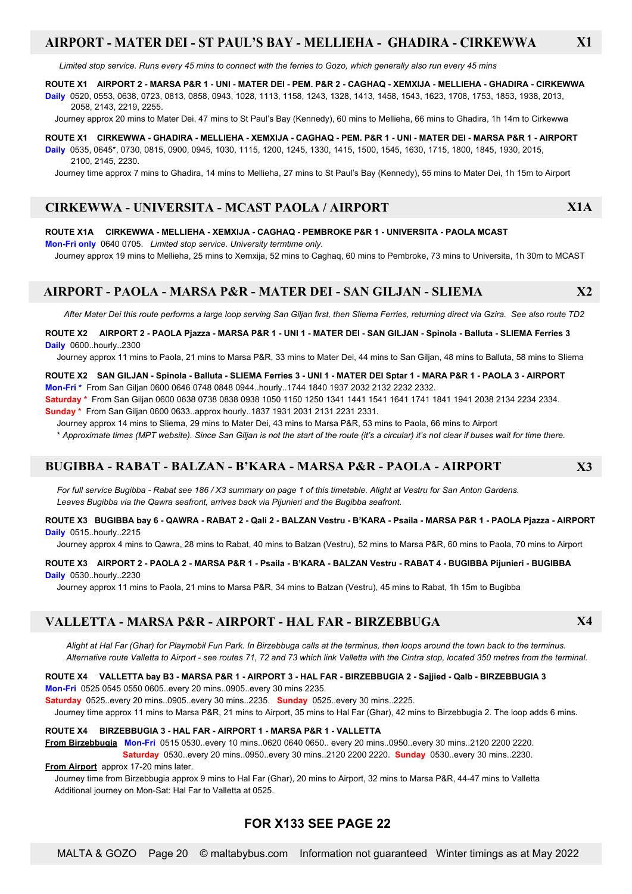## AIRPORT - MATER DEI - ST PAUL'S BAY - MELLIEHA - GHADIRA - CIRKEWWA X1

*Limited stop service. Runs every 45 mins to connect with the ferries to Gozo, which generally also run every 45 mins*

**ROUTE X1 AIRPORT 2 - MARSA P&R 1 - UNI - MATER DEI - PEM. P&R 2 - CAGHAQ - XEMXIJA - MELLIEHA - GHADIRA - CIRKEWWA**

**Daily** 0520, 0553, 0638, 0723, 0813, 0858, 0943, 1028, 1113, 1158, 1243, 1328, 1413, 1458, 1543, 1623, 1708, 1753, 1853, 1938, 2013, 2058, 2143, 2219, 2255.

Journey approx 20 mins to Mater Dei, 47 mins to St Paul's Bay (Kennedy), 60 mins to Mellieha, 66 mins to Ghadira, 1h 14m to Cirkewwa

**ROUTE X1 CIRKEWWA - GHADIRA - MELLIEHA - XEMXIJA - CAGHAQ - PEM. P&R 1 - UNI - MATER DEI - MARSA P&R 1 - AIRPORT**

**Daily** 0535, 0645*, 0730, 0815, 0900, 0945, 1030, 1115, 1200, 1245, 1330, 1415, 1500, 1545, 1630, 1715, 1800, 1845, 1930, 2015, 2100, 2145, 2230.

Journey time approx 7 mins to Ghadira, 14 mins to Mellieha, 27 mins to St Paul's Bay (Kennedy), 55 mins to Mater Dei, 1h 15m to Airport

## CIRKEWWA - UNIVERSITA - MCAST PAOLA / AIRPORT X1A

**ROUTE X1A CIRKEWWA - MELLIEHA - XEMXIJA - CAGHAQ - PEMBROKE P&R 1 - UNIVERSITA - PAOLA MCAST**

**Mon-Fri only** 0640 0705. *Limited stop service. University termtime only.*

Journey approx 19 mins to Mellieha, 25 mins to Xemxija, 52 mins to Caghaq, 60 mins to Pembroke, 73 mins to Universita, 1h 30m to MCAST

## AIRPORT - PAOLA - MARSA P&R - MATER DEI - SAN GILJAN - SLIEMA X2

*After Mater Dei this route performs a large loop serving San Giljan first, then Sliema Ferries, returning direct via Gzira. See also route TD2*

**ROUTE X2 AIRPORT 2 - PAOLA Pjazza - MARSA P&R 1 - UNI 1 - MATER DEI - SAN GILJAN - Spinola - Balluta - SLIEMA Ferries 3**

**Daily** 0600..hourly..2300

Journey approx 11 mins to Paola, 21 mins to Marsa P&R, 33 mins to Mater Dei, 44 mins to San Giljan, 48 mins to Balluta, 58 mins to Sliema

**ROUTE X2 SAN GILJAN - Spinola - Balluta - SLIEMA Ferries 3 - UNI 1 - MATER DEI Sptar 1 - MARA P&R 1 - PAOLA 3 - AIRPORT**

**Mon-Fri *** From San Giljan 0600 0646 0748 0848 0944..hourly..1744 1840 1937 2032 2132 2232 2332.

**Saturday *** From San Giljan 0600 0638 0738 0838 0938 1050 1150 1250 1341 1441 1541 1641 1741 1841 1941 2038 2134 2234 2334.

**Sunday *** From San Giljan 0600 0633..approx hourly..1837 1931 2031 2131 2231 2331.

Journey approx 14 mins to Sliema, 29 mins to Mater Dei, 43 mins to Marsa P&R, 53 mins to Paola, 66 mins to Airport

* *Approximate times (MPT website). Since San Giljan is not the start of the route (it's a circular) it's not clear if buses wait for time there.*

## BUGIBBA - RABAT - BALZAN - B'KARA - MARSA P&R - PAOLA - AIRPORT X3

*For full service Bugibba - Rabat see 186 / X3 summary on page 1 of this timetable. Alight at Vestru for San Anton Gardens.*
*Leaves Bugibba via the Qawra seafront, arrives back via Pijunieri and the Bugibba seafront.*

**ROUTE X3 BUGIBBA bay 6 - QAWRA - RABAT 2 - Qali 2 - BALZAN Vestru - B'KARA - Psaila - MARSA P&R 1 - PAOLA Pjazza - AIRPORT**

**Daily** 0515..hourly..2215

Journey approx 4 mins to Qawra, 28 mins to Rabat, 40 mins to Balzan (Vestru), 52 mins to Marsa P&R, 60 mins to Paola, 70 mins to Airport

**ROUTE X3 AIRPORT 2 - PAOLA 2 - MARSA P&R 1 - Psaila - B'KARA - BALZAN Vestru - RABAT 4 - BUGIBBA Pijunieri - BUGIBBA**

**Daily** 0530..hourly..2230

Journey approx 11 mins to Paola, 21 mins to Marsa P&R, 34 mins to Balzan (Vestru), 45 mins to Rabat, 1h 15m to Bugibba

## VALLETTA - MARSA P&R - AIRPORT - HAL FAR - BIRZEBBUGA X4

*Alight at Hal Far (Ghar) for Playmobil Fun Park. In Birzebbuga calls at the terminus, then loops around the town back to the terminus.*
*Alternative route Valletta to Airport - see routes 71, 72 and 73 which link Valletta with the Cintra stop, located 350 metres from the terminal.*

**ROUTE X4 VALLETTA bay B3 - MARSA P&R 1 - AIRPORT 3 - HAL FAR - BIRZEBBUGIA 2 - Sajjied - Qalb - BIRZEBBUGIA 3**

**Mon-Fri** 0525 0545 0550 0605..every 20 mins..0905..every 30 mins 2235.

**Saturday** 0525..every 20 mins..0905..every 30 mins..2235. **Sunday** 0525..every 30 mins..2225.

Journey time approx 11 mins to Marsa P&R, 21 mins to Airport, 35 mins to Hal Far (Ghar), 42 mins to Birzebbugia 2. The loop adds 6 mins.

**ROUTE X4 BIRZEBBUGIA 3 - HAL FAR - AIRPORT 1 - MARSA P&R 1 - VALLETTA**

**From Birzebbugia** **Mon-Fri** 0515 0530..every 10 mins..0620 0640 0650.. every 20 mins..0950..every 30 mins..2120 2200 2220.
**Saturday** 0530..every 20 mins..0950..every 30 mins..2120 2200 2220. **Sunday** 0530..every 30 mins..2230.

**From Airport** approx 17-20 mins later.

Journey time from Birzebbugia approx 9 mins to Hal Far (Ghar), 20 mins to Airport, 32 mins to Marsa P&R, 44-47 mins to Valletta
Additional journey on Mon-Sat: Hal Far to Valletta at 0525.

**FOR X133 SEE PAGE 22**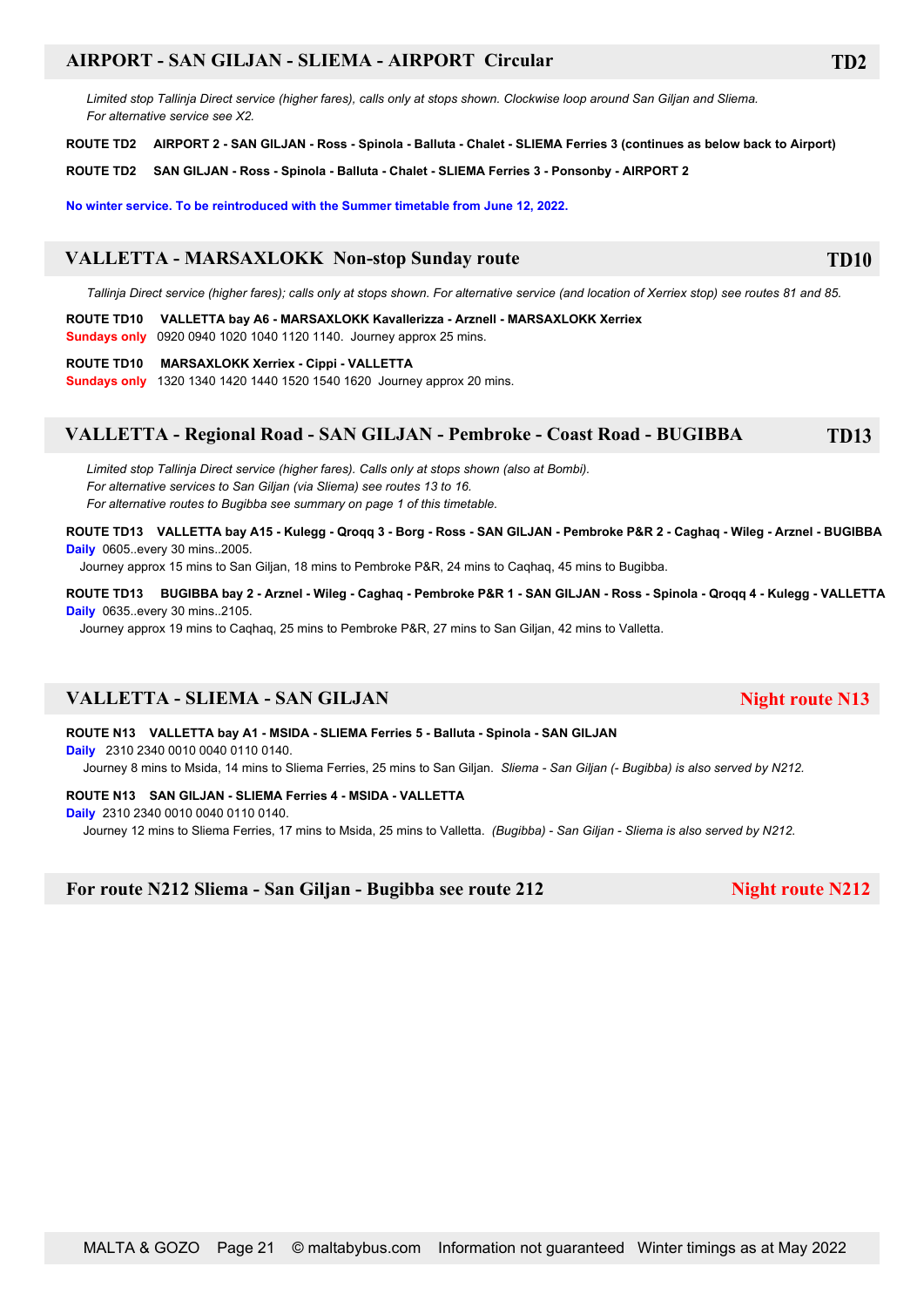## AIRPORT - SAN GILJAN - SLIEMA - AIRPORT Circular — TD2

*Limited stop Tallinja Direct service (higher fares), calls only at stops shown. Clockwise loop around San Giljan and Sliema.*
*For alternative service see X2.*

**ROUTE TD2 AIRPORT 2 - SAN GILJAN - Ross - Spinola - Balluta - Chalet - SLIEMA Ferries 3 (continues as below back to Airport)**

**ROUTE TD2 SAN GILJAN - Ross - Spinola - Balluta - Chalet - SLIEMA Ferries 3 - Ponsonby - AIRPORT 2**

**No winter service. To be reintroduced with the Summer timetable from June 12, 2022.**

## VALLETTA - MARSAXLOKK Non-stop Sunday route — TD10

*Tallinja Direct service (higher fares); calls only at stops shown. For alternative service (and location of Xerriex stop) see routes 81 and 85.*

**ROUTE TD10 VALLETTA bay A6 - MARSAXLOKK Kavallerizza - Arznell - MARSAXLOKK Xerriex**
**Sundays only** 0920 0940 1020 1040 1120 1140. Journey approx 25 mins.

**ROUTE TD10 MARSAXLOKK Xerriex - Cippi - VALLETTA**
**Sundays only** 1320 1340 1420 1440 1520 1540 1620 Journey approx 20 mins.

## VALLETTA - Regional Road - SAN GILJAN - Pembroke - Coast Road - BUGIBBA — TD13

*Limited stop Tallinja Direct service (higher fares). Calls only at stops shown (also at Bombi).*
*For alternative services to San Giljan (via Sliema) see routes 13 to 16.*
*For alternative routes to Bugibba see summary on page 1 of this timetable.*

**ROUTE TD13 VALLETTA bay A15 - Kulegg - Qroqq 3 - Borg - Ross - SAN GILJAN - Pembroke P&R 2 - Caghaq - Wileg - Arznel - BUGIBBA**
**Daily** 0605..every 30 mins..2005.
Journey approx 15 mins to San Giljan, 18 mins to Pembroke P&R, 24 mins to Caqhaq, 45 mins to Bugibba.

**ROUTE TD13 BUGIBBA bay 2 - Arznel - Wileg - Caghaq - Pembroke P&R 1 - SAN GILJAN - Ross - Spinola - Qroqq 4 - Kulegg - VALLETTA**
**Daily** 0635..every 30 mins..2105.
Journey approx 19 mins to Caqhaq, 25 mins to Pembroke P&R, 27 mins to San Giljan, 42 mins to Valletta.

## VALLETTA - SLIEMA - SAN GILJAN — Night route N13

**ROUTE N13 VALLETTA bay A1 - MSIDA - SLIEMA Ferries 5 - Balluta - Spinola - SAN GILJAN**
**Daily** 2310 2340 0010 0040 0110 0140.
Journey 8 mins to Msida, 14 mins to Sliema Ferries, 25 mins to San Giljan. *Sliema - San Giljan (- Bugibba) is also served by N212.*

**ROUTE N13 SAN GILJAN - SLIEMA Ferries 4 - MSIDA - VALLETTA**
**Daily** 2310 2340 0010 0040 0110 0140.
Journey 12 mins to Sliema Ferries, 17 mins to Msida, 25 mins to Valletta. *(Bugibba) - San Giljan - Sliema is also served by N212.*

## For route N212 Sliema - San Giljan - Bugibba see route 212 — Night route N212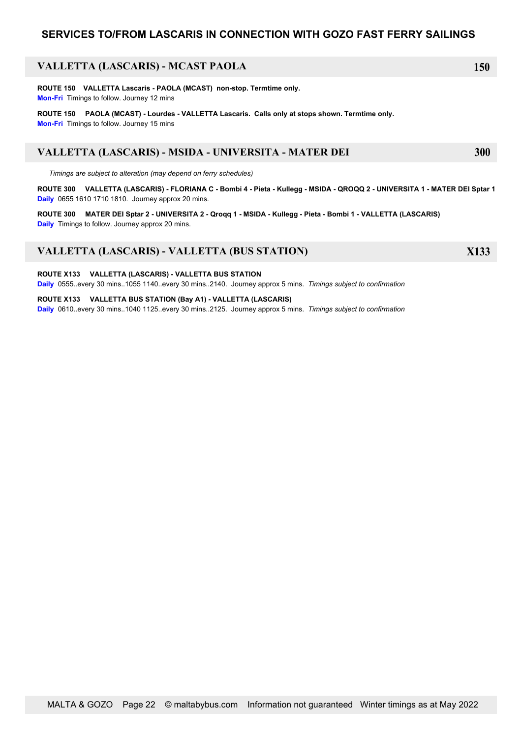# SERVICES TO/FROM LASCARIS IN CONNECTION WITH GOZO FAST FERRY SAILINGS

## VALLETTA (LASCARIS) - MCAST PAOLA — 150

**ROUTE 150 VALLETTA Lascaris - PAOLA (MCAST) non-stop. Termtime only.**
**Mon-Fri** Timings to follow. Journey 12 mins

**ROUTE 150 PAOLA (MCAST) - Lourdes - VALLETTA Lascaris. Calls only at stops shown. Termtime only.**
**Mon-Fri** Timings to follow. Journey 15 mins

## VALLETTA (LASCARIS) - MSIDA - UNIVERSITA - MATER DEI — 300

*Timings are subject to alteration (may depend on ferry schedules)*

**ROUTE 300 VALLETTA (LASCARIS) - FLORIANA C - Bombi 4 - Pieta - Kullegg - MSIDA - QROQQ 2 - UNIVERSITA 1 - MATER DEI Sptar 1**
**Daily** 0655 1610 1710 1810. Journey approx 20 mins.

**ROUTE 300 MATER DEI Sptar 2 - UNIVERSITA 2 - Qroqq 1 - MSIDA - Kullegg - Pieta - Bombi 1 - VALLETTA (LASCARIS)**
**Daily** Timings to follow. Journey approx 20 mins.

## VALLETTA (LASCARIS) - VALLETTA (BUS STATION) — X133

**ROUTE X133 VALLETTA (LASCARIS) - VALLETTA BUS STATION**
**Daily** 0555..every 30 mins..1055 1140..every 30 mins..2140. Journey approx 5 mins. *Timings subject to confirmation*

**ROUTE X133 VALLETTA BUS STATION (Bay A1) - VALLETTA (LASCARIS)**
**Daily** 0610..every 30 mins..1040 1125..every 30 mins..2125. Journey approx 5 mins. *Timings subject to confirmation*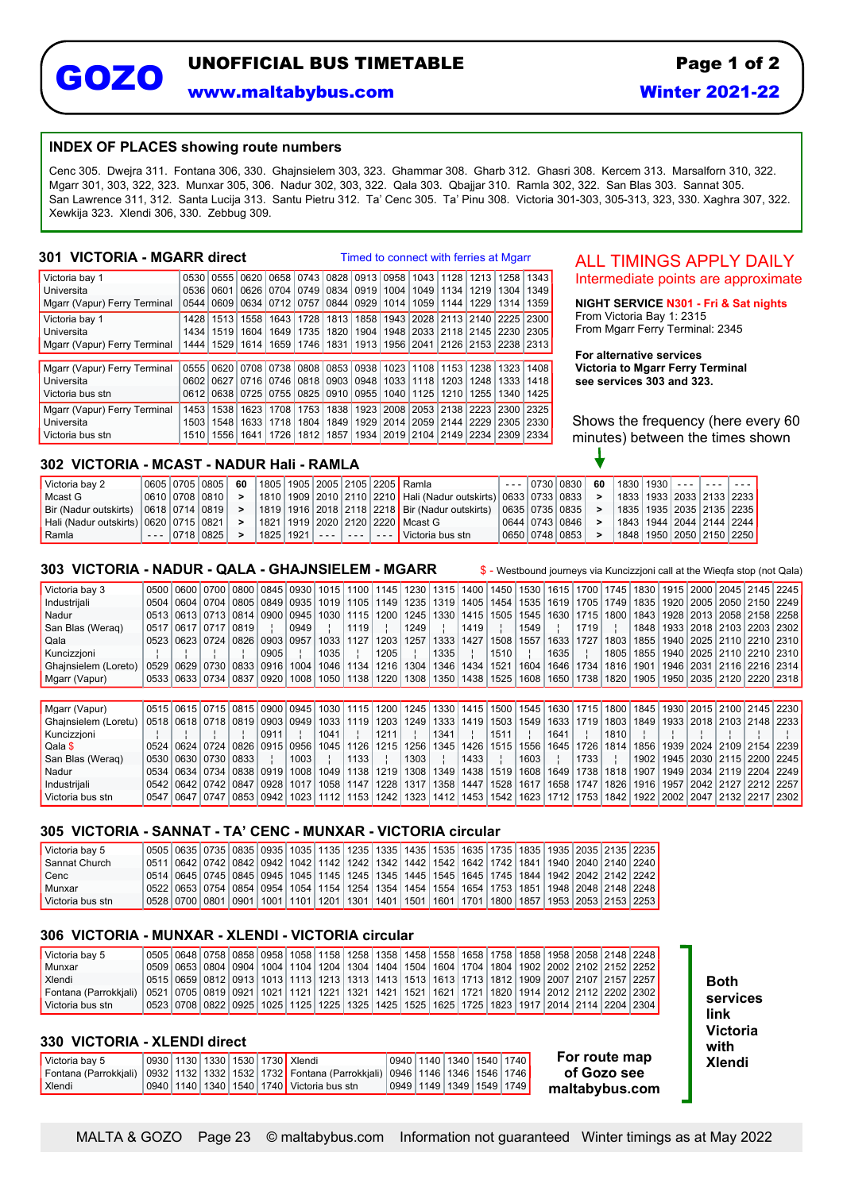# GOZO

## UNOFFICIAL BUS TIMETABLE

**www.maltabybus.com**

**Page 1 of 2**

**Winter 2021-22**

### INDEX OF PLACES showing route numbers

Cenc 305. Dwejra 311. Fontana 306, 330. Ghajnsielem 303, 323. Ghammar 308. Gharb 312. Ghasri 308. Kercem 313. Marsalforn 310, 322. Mgarr 301, 303, 322, 323. Munxar 305, 306. Nadur 302, 303, 322. Qala 303. Qbajjar 310. Ramla 302, 322. San Blas 303. Sannat 305. San Lawrence 311, 312. Santa Lucija 313. Santu Pietru 312. Ta' Cenc 305. Ta' Pinu 308. Victoria 301-303, 305-313, 323, 330. Xaghra 307, 322. Xewkija 323. Xlendi 306, 330. Zebbug 309.

**ALL TIMINGS APPLY DAILY**

Intermediate points are approximate

**NIGHT SERVICE N301 - Fri & Sat nights**
From Victoria Bay 1: 2315
From Mgarr Ferry Terminal: 2345

**For alternative services Victoria to Mgarr Ferry Terminal see services 303 and 323.**

### 301 VICTORIA - MGARR direct

Timed to connect with ferries at Mgarr

| | | | | | | | | | | | | | |
|---|---|---|---|---|---|---|---|---|---|---|---|---|---|
| Victoria bay 1 | 0530 | 0555 | 0620 | 0658 | 0743 | 0828 | 0913 | 0958 | 1043 | 1128 | 1213 | 1258 | 1343 |
| Universita | 0536 | 0601 | 0626 | 0704 | 0749 | 0834 | 0919 | 1004 | 1049 | 1134 | 1219 | 1304 | 1349 |
| Mgarr (Vapur) Ferry Terminal | 0544 | 0609 | 0634 | 0712 | 0757 | 0844 | 0929 | 1014 | 1059 | 1144 | 1229 | 1314 | 1359 |
| Victoria bay 1 | 1428 | 1513 | 1558 | 1643 | 1728 | 1813 | 1858 | 1943 | 2028 | 2113 | 2140 | 2225 | 2300 |
| Universita | 1434 | 1519 | 1604 | 1649 | 1735 | 1820 | 1904 | 1948 | 2033 | 2118 | 2145 | 2230 | 2305 |
| Mgarr (Vapur) Ferry Terminal | 1444 | 1529 | 1614 | 1659 | 1746 | 1831 | 1913 | 1956 | 2041 | 2126 | 2153 | 2238 | 2313 |

| | | | | | | | | | | | | | |
|---|---|---|---|---|---|---|---|---|---|---|---|---|---|
| Mgarr (Vapur) Ferry Terminal | 0555 | 0620 | 0708 | 0738 | 0808 | 0853 | 0938 | 1023 | 1108 | 1153 | 1238 | 1323 | 1408 |
| Universita | 0602 | 0627 | 0716 | 0746 | 0818 | 0903 | 0948 | 1033 | 1118 | 1203 | 1248 | 1333 | 1418 |
| Victoria bus stn | 0612 | 0638 | 0725 | 0755 | 0825 | 0910 | 0955 | 1040 | 1125 | 1210 | 1255 | 1340 | 1425 |
| Mgarr (Vapur) Ferry Terminal | 1453 | 1538 | 1623 | 1708 | 1753 | 1838 | 1923 | 2008 | 2053 | 2138 | 2223 | 2300 | 2325 |
| Universita | 1503 | 1548 | 1633 | 1718 | 1804 | 1849 | 1929 | 2014 | 2059 | 2144 | 2229 | 2305 | 2330 |
| Victoria bus stn | 1510 | 1556 | 1641 | 1726 | 1812 | 1857 | 1934 | 2019 | 2104 | 2149 | 2234 | 2309 | 2334 |

Shows the frequency (here every 60 minutes) between the times shown

### 302 VICTORIA - MCAST - NADUR Hali - RAMLA

| | | | | | | | | | | |
|---|---|---|---|---|---|---|---|---|---|---|
| Victoria bay 2 | 0605 | 0705 | 0805 | 60 | 1805 | 1905 | 2005 | 2105 | 2205 |
| Mcast G | 0610 | 0708 | 0810 | > | 1810 | 1909 | 2010 | 2110 | 2210 |
| Bir (Nadur outskirts) | 0618 | 0714 | 0819 | > | 1819 | 1916 | 2018 | 2118 | 2218 |
| Hali (Nadur outskirts) | 0620 | 0715 | 0821 | > | 1821 | 1919 | 2020 | 2120 | 2220 |
| Ramla | --- | 0718 | 0825 | > | 1825 | 1921 | --- | --- | --- |

| | | | | | | | | | |
|---|---|---|---|---|---|---|---|---|---|
| Ramla | --- | 0730 | 0830 | 60 | 1830 | 1930 | --- | --- | --- |
| Hali (Nadur outskirts) | 0633 | 0733 | 0833 | > | 1833 | 1933 | 2033 | 2133 | 2233 |
| Bir (Nadur outskirts) | 0635 | 0735 | 0835 | > | 1835 | 1935 | 2035 | 2135 | 2235 |
| Mcast G | 0644 | 0743 | 0846 | > | 1843 | 1944 | 2044 | 2144 | 2244 |
| Victoria bus stn | 0650 | 0748 | 0853 | > | 1848 | 1950 | 2050 | 2150 | 2250 |

### 303 VICTORIA - NADUR - QALA - GHAJNSIELEM - MGARR

$ - Westbound journeys via Kuncizzjoni call at the Wieqfa stop (not Qala)

| | | | | | | | | | | | | | | | | | | | | | | | | | | |
|---|---|---|---|---|---|---|---|---|---|---|---|---|---|---|---|---|---|---|---|---|---|---|---|---|---|---|
| Victoria bay 3 | 0500 | 0600 | 0700 | 0800 | 0845 | 0930 | 1015 | 1100 | 1145 | 1230 | 1315 | 1400 | 1450 | 1530 | 1615 | 1700 | 1745 | 1830 | 1915 | 2000 | 2045 | 2145 | 2245 |
| Industrijali | 0504 | 0604 | 0704 | 0805 | 0849 | 0935 | 1019 | 1105 | 1149 | 1235 | 1319 | 1405 | 1454 | 1535 | 1619 | 1705 | 1749 | 1835 | 1920 | 2005 | 2050 | 2150 | 2249 |
| Nadur | 0513 | 0613 | 0713 | 0814 | 0900 | 0945 | 1030 | 1115 | 1200 | 1245 | 1330 | 1415 | 1505 | 1545 | 1630 | 1715 | 1800 | 1843 | 1928 | 2013 | 2058 | 2158 | 2258 |
| San Blas (Weraq) | 0517 | 0617 | 0717 | 0819 | ¦ | 0949 | ¦ | 1119 | ¦ | 1249 | ¦ | 1419 | ¦ | 1549 | ¦ | 1719 | ¦ | 1848 | 1933 | 2018 | 2103 | 2203 | 2302 |
| Qala | 0523 | 0623 | 0724 | 0826 | 0903 | 0957 | 1033 | 1127 | 1203 | 1257 | 1333 | 1427 | 1508 | 1557 | 1633 | 1727 | 1803 | 1855 | 1940 | 2025 | 2110 | 2210 | 2310 |
| Kuncizzjoni | ¦ | ¦ | ¦ | ¦ | 0905 | ¦ | 1035 | ¦ | 1205 | ¦ | 1335 | ¦ | 1510 | ¦ | 1635 | ¦ | 1805 | 1855 | 1940 | 2025 | 2110 | 2210 | 2310 |
| Ghajnsielem (Loreto) | 0529 | 0629 | 0730 | 0833 | 0916 | 1004 | 1046 | 1134 | 1216 | 1304 | 1346 | 1434 | 1521 | 1604 | 1646 | 1734 | 1816 | 1901 | 1946 | 2031 | 2116 | 2216 | 2314 |
| Mgarr (Vapur) | 0533 | 0633 | 0734 | 0837 | 0920 | 1008 | 1050 | 1138 | 1220 | 1308 | 1350 | 1438 | 1525 | 1608 | 1650 | 1738 | 1820 | 1905 | 1950 | 2035 | 2120 | 2220 | 2318 |

| | | | | | | | | | | | | | | | | | | | | | | | | | |
|---|---|---|---|---|---|---|---|---|---|---|---|---|---|---|---|---|---|---|---|---|---|---|---|---|---|
| Mgarr (Vapur) | 0515 | 0615 | 0715 | 0815 | 0900 | 0945 | 1030 | 1115 | 1200 | 1245 | 1330 | 1415 | 1500 | 1545 | 1630 | 1715 | 1800 | 1845 | 1930 | 2015 | 2100 | 2145 | 2230 |
| Ghajnsielem (Loretu) | 0518 | 0618 | 0718 | 0819 | 0903 | 0949 | 1033 | 1119 | 1203 | 1249 | 1333 | 1419 | 1503 | 1549 | 1633 | 1719 | 1803 | 1849 | 1933 | 2018 | 2103 | 2148 | 2233 |
| Kuncizzjoni | ¦ | ¦ | ¦ | ¦ | 0911 | ¦ | 1041 | ¦ | 1211 | ¦ | 1341 | ¦ | 1511 | ¦ | 1641 | ¦ | 1810 | ¦ | ¦ | ¦ | ¦ | ¦ | ¦ |
| Qala $ | 0524 | 0624 | 0724 | 0826 | 0915 | 0956 | 1045 | 1126 | 1215 | 1256 | 1345 | 1426 | 1515 | 1556 | 1645 | 1726 | 1814 | 1856 | 1939 | 2024 | 2109 | 2154 | 2239 |
| San Blas (Weraq) | 0530 | 0630 | 0730 | 0833 | ¦ | 1003 | ¦ | 1133 | ¦ | 1303 | ¦ | 1433 | ¦ | 1603 | ¦ | 1733 | ¦ | 1902 | 1945 | 2030 | 2115 | 2200 | 2245 |
| Nadur | 0534 | 0634 | 0734 | 0838 | 0919 | 1008 | 1049 | 1138 | 1219 | 1308 | 1349 | 1438 | 1519 | 1608 | 1649 | 1738 | 1818 | 1907 | 1949 | 2034 | 2119 | 2204 | 2249 |
| Industrijali | 0542 | 0642 | 0742 | 0847 | 0928 | 1017 | 1058 | 1147 | 1228 | 1317 | 1358 | 1447 | 1528 | 1617 | 1658 | 1747 | 1826 | 1916 | 1957 | 2042 | 2127 | 2212 | 2257 |
| Victoria bus stn | 0547 | 0647 | 0747 | 0853 | 0942 | 1023 | 1112 | 1153 | 1242 | 1323 | 1412 | 1453 | 1542 | 1623 | 1712 | 1753 | 1842 | 1922 | 2002 | 2047 | 2132 | 2217 | 2302 |

### 305 VICTORIA - SANNAT - TA' CENC - MUNXAR - VICTORIA circular

| | | | | | | | | | | | | | | | | | | |
|---|---|---|---|---|---|---|---|---|---|---|---|---|---|---|---|---|---|---|
| Victoria bay 5 | 0505 | 0635 | 0735 | 0835 | 0935 | 1035 | 1135 | 1235 | 1335 | 1435 | 1535 | 1635 | 1735 | 1835 | 1935 | 2035 | 2135 | 2235 |
| Sannat Church | 0511 | 0642 | 0742 | 0842 | 0942 | 1042 | 1142 | 1242 | 1342 | 1442 | 1542 | 1642 | 1742 | 1841 | 1940 | 2040 | 2140 | 2240 |
| Cenc | 0514 | 0645 | 0745 | 0845 | 0945 | 1045 | 1145 | 1245 | 1345 | 1445 | 1545 | 1645 | 1745 | 1844 | 1942 | 2042 | 2142 | 2242 |
| Munxar | 0522 | 0653 | 0754 | 0854 | 0954 | 1054 | 1154 | 1254 | 1354 | 1454 | 1554 | 1654 | 1753 | 1851 | 1948 | 2048 | 2148 | 2248 |
| Victoria bus stn | 0528 | 0700 | 0801 | 0901 | 1001 | 1101 | 1201 | 1301 | 1401 | 1501 | 1601 | 1701 | 1800 | 1857 | 1953 | 2053 | 2153 | 2253 |

### 306 VICTORIA - MUNXAR - XLENDI - VICTORIA circular

| | | | | | | | | | | | | | | | | | | |
|---|---|---|---|---|---|---|---|---|---|---|---|---|---|---|---|---|---|---|
| Victoria bay 5 | 0505 | 0648 | 0758 | 0858 | 0958 | 1058 | 1158 | 1258 | 1358 | 1458 | 1558 | 1658 | 1758 | 1858 | 1958 | 2058 | 2148 | 2248 |
| Munxar | 0509 | 0653 | 0804 | 0904 | 1004 | 1104 | 1204 | 1304 | 1404 | 1504 | 1604 | 1704 | 1804 | 1902 | 2002 | 2102 | 2152 | 2252 |
| Xlendi | 0515 | 0659 | 0812 | 0913 | 1013 | 1113 | 1213 | 1313 | 1413 | 1513 | 1613 | 1713 | 1812 | 1909 | 2007 | 2107 | 2157 | 2257 |
| Fontana (Parrokkjali) | 0521 | 0705 | 0819 | 0921 | 1021 | 1121 | 1221 | 1321 | 1421 | 1521 | 1621 | 1721 | 1820 | 1914 | 2012 | 2112 | 2202 | 2302 |
| Victoria bus stn | 0523 | 0708 | 0822 | 0925 | 1025 | 1125 | 1225 | 1325 | 1425 | 1525 | 1625 | 1725 | 1823 | 1917 | 2014 | 2114 | 2204 | 2304 |

### 330 VICTORIA - XLENDI direct

| | | | | | |
|---|---|---|---|---|---|
| Victoria bay 5 | 0930 | 1130 | 1330 | 1530 | 1730 |
| Fontana (Parrokkjali) | 0932 | 1132 | 1332 | 1532 | 1732 |
| Xlendi | 0940 | 1140 | 1340 | 1540 | 1740 |

| | | | | | |
|---|---|---|---|---|---|
| Xlendi | 0940 | 1140 | 1340 | 1540 | 1740 |
| Fontana (Parrokkjali) | 0946 | 1146 | 1346 | 1546 | 1746 |
| Victoria bus stn | 0949 | 1149 | 1349 | 1549 | 1749 |

**Both services link Victoria with Xlendi** (306 and 330)

**For route map of Gozo see maltabybus.com**

MALTA & GOZO Page 23 © maltabybus.com Information not guaranteed Winter timings as at May 2022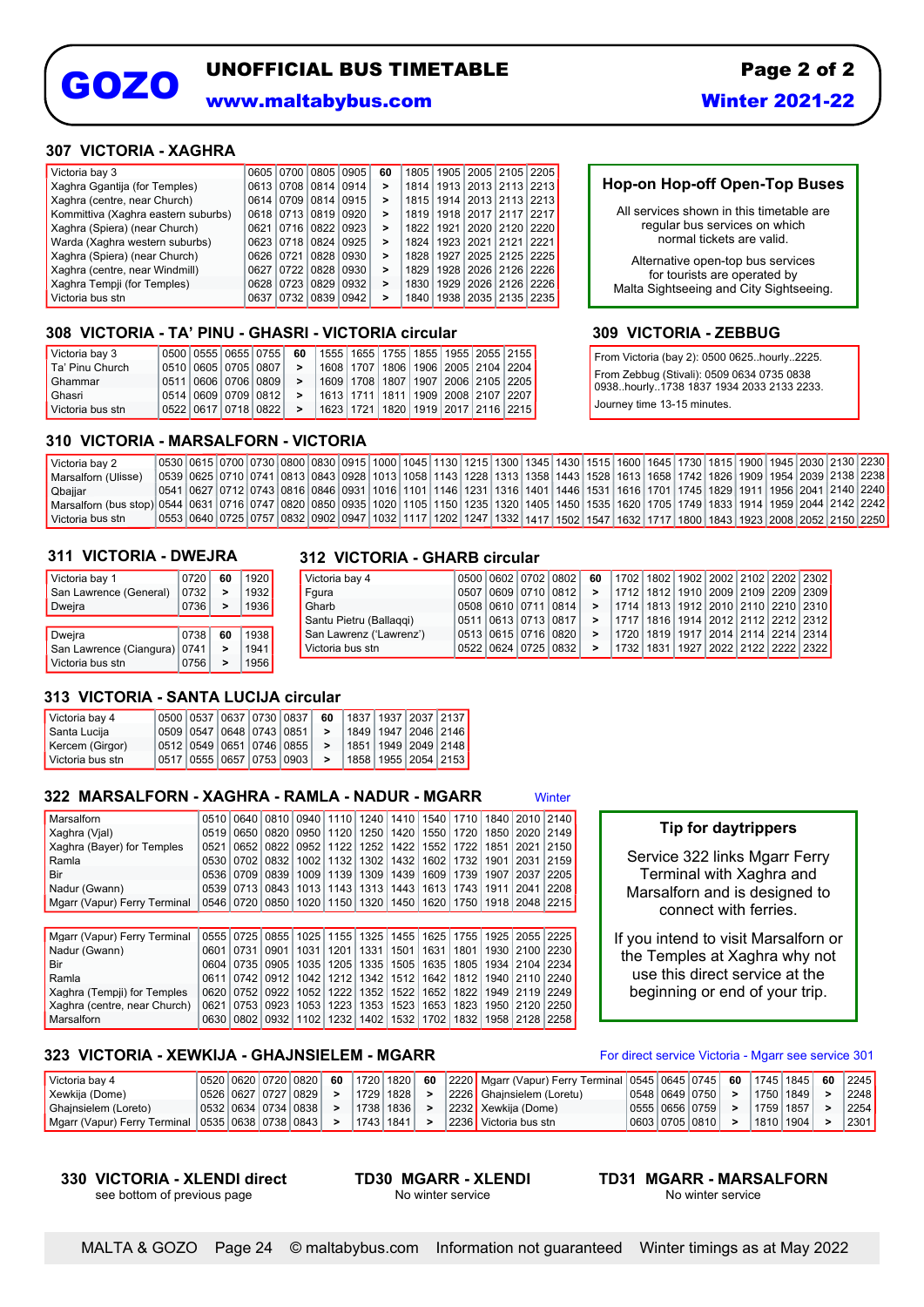# GOZO

## UNOFFICIAL BUS TIMETABLE

**www.maltabybus.com**

**Page 2 of 2**

**Winter 2021-22**

### 307 VICTORIA - XAGHRA

| | | | | | | | | | | |
|---|---|---|---|---|---|---|---|---|---|---|
| Victoria bay 3 | 0605 | 0700 | 0805 | 0905 | 60 | 1805 | 1905 | 2005 | 2105 | 2205 |
| Xaghra Ggantija (for Temples) | 0613 | 0708 | 0814 | 0914 | > | 1814 | 1913 | 2013 | 2113 | 2213 |
| Xaghra (centre, near Church) | 0614 | 0709 | 0814 | 0915 | > | 1815 | 1914 | 2013 | 2113 | 2213 |
| Kommittiva (Xaghra eastern suburbs) | 0618 | 0713 | 0819 | 0920 | > | 1819 | 1918 | 2017 | 2117 | 2217 |
| Xaghra (Spiera) (near Church) | 0621 | 0716 | 0822 | 0923 | > | 1822 | 1921 | 2020 | 2120 | 2220 |
| Warda (Xaghra western suburbs) | 0623 | 0718 | 0824 | 0925 | > | 1824 | 1923 | 2021 | 2121 | 2221 |
| Xaghra (Spiera) (near Church) | 0626 | 0721 | 0828 | 0930 | > | 1828 | 1927 | 2025 | 2125 | 2225 |
| Xaghra (centre, near Windmill) | 0627 | 0722 | 0828 | 0930 | > | 1829 | 1928 | 2026 | 2126 | 2226 |
| Xaghra Tempji (for Temples) | 0628 | 0723 | 0829 | 0932 | > | 1830 | 1929 | 2026 | 2126 | 2226 |
| Victoria bus stn | 0637 | 0732 | 0839 | 0942 | > | 1840 | 1938 | 2035 | 2135 | 2235 |

**Hop-on Hop-off Open-Top Buses**

All services shown in this timetable are regular bus services on which normal tickets are valid.

Alternative open-top bus services for tourists are operated by Malta Sightseeing and City Sightseeing.

### 308 VICTORIA - TA' PINU - GHASRI - VICTORIA circular

| | | | | | | | | | | | | |
|---|---|---|---|---|---|---|---|---|---|---|---|---|
| Victoria bay 3 | 0500 | 0555 | 0655 | 0755 | 60 | 1555 | 1655 | 1755 | 1855 | 1955 | 2055 | 2155 |
| Ta' Pinu Church | 0510 | 0605 | 0705 | 0807 | > | 1608 | 1707 | 1806 | 1906 | 2005 | 2104 | 2204 |
| Ghammar | 0511 | 0606 | 0706 | 0809 | > | 1609 | 1708 | 1807 | 1907 | 2006 | 2105 | 2205 |
| Ghasri | 0514 | 0609 | 0709 | 0812 | > | 1613 | 1711 | 1811 | 1909 | 2008 | 2107 | 2207 |
| Victoria bus stn | 0522 | 0617 | 0718 | 0822 | > | 1623 | 1721 | 1820 | 1919 | 2017 | 2116 | 2215 |

### 309 VICTORIA - ZEBBUG

From Victoria (bay 2): 0500 0625..hourly..2225.

From Zebbug (Stivali): 0509 0634 0735 0838 0938..hourly..1738 1837 1934 2033 2133 2233.

Journey time 13-15 minutes.

### 310 VICTORIA - MARSALFORN - VICTORIA

| | | | | | | | | | | | | | | | | | | | | | | | | | | |
|---|---|---|---|---|---|---|---|---|---|---|---|---|---|---|---|---|---|---|---|---|---|---|---|---|---|---|
| Victoria bay 2 | 0530 | 0615 | 0700 | 0730 | 0800 | 0830 | 0915 | 1000 | 1045 | 1130 | 1215 | 1300 | 1345 | 1430 | 1515 | 1600 | 1645 | 1730 | 1815 | 1900 | 1945 | 2030 | 2130 | 2230 |
| Marsalforn (Ulisse) | 0539 | 0625 | 0710 | 0741 | 0813 | 0843 | 0928 | 1013 | 1058 | 1143 | 1228 | 1313 | 1358 | 1443 | 1528 | 1613 | 1658 | 1742 | 1826 | 1909 | 1954 | 2039 | 2138 | 2238 |
| Qbajjar | 0541 | 0627 | 0712 | 0743 | 0816 | 0846 | 0931 | 1016 | 1101 | 1146 | 1231 | 1316 | 1401 | 1446 | 1531 | 1616 | 1701 | 1745 | 1829 | 1911 | 1956 | 2041 | 2140 | 2240 |
| Marsalforn (bus stop) | 0544 | 0631 | 0716 | 0747 | 0820 | 0850 | 0935 | 1020 | 1105 | 1150 | 1235 | 1320 | 1405 | 1450 | 1535 | 1620 | 1705 | 1749 | 1833 | 1914 | 1959 | 2044 | 2142 | 2242 |
| Victoria bus stn | 0553 | 0640 | 0725 | 0757 | 0832 | 0902 | 0947 | 1032 | 1117 | 1202 | 1247 | 1332 | 1417 | 1502 | 1547 | 1632 | 1717 | 1800 | 1843 | 1923 | 2008 | 2052 | 2150 | 2250 |

### 311 VICTORIA - DWEJRA

| | | | |
|---|---|---|---|
| Victoria bay 1 | 0720 | 60 | 1920 |
| San Lawrence (General) | 0732 | > | 1932 |
| Dwejra | 0736 | > | 1936 |

| | | | |
|---|---|---|---|
| Dwejra | 0738 | 60 | 1938 |
| San Lawrence (Ciangura) | 0741 | > | 1941 |
| Victoria bus stn | 0756 | > | 1956 |

### 312 VICTORIA - GHARB circular

| | | | | | | | | | | | | |
|---|---|---|---|---|---|---|---|---|---|---|---|---|
| Victoria bay 4 | 0500 | 0602 | 0702 | 0802 | 60 | 1702 | 1802 | 1902 | 2002 | 2102 | 2202 | 2302 |
| Fgura | 0507 | 0609 | 0710 | 0812 | > | 1712 | 1812 | 1910 | 2009 | 2109 | 2209 | 2309 |
| Gharb | 0508 | 0610 | 0711 | 0814 | > | 1714 | 1813 | 1912 | 2010 | 2110 | 2210 | 2310 |
| Santu Pietru (Ballaqqi) | 0511 | 0613 | 0713 | 0817 | > | 1717 | 1816 | 1914 | 2012 | 2112 | 2212 | 2312 |
| San Lawrenz ('Lawrenz') | 0513 | 0615 | 0716 | 0820 | > | 1720 | 1819 | 1917 | 2014 | 2114 | 2214 | 2314 |
| Victoria bus stn | 0522 | 0624 | 0725 | 0832 | > | 1732 | 1831 | 1927 | 2022 | 2122 | 2222 | 2322 |

### 313 VICTORIA - SANTA LUCIJA circular

| | | | | | | | | | | |
|---|---|---|---|---|---|---|---|---|---|---|
| Victoria bay 4 | 0500 | 0537 | 0637 | 0730 | 0837 | 60 | 1837 | 1937 | 2037 | 2137 |
| Santa Lucija | 0509 | 0547 | 0648 | 0743 | 0851 | > | 1849 | 1947 | 2046 | 2146 |
| Kercem (Girgor) | 0512 | 0549 | 0651 | 0746 | 0855 | > | 1851 | 1949 | 2049 | 2148 |
| Victoria bus stn | 0517 | 0555 | 0657 | 0753 | 0903 | > | 1858 | 1955 | 2054 | 2153 |

### 322 MARSALFORN - XAGHRA - RAMLA - NADUR - MGARR

Winter

| | | | | | | | | | | | | | |
|---|---|---|---|---|---|---|---|---|---|---|---|---|---|
| Marsalforn | 0510 | 0640 | 0810 | 0940 | 1110 | 1240 | 1410 | 1540 | 1710 | 1840 | 2010 | 2140 |
| Xaghra (Vjal) | 0519 | 0650 | 0820 | 0950 | 1120 | 1250 | 1420 | 1550 | 1720 | 1850 | 2020 | 2149 |
| Xaghra (Bayer) for Temples | 0521 | 0652 | 0822 | 0952 | 1122 | 1252 | 1422 | 1552 | 1722 | 1851 | 2021 | 2150 |
| Ramla | 0530 | 0702 | 0832 | 1002 | 1132 | 1302 | 1432 | 1602 | 1732 | 1901 | 2031 | 2159 |
| Bir | 0536 | 0709 | 0839 | 1009 | 1139 | 1309 | 1439 | 1609 | 1739 | 1907 | 2037 | 2205 |
| Nadur (Gwann) | 0539 | 0713 | 0843 | 1013 | 1143 | 1313 | 1443 | 1613 | 1743 | 1911 | 2041 | 2208 |
| Mgarr (Vapur) Ferry Terminal | 0546 | 0720 | 0850 | 1020 | 1150 | 1320 | 1450 | 1620 | 1750 | 1918 | 2048 | 2215 |

| | | | | | | | | | | | | | |
|---|---|---|---|---|---|---|---|---|---|---|---|---|---|
| Mgarr (Vapur) Ferry Terminal | 0555 | 0725 | 0855 | 1025 | 1155 | 1325 | 1455 | 1625 | 1755 | 1925 | 2055 | 2225 |
| Nadur (Gwann) | 0601 | 0731 | 0901 | 1031 | 1201 | 1331 | 1501 | 1631 | 1801 | 1930 | 2100 | 2230 |
| Bir | 0604 | 0735 | 0905 | 1035 | 1205 | 1335 | 1505 | 1635 | 1805 | 1934 | 2104 | 2234 |
| Ramla | 0611 | 0742 | 0912 | 1042 | 1212 | 1342 | 1512 | 1642 | 1812 | 1940 | 2110 | 2240 |
| Xaghra (Tempji) for Temples | 0620 | 0752 | 0922 | 1052 | 1222 | 1352 | 1522 | 1652 | 1822 | 1949 | 2119 | 2249 |
| Xaghra (centre, near Church) | 0621 | 0753 | 0923 | 1053 | 1223 | 1353 | 1523 | 1653 | 1823 | 1950 | 2120 | 2250 |
| Marsalforn | 0630 | 0802 | 0932 | 1102 | 1232 | 1402 | 1532 | 1702 | 1832 | 1958 | 2128 | 2258 |

**Tip for daytrippers**

Service 322 links Mgarr Ferry Terminal with Xaghra and Marsalforn and is designed to connect with ferries.

If you intend to visit Marsalforn or the Temples at Xaghra why not use this direct service at the beginning or end of your trip.

### 323 VICTORIA - XEWKIJA - GHAJNSIELEM - MGARR

For direct service Victoria - Mgarr see service 301

| | | | | | | | | | |
|---|---|---|---|---|---|---|---|---|---|
| Victoria bay 4 | 0520 | 0620 | 0720 | 0820 | 60 | 1720 | 1820 | 60 | 2220 |
| Xewkija (Dome) | 0526 | 0627 | 0727 | 0829 | > | 1729 | 1828 | > | 2226 |
| Ghajnsielem (Loreto) | 0532 | 0634 | 0734 | 0838 | > | 1738 | 1836 | > | 2232 |
| Mgarr (Vapur) Ferry Terminal | 0535 | 0638 | 0738 | 0843 | > | 1743 | 1841 | > | 2236 |

| | | | | | | | | |
|---|---|---|---|---|---|---|---|---|
| Mgarr (Vapur) Ferry Terminal | 0545 | 0645 | 0745 | 60 | 1745 | 1845 | 60 | 2245 |
| Ghajnsielem (Loretu) | 0548 | 0649 | 0750 | > | 1750 | 1849 | > | 2248 |
| Xewkija (Dome) | 0555 | 0656 | 0759 | > | 1759 | 1857 | > | 2254 |
| Victoria bus stn | 0603 | 0705 | 0810 | > | 1810 | 1904 | > | 2301 |

### 330 VICTORIA - XLENDI direct

see bottom of previous page

### TD30 MGARR - XLENDI

No winter service

### TD31 MGARR - MARSALFORN

No winter service

MALTA & GOZO © maltabybus.com Information not guaranteed Winter timings as at May 2022